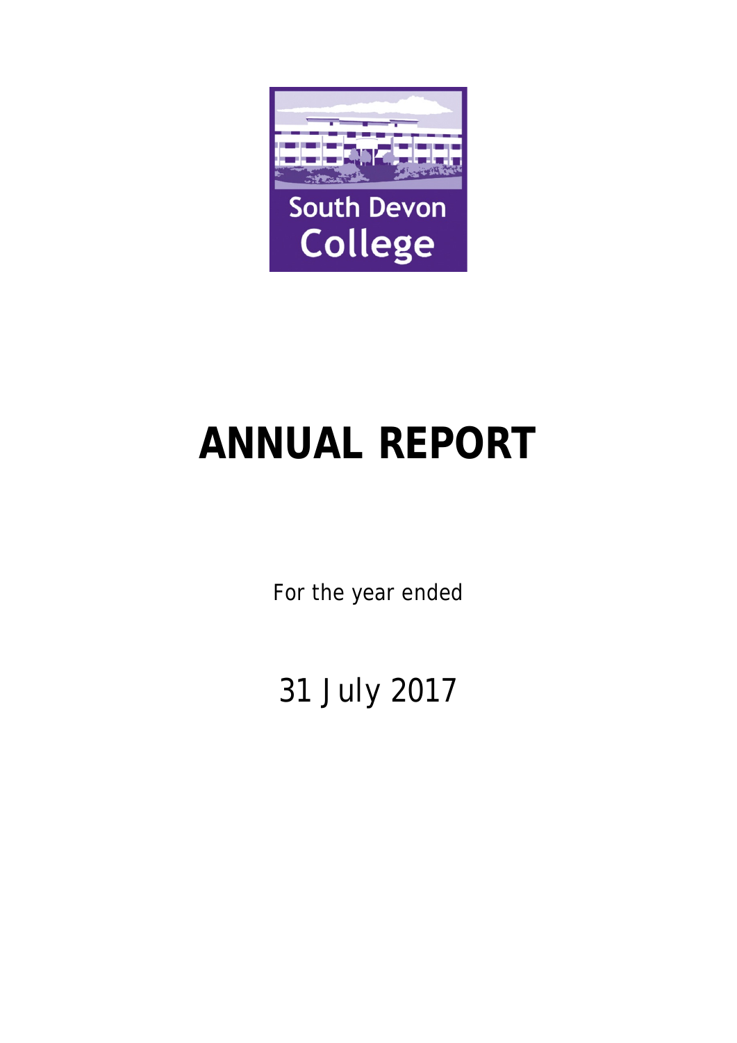South Devon College

# ANNUAL REPORT

For the year ended

31 July 2017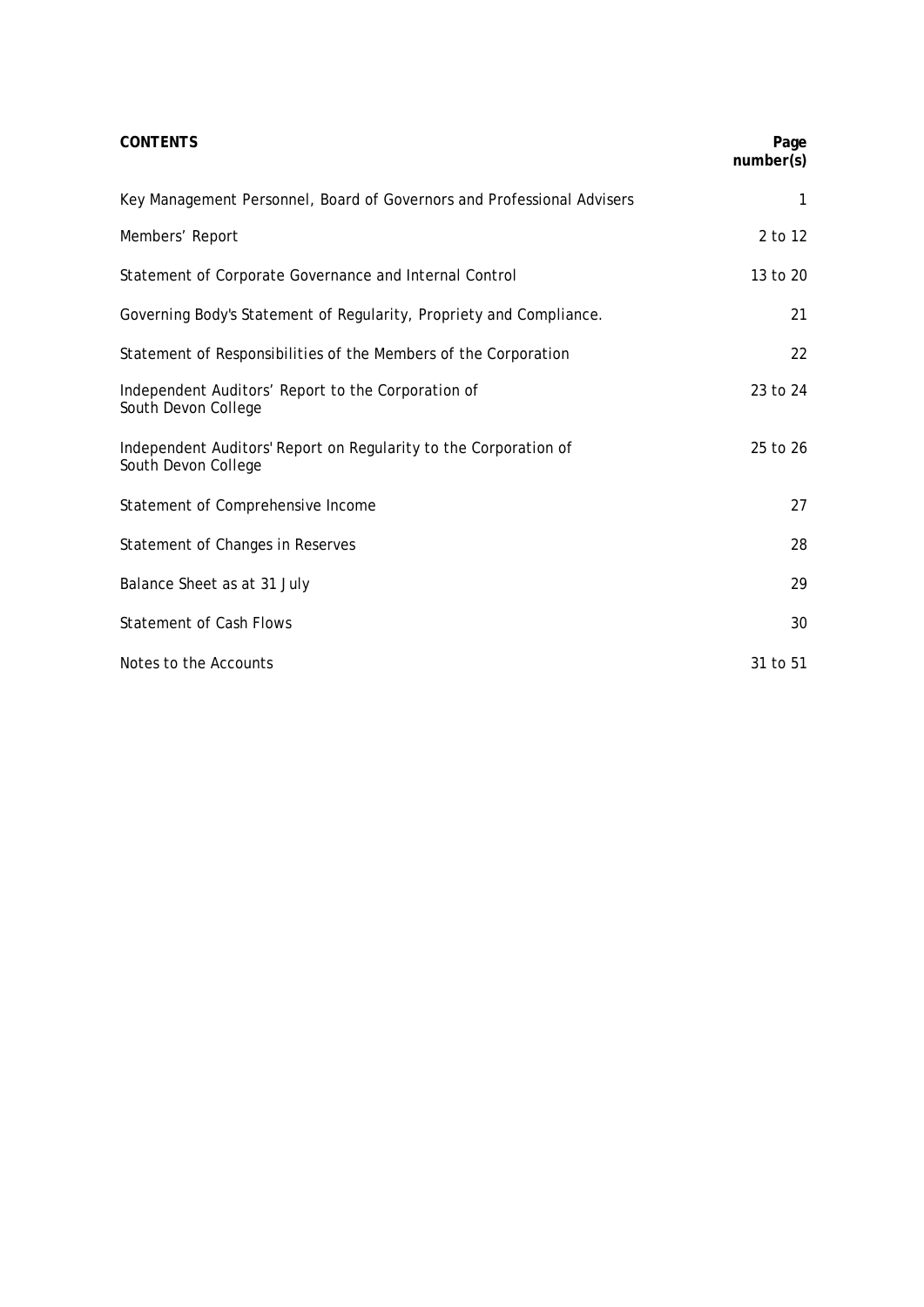| **CONTENTS** | **Page number(s)** |
|---|---|
| Key Management Personnel, Board of Governors and Professional Advisers | 1 |
| Members' Report | 2 to 12 |
| Statement of Corporate Governance and Internal Control | 13 to 20 |
| Governing Body's Statement of Regularity, Propriety and Compliance. | 21 |
| Statement of Responsibilities of the Members of the Corporation | 22 |
| Independent Auditors' Report to the Corporation of South Devon College | 23 to 24 |
| Independent Auditors' Report on Regularity to the Corporation of South Devon College | 25 to 26 |
| Statement of Comprehensive Income | 27 |
| Statement of Changes in Reserves | 28 |
| Balance Sheet as at 31 July | 29 |
| Statement of Cash Flows | 30 |
| Notes to the Accounts | 31 to 51 |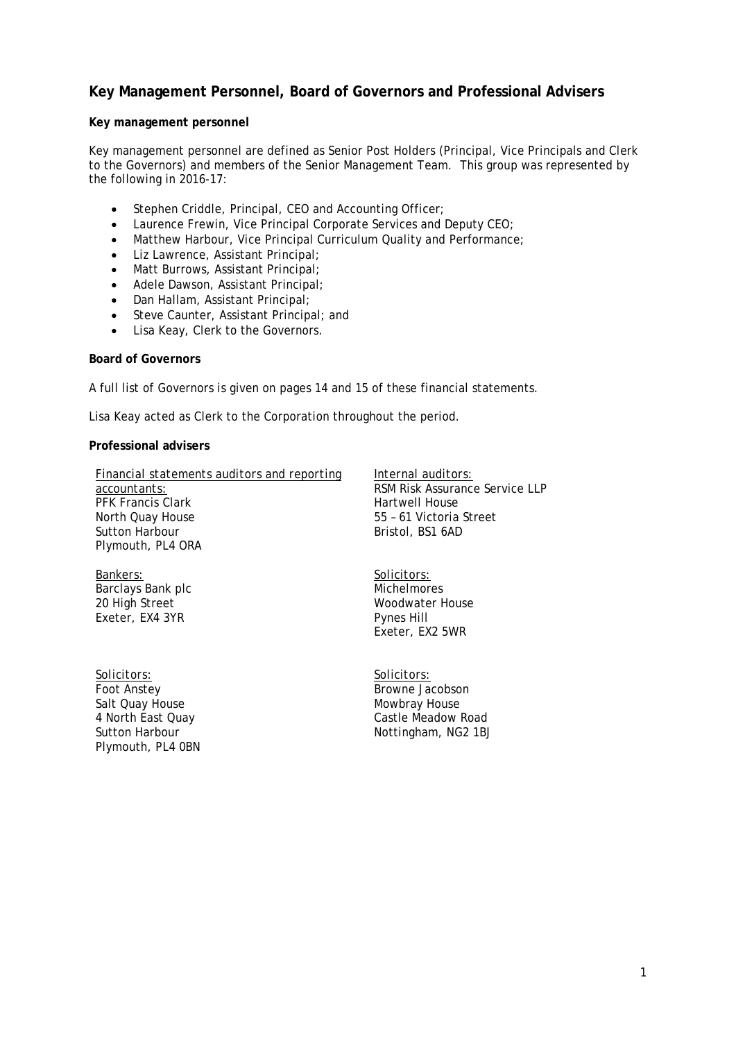## Key Management Personnel, Board of Governors and Professional Advisers

**Key management personnel**

Key management personnel are defined as Senior Post Holders (Principal, Vice Principals and Clerk to the Governors) and members of the Senior Management Team. This group was represented by the following in 2016-17:

- Stephen Criddle, Principal, CEO and Accounting Officer;
- Laurence Frewin, Vice Principal Corporate Services and Deputy CEO;
- Matthew Harbour, Vice Principal Curriculum Quality and Performance;
- Liz Lawrence, Assistant Principal;
- Matt Burrows, Assistant Principal;
- Adele Dawson, Assistant Principal;
- Dan Hallam, Assistant Principal;
- Steve Caunter, Assistant Principal; and
- Lisa Keay, Clerk to the Governors.

**Board of Governors**

A full list of Governors is given on pages 14 and 15 of these financial statements.

Lisa Keay acted as Clerk to the Corporation throughout the period.

**Professional advisers**

Financial statements auditors and reporting accountants:
PFK Francis Clark
North Quay House
Sutton Harbour
Plymouth, PL4 ORA

Internal auditors:
RSM Risk Assurance Service LLP
Hartwell House
55 – 61 Victoria Street
Bristol, BS1 6AD

Bankers:
Barclays Bank plc
20 High Street
Exeter, EX4 3YR

Solicitors:
Michelmores
Woodwater House
Pynes Hill
Exeter, EX2 5WR

Solicitors:
Foot Anstey
Salt Quay House
4 North East Quay
Sutton Harbour
Plymouth, PL4 0BN

Solicitors:
Browne Jacobson
Mowbray House
Castle Meadow Road
Nottingham, NG2 1BJ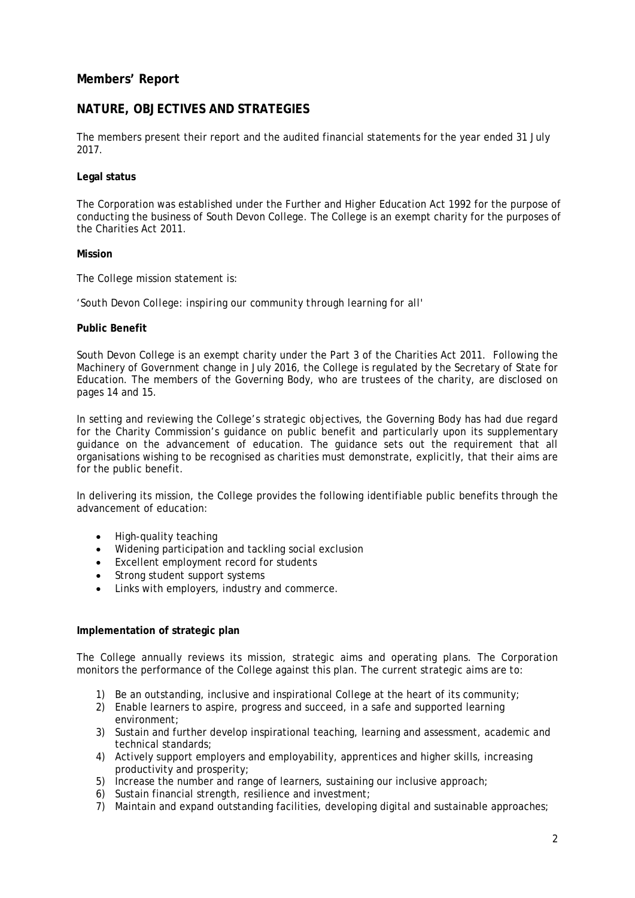## Members' Report

## NATURE, OBJECTIVES AND STRATEGIES

The members present their report and the audited financial statements for the year ended 31 July 2017.

**Legal status**

The Corporation was established under the Further and Higher Education Act 1992 for the purpose of conducting the business of South Devon College. The College is an exempt charity for the purposes of the Charities Act 2011.

**Mission**

The College mission statement is:

'South Devon College: inspiring our community through learning for all'

**Public Benefit**

South Devon College is an exempt charity under the Part 3 of the Charities Act 2011. Following the Machinery of Government change in July 2016, the College is regulated by the Secretary of State for Education. The members of the Governing Body, who are trustees of the charity, are disclosed on pages 14 and 15.

In setting and reviewing the College's strategic objectives, the Governing Body has had due regard for the Charity Commission's guidance on public benefit and particularly upon its supplementary guidance on the advancement of education. The guidance sets out the requirement that all organisations wishing to be recognised as charities must demonstrate, explicitly, that their aims are for the public benefit.

In delivering its mission, the College provides the following identifiable public benefits through the advancement of education:

- High-quality teaching
- Widening participation and tackling social exclusion
- Excellent employment record for students
- Strong student support systems
- Links with employers, industry and commerce.

**Implementation of strategic plan**

The College annually reviews its mission, strategic aims and operating plans. The Corporation monitors the performance of the College against this plan. The current strategic aims are to:

1) Be an outstanding, inclusive and inspirational College at the heart of its community;
2) Enable learners to aspire, progress and succeed, in a safe and supported learning environment;
3) Sustain and further develop inspirational teaching, learning and assessment, academic and technical standards;
4) Actively support employers and employability, apprentices and higher skills, increasing productivity and prosperity;
5) Increase the number and range of learners, sustaining our inclusive approach;
6) Sustain financial strength, resilience and investment;
7) Maintain and expand outstanding facilities, developing digital and sustainable approaches;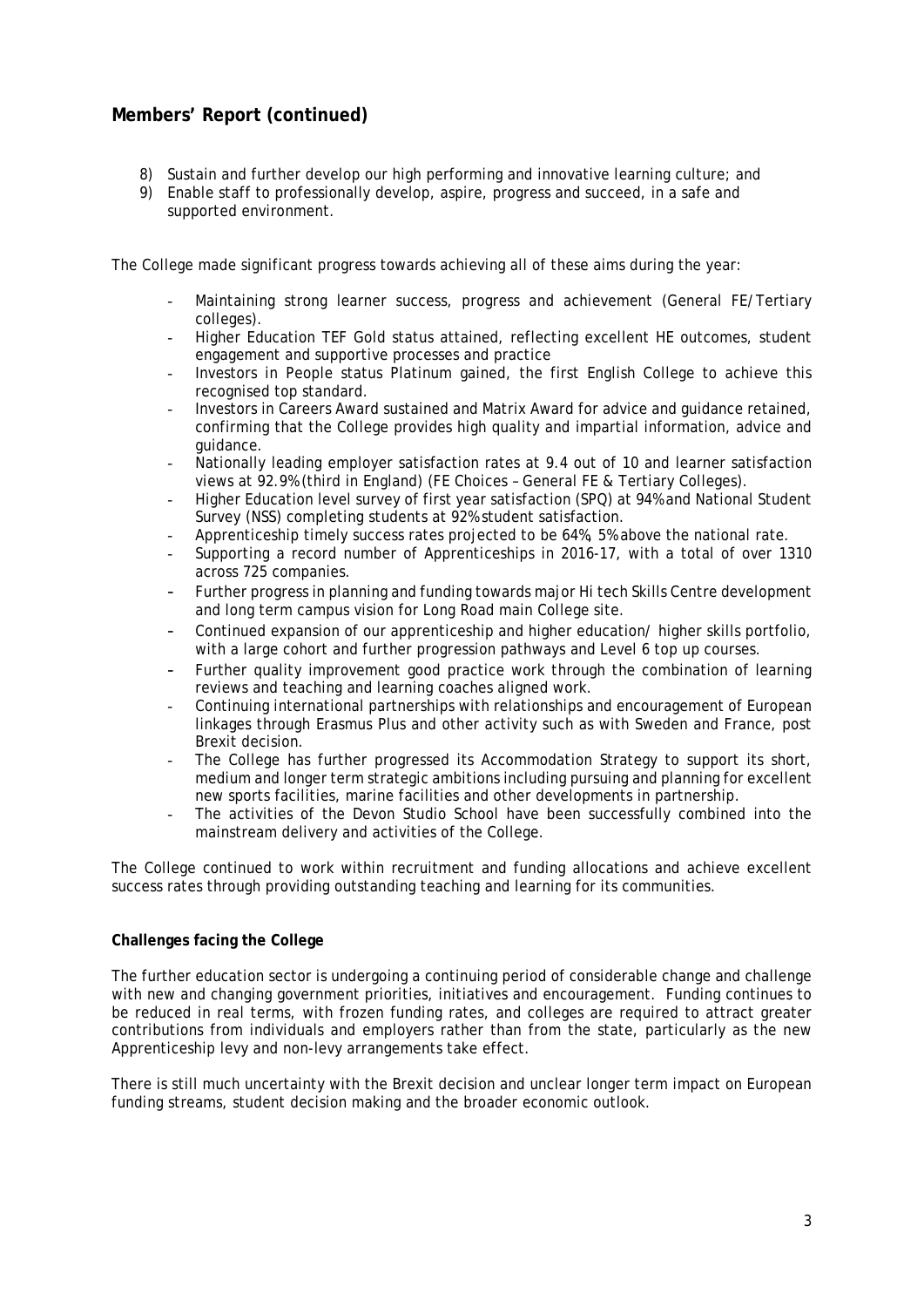## Members' Report (continued)

8) Sustain and further develop our high performing and innovative learning culture; and
9) Enable staff to professionally develop, aspire, progress and succeed, in a safe and supported environment.

The College made significant progress towards achieving all of these aims during the year:

- Maintaining strong learner success, progress and achievement (General FE/Tertiary colleges).
- Higher Education TEF Gold status attained, reflecting excellent HE outcomes, student engagement and supportive processes and practice
- Investors in People status Platinum gained, the first English College to achieve this recognised top standard.
- Investors in Careers Award sustained and Matrix Award for advice and guidance retained, confirming that the College provides high quality and impartial information, advice and guidance.
- Nationally leading employer satisfaction rates at 9.4 out of 10 and learner satisfaction views at 92.9% (third in England) (FE Choices – General FE & Tertiary Colleges).
- Higher Education level survey of first year satisfaction (SPQ) at 94% and National Student Survey (NSS) completing students at 92% student satisfaction.
- Apprenticeship timely success rates projected to be 64%, 5% above the national rate.
- Supporting a record number of Apprenticeships in 2016-17, with a total of over 1310 across 725 companies.
- Further progress in planning and funding towards major Hi tech Skills Centre development and long term campus vision for Long Road main College site.
- Continued expansion of our apprenticeship and higher education/ higher skills portfolio, with a large cohort and further progression pathways and Level 6 top up courses.
- Further quality improvement good practice work through the combination of learning reviews and teaching and learning coaches aligned work.
- Continuing international partnerships with relationships and encouragement of European linkages through Erasmus Plus and other activity such as with Sweden and France, post Brexit decision.
- The College has further progressed its Accommodation Strategy to support its short, medium and longer term strategic ambitions including pursuing and planning for excellent new sports facilities, marine facilities and other developments in partnership.
- The activities of the Devon Studio School have been successfully combined into the mainstream delivery and activities of the College.

The College continued to work within recruitment and funding allocations and achieve excellent success rates through providing outstanding teaching and learning for its communities.

**Challenges facing the College**

The further education sector is undergoing a continuing period of considerable change and challenge with new and changing government priorities, initiatives and encouragement. Funding continues to be reduced in real terms, with frozen funding rates, and colleges are required to attract greater contributions from individuals and employers rather than from the state, particularly as the new Apprenticeship levy and non-levy arrangements take effect.

There is still much uncertainty with the Brexit decision and unclear longer term impact on European funding streams, student decision making and the broader economic outlook.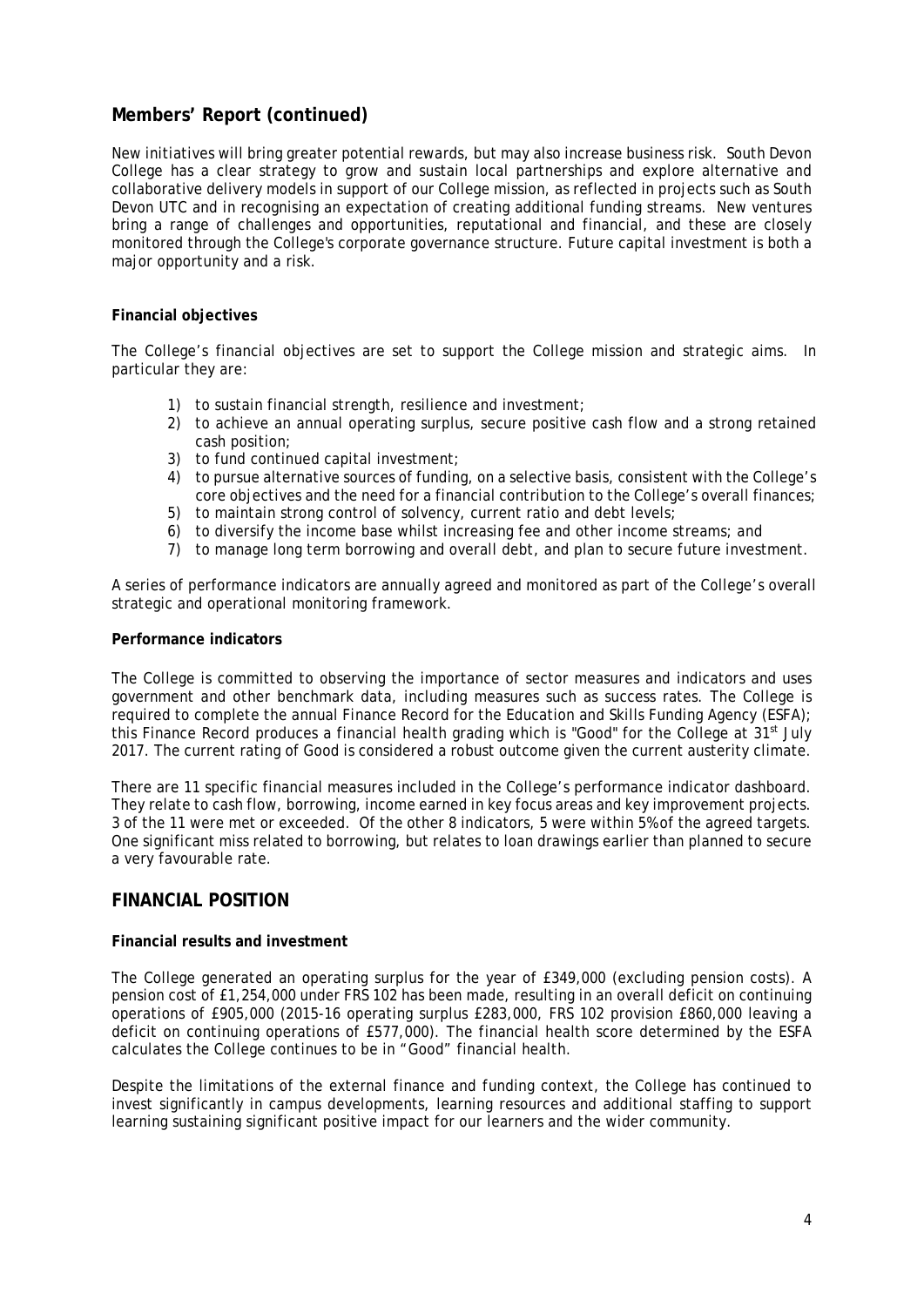## Members' Report (continued)

New initiatives will bring greater potential rewards, but may also increase business risk. South Devon College has a clear strategy to grow and sustain local partnerships and explore alternative and collaborative delivery models in support of our College mission, as reflected in projects such as South Devon UTC and in recognising an expectation of creating additional funding streams. New ventures bring a range of challenges and opportunities, reputational and financial, and these are closely monitored through the College's corporate governance structure. Future capital investment is both a major opportunity and a risk.

**Financial objectives**

The College's financial objectives are set to support the College mission and strategic aims. In particular they are:

1) to sustain financial strength, resilience and investment;
2) to achieve an annual operating surplus, secure positive cash flow and a strong retained cash position;
3) to fund continued capital investment;
4) to pursue alternative sources of funding, on a selective basis, consistent with the College's core objectives and the need for a financial contribution to the College's overall finances;
5) to maintain strong control of solvency, current ratio and debt levels;
6) to diversify the income base whilst increasing fee and other income streams; and
7) to manage long term borrowing and overall debt, and plan to secure future investment.

A series of performance indicators are annually agreed and monitored as part of the College's overall strategic and operational monitoring framework.

**Performance indicators**

The College is committed to observing the importance of sector measures and indicators and uses government and other benchmark data, including measures such as success rates. The College is required to complete the annual Finance Record for the Education and Skills Funding Agency (ESFA); this Finance Record produces a financial health grading which is "Good" for the College at 31st July 2017. The current rating of Good is considered a robust outcome given the current austerity climate.

There are 11 specific financial measures included in the College's performance indicator dashboard. They relate to cash flow, borrowing, income earned in key focus areas and key improvement projects. 3 of the 11 were met or exceeded. Of the other 8 indicators, 5 were within 5% of the agreed targets. One significant miss related to borrowing, but relates to loan drawings earlier than planned to secure a very favourable rate.

## FINANCIAL POSITION

**Financial results and investment**

The College generated an operating surplus for the year of £349,000 (excluding pension costs). A pension cost of £1,254,000 under FRS 102 has been made, resulting in an overall deficit on continuing operations of £905,000 (2015-16 operating surplus £283,000, FRS 102 provision £860,000 leaving a deficit on continuing operations of £577,000). The financial health score determined by the ESFA calculates the College continues to be in "Good" financial health.

Despite the limitations of the external finance and funding context, the College has continued to invest significantly in campus developments, learning resources and additional staffing to support learning sustaining significant positive impact for our learners and the wider community.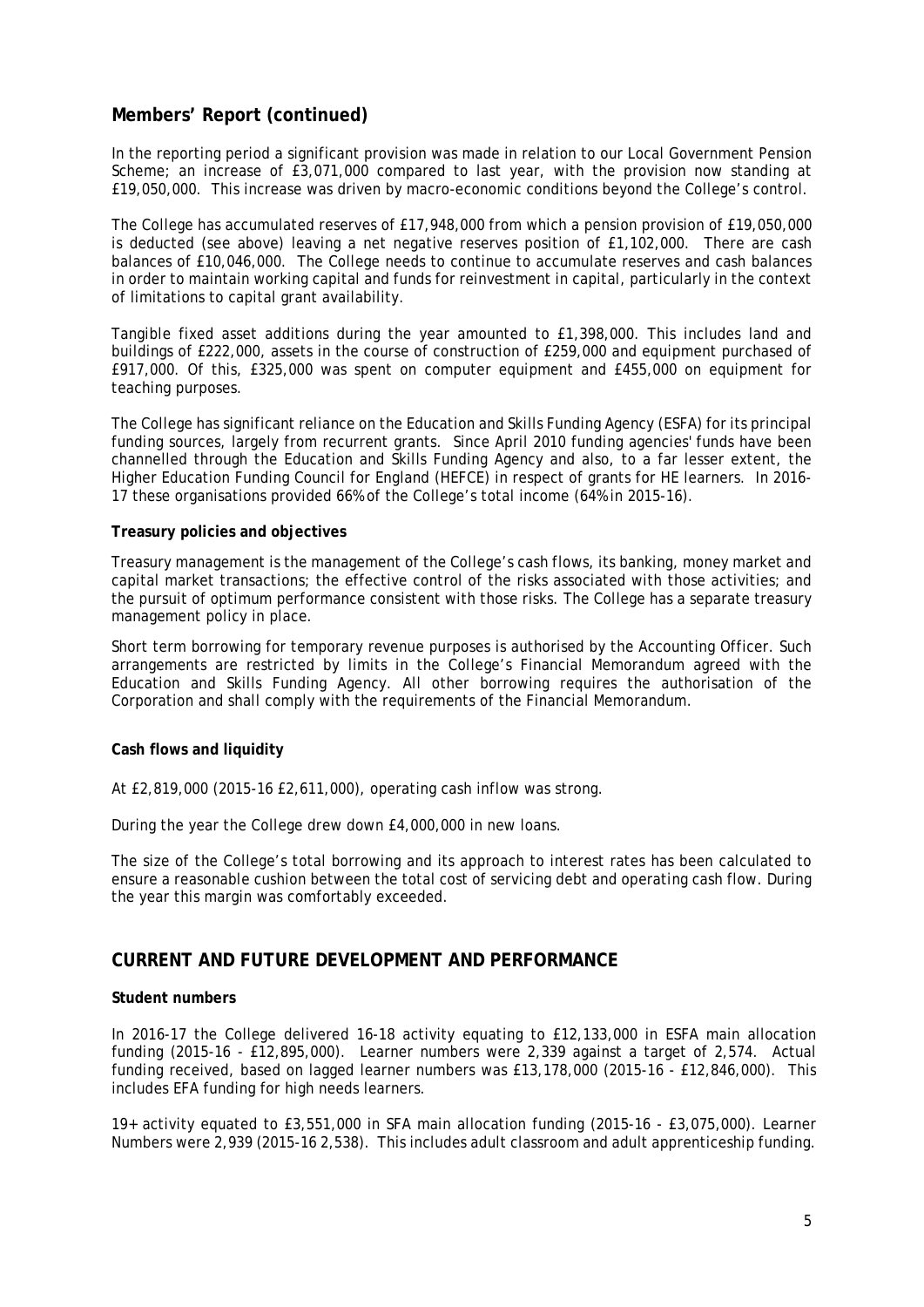## Members' Report (continued)

In the reporting period a significant provision was made in relation to our Local Government Pension Scheme; an increase of £3,071,000 compared to last year, with the provision now standing at £19,050,000. This increase was driven by macro-economic conditions beyond the College's control.

The College has accumulated reserves of £17,948,000 from which a pension provision of £19,050,000 is deducted (see above) leaving a net negative reserves position of £1,102,000. There are cash balances of £10,046,000. The College needs to continue to accumulate reserves and cash balances in order to maintain working capital and funds for reinvestment in capital, particularly in the context of limitations to capital grant availability.

Tangible fixed asset additions during the year amounted to £1,398,000. This includes land and buildings of £222,000, assets in the course of construction of £259,000 and equipment purchased of £917,000. Of this, £325,000 was spent on computer equipment and £455,000 on equipment for teaching purposes.

The College has significant reliance on the Education and Skills Funding Agency (ESFA) for its principal funding sources, largely from recurrent grants. Since April 2010 funding agencies' funds have been channelled through the Education and Skills Funding Agency and also, to a far lesser extent, the Higher Education Funding Council for England (HEFCE) in respect of grants for HE learners. In 2016-17 these organisations provided 66% of the College's total income (64% in 2015-16).

**Treasury policies and objectives**

Treasury management is the management of the College's cash flows, its banking, money market and capital market transactions; the effective control of the risks associated with those activities; and the pursuit of optimum performance consistent with those risks. The College has a separate treasury management policy in place.

Short term borrowing for temporary revenue purposes is authorised by the Accounting Officer. Such arrangements are restricted by limits in the College's Financial Memorandum agreed with the Education and Skills Funding Agency. All other borrowing requires the authorisation of the Corporation and shall comply with the requirements of the Financial Memorandum.

**Cash flows and liquidity**

At £2,819,000 (2015-16 £2,611,000), operating cash inflow was strong.

During the year the College drew down £4,000,000 in new loans.

The size of the College's total borrowing and its approach to interest rates has been calculated to ensure a reasonable cushion between the total cost of servicing debt and operating cash flow. During the year this margin was comfortably exceeded.

## CURRENT AND FUTURE DEVELOPMENT AND PERFORMANCE

**Student numbers**

In 2016-17 the College delivered 16-18 activity equating to £12,133,000 in ESFA main allocation funding (2015-16 - £12,895,000). Learner numbers were 2,339 against a target of 2,574. Actual funding received, based on lagged learner numbers was £13,178,000 (2015-16 - £12,846,000). This includes EFA funding for high needs learners.

19+ activity equated to £3,551,000 in SFA main allocation funding (2015-16 - £3,075,000). Learner Numbers were 2,939 (2015-16 2,538). This includes adult classroom and adult apprenticeship funding.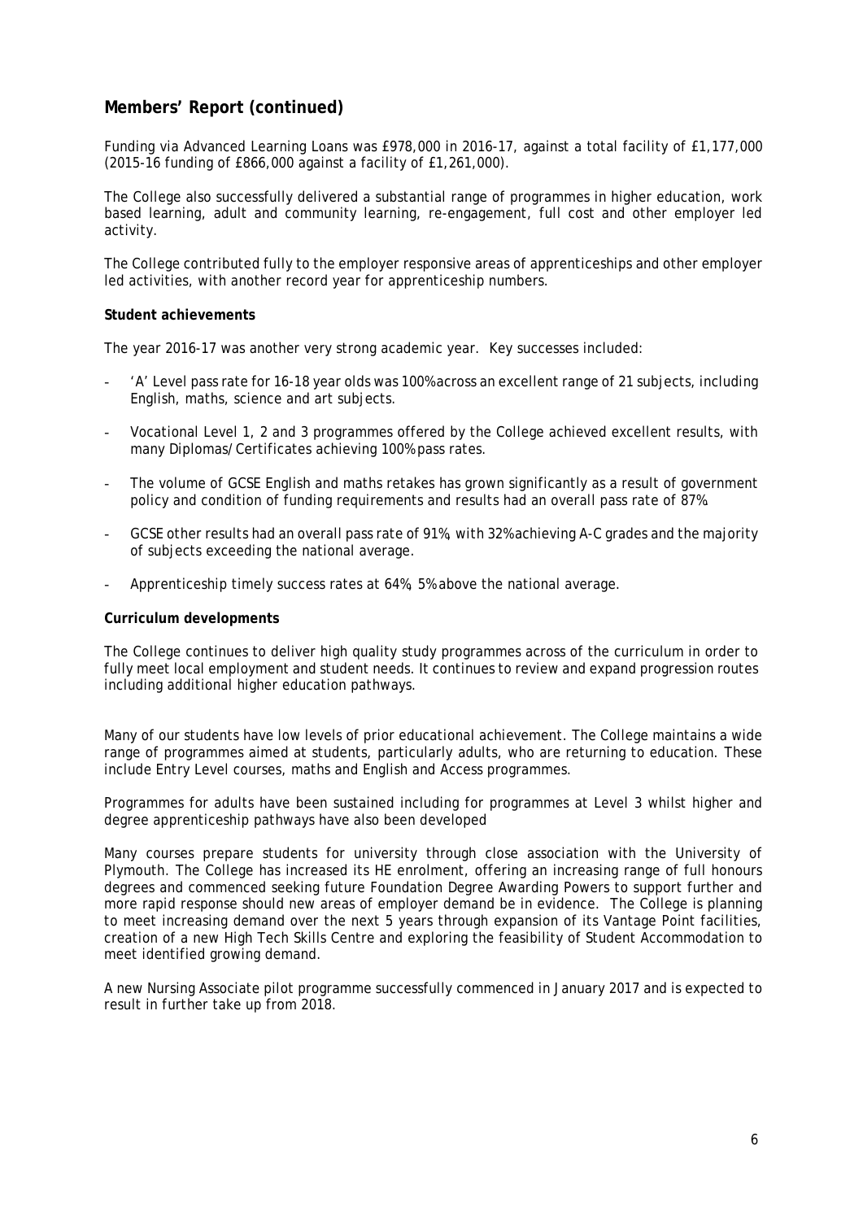## Members' Report (continued)

Funding via Advanced Learning Loans was £978,000 in 2016-17, against a total facility of £1,177,000 (2015-16 funding of £866,000 against a facility of £1,261,000).

The College also successfully delivered a substantial range of programmes in higher education, work based learning, adult and community learning, re-engagement, full cost and other employer led activity.

The College contributed fully to the employer responsive areas of apprenticeships and other employer led activities, with another record year for apprenticeship numbers.

**Student achievements**

The year 2016-17 was another very strong academic year. Key successes included:

- 'A' Level pass rate for 16-18 year olds was 100% across an excellent range of 21 subjects, including English, maths, science and art subjects.
- Vocational Level 1, 2 and 3 programmes offered by the College achieved excellent results, with many Diplomas/Certificates achieving 100% pass rates.
- The volume of GCSE English and maths retakes has grown significantly as a result of government policy and condition of funding requirements and results had an overall pass rate of 87%.
- GCSE other results had an overall pass rate of 91%, with 32% achieving A-C grades and the majority of subjects exceeding the national average.
- Apprenticeship timely success rates at 64%, 5% above the national average.

**Curriculum developments**

The College continues to deliver high quality study programmes across of the curriculum in order to fully meet local employment and student needs. It continues to review and expand progression routes including additional higher education pathways.

Many of our students have low levels of prior educational achievement. The College maintains a wide range of programmes aimed at students, particularly adults, who are returning to education. These include Entry Level courses, maths and English and Access programmes.

Programmes for adults have been sustained including for programmes at Level 3 whilst higher and degree apprenticeship pathways have also been developed

Many courses prepare students for university through close association with the University of Plymouth. The College has increased its HE enrolment, offering an increasing range of full honours degrees and commenced seeking future Foundation Degree Awarding Powers to support further and more rapid response should new areas of employer demand be in evidence. The College is planning to meet increasing demand over the next 5 years through expansion of its Vantage Point facilities, creation of a new High Tech Skills Centre and exploring the feasibility of Student Accommodation to meet identified growing demand.

A new Nursing Associate pilot programme successfully commenced in January 2017 and is expected to result in further take up from 2018.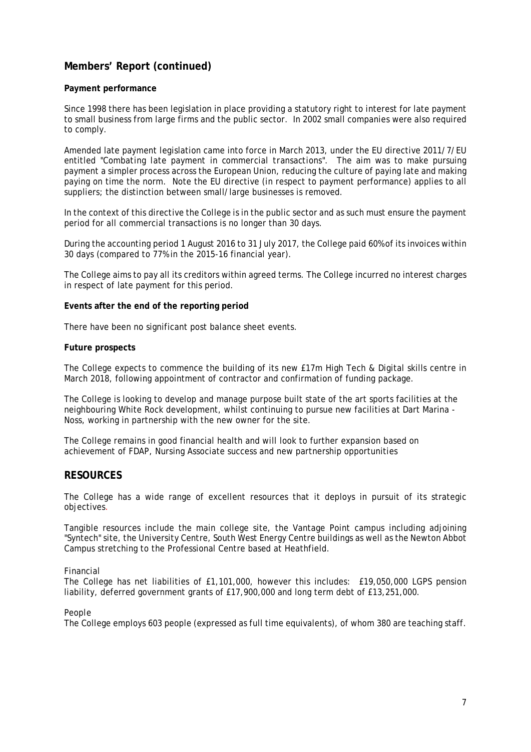## Members' Report (continued)

**Payment performance**

Since 1998 there has been legislation in place providing a statutory right to interest for late payment to small business from large firms and the public sector. In 2002 small companies were also required to comply.

Amended late payment legislation came into force in March 2013, under the EU directive 2011/7/EU entitled "Combating late payment in commercial transactions". The aim was to make pursuing payment a simpler process across the European Union, reducing the culture of paying late and making paying on time the norm. Note the EU directive (in respect to payment performance) applies to all suppliers; the distinction between small/large businesses is removed.

In the context of this directive the College is in the public sector and as such must ensure the payment period for all commercial transactions is no longer than 30 days.

During the accounting period 1 August 2016 to 31 July 2017, the College paid 60% of its invoices within 30 days (compared to 77% in the 2015-16 financial year).

The College aims to pay all its creditors within agreed terms. The College incurred no interest charges in respect of late payment for this period.

**Events after the end of the reporting period**

There have been no significant post balance sheet events.

**Future prospects**

The College expects to commence the building of its new £17m High Tech & Digital skills centre in March 2018, following appointment of contractor and confirmation of funding package.

The College is looking to develop and manage purpose built state of the art sports facilities at the neighbouring White Rock development, whilst continuing to pursue new facilities at Dart Marina - Noss, working in partnership with the new owner for the site.

The College remains in good financial health and will look to further expansion based on achievement of FDAP, Nursing Associate success and new partnership opportunities

## RESOURCES

The College has a wide range of excellent resources that it deploys in pursuit of its strategic objectives.

Tangible resources include the main college site, the Vantage Point campus including adjoining "Syntech" site, the University Centre, South West Energy Centre buildings as well as the Newton Abbot Campus stretching to the Professional Centre based at Heathfield.

Financial

The College has net liabilities of £1,101,000, however this includes: £19,050,000 LGPS pension liability, deferred government grants of £17,900,000 and long term debt of £13,251,000.

People

The College employs 603 people (expressed as full time equivalents), of whom 380 are teaching staff.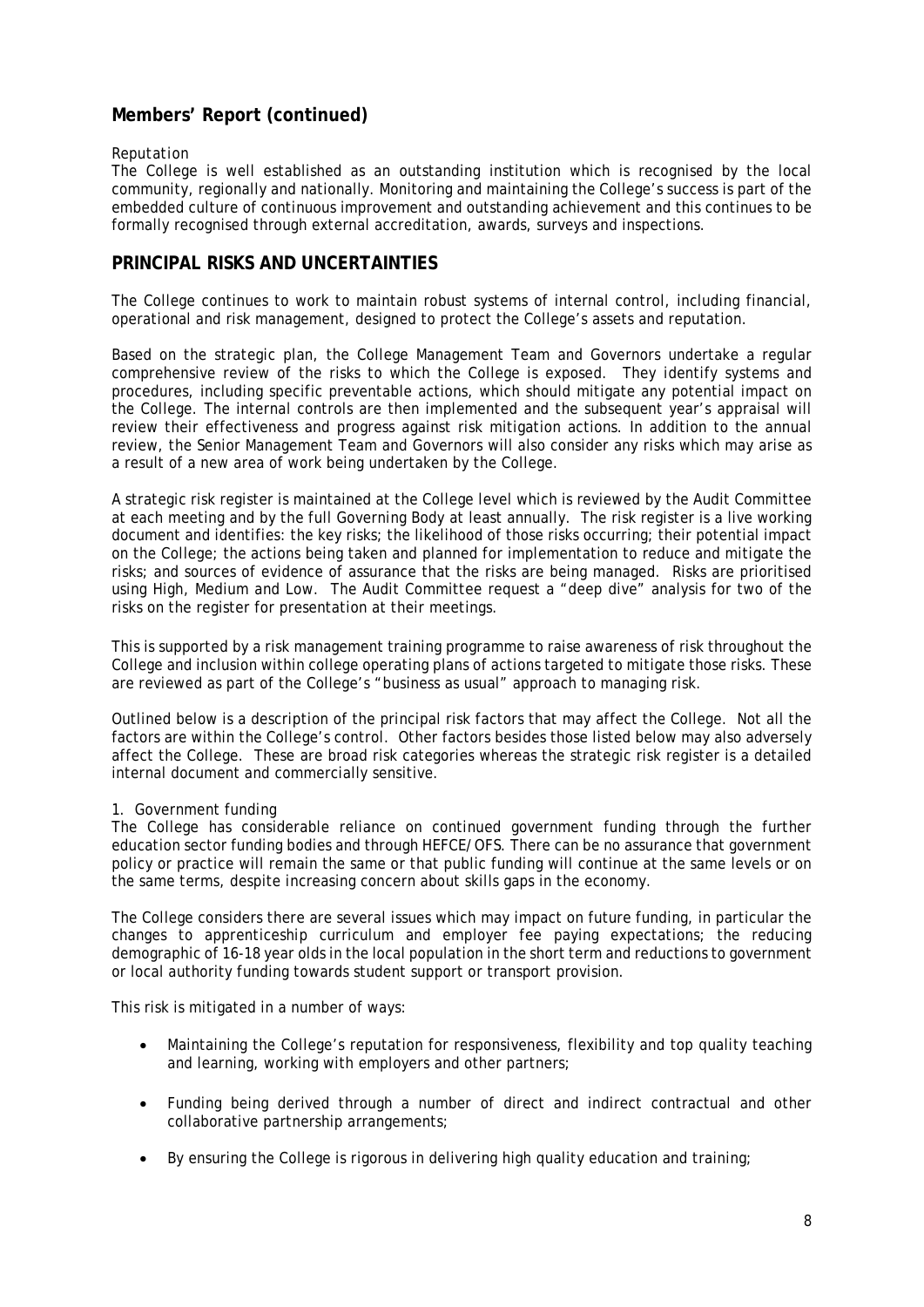## Members' Report (continued)

*Reputation*

The College is well established as an outstanding institution which is recognised by the local community, regionally and nationally. Monitoring and maintaining the College's success is part of the embedded culture of continuous improvement and outstanding achievement and this continues to be formally recognised through external accreditation, awards, surveys and inspections.

## PRINCIPAL RISKS AND UNCERTAINTIES

The College continues to work to maintain robust systems of internal control, including financial, operational and risk management, designed to protect the College's assets and reputation.

Based on the strategic plan, the College Management Team and Governors undertake a regular comprehensive review of the risks to which the College is exposed. They identify systems and procedures, including specific preventable actions, which should mitigate any potential impact on the College. The internal controls are then implemented and the subsequent year's appraisal will review their effectiveness and progress against risk mitigation actions. In addition to the annual review, the Senior Management Team and Governors will also consider any risks which may arise as a result of a new area of work being undertaken by the College.

A strategic risk register is maintained at the College level which is reviewed by the Audit Committee at each meeting and by the full Governing Body at least annually. The risk register is a live working document and identifies: the key risks; the likelihood of those risks occurring; their potential impact on the College; the actions being taken and planned for implementation to reduce and mitigate the risks; and sources of evidence of assurance that the risks are being managed. Risks are prioritised using High, Medium and Low. The Audit Committee request a "deep dive" analysis for two of the risks on the register for presentation at their meetings.

This is supported by a risk management training programme to raise awareness of risk throughout the College and inclusion within college operating plans of actions targeted to mitigate those risks. These are reviewed as part of the College's "business as usual" approach to managing risk.

Outlined below is a description of the principal risk factors that may affect the College. Not all the factors are within the College's control. Other factors besides those listed below may also adversely affect the College. These are broad risk categories whereas the strategic risk register is a detailed internal document and commercially sensitive.

1. Government funding

The College has considerable reliance on continued government funding through the further education sector funding bodies and through HEFCE/OFS. There can be no assurance that government policy or practice will remain the same or that public funding will continue at the same levels or on the same terms, despite increasing concern about skills gaps in the economy.

The College considers there are several issues which may impact on future funding, in particular the changes to apprenticeship curriculum and employer fee paying expectations; the reducing demographic of 16-18 year olds in the local population in the short term and reductions to government or local authority funding towards student support or transport provision.

This risk is mitigated in a number of ways:

- Maintaining the College's reputation for responsiveness, flexibility and top quality teaching and learning, working with employers and other partners;
- Funding being derived through a number of direct and indirect contractual and other collaborative partnership arrangements;
- By ensuring the College is rigorous in delivering high quality education and training;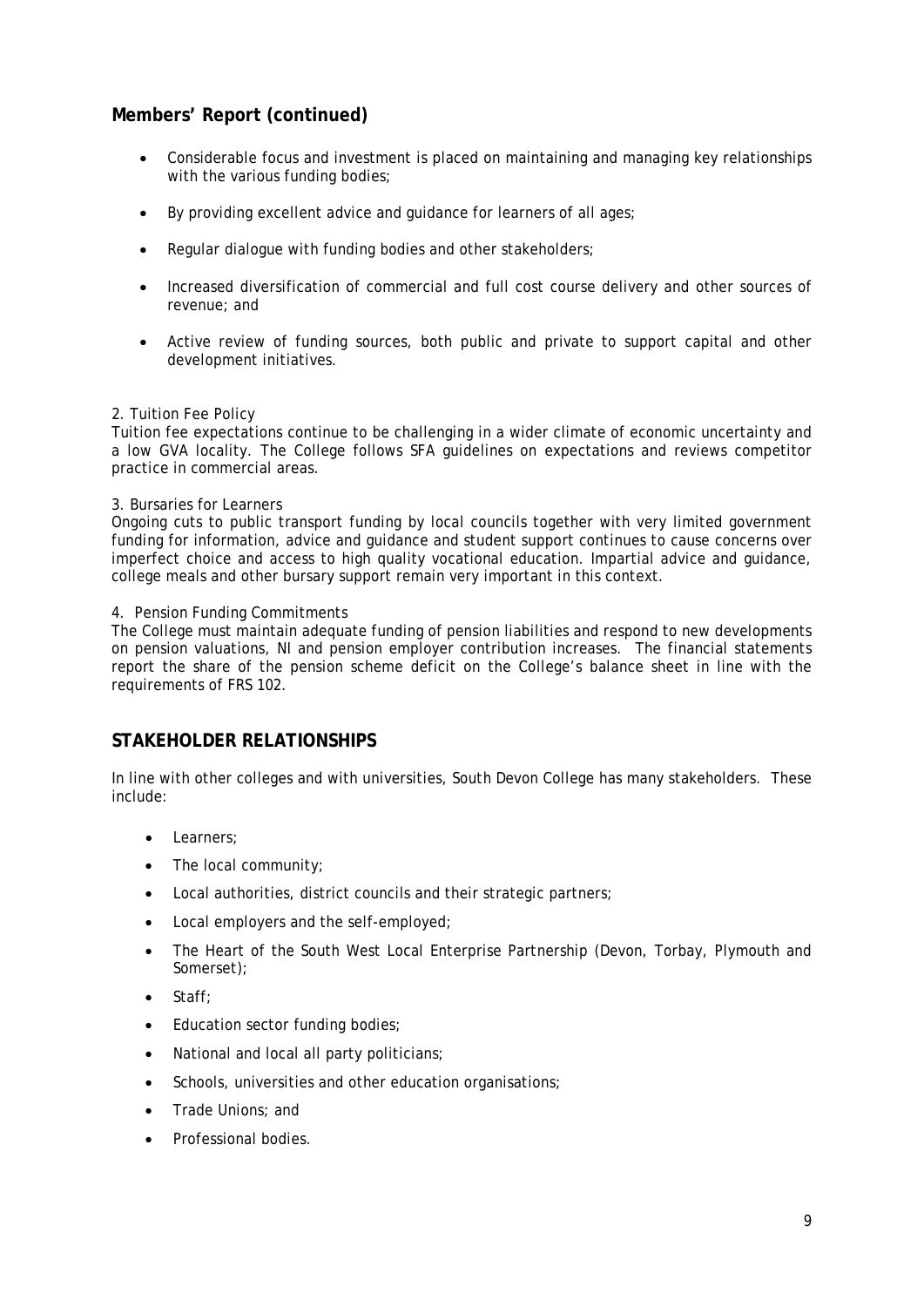## Members' Report (continued)

- Considerable focus and investment is placed on maintaining and managing key relationships with the various funding bodies;
- By providing excellent advice and guidance for learners of all ages;
- Regular dialogue with funding bodies and other stakeholders;
- Increased diversification of commercial and full cost course delivery and other sources of revenue; and
- Active review of funding sources, both public and private to support capital and other development initiatives.

2. Tuition Fee Policy
Tuition fee expectations continue to be challenging in a wider climate of economic uncertainty and a low GVA locality. The College follows SFA guidelines on expectations and reviews competitor practice in commercial areas.

3. Bursaries for Learners
Ongoing cuts to public transport funding by local councils together with very limited government funding for information, advice and guidance and student support continues to cause concerns over imperfect choice and access to high quality vocational education. Impartial advice and guidance, college meals and other bursary support remain very important in this context.

4. Pension Funding Commitments
The College must maintain adequate funding of pension liabilities and respond to new developments on pension valuations, NI and pension employer contribution increases. The financial statements report the share of the pension scheme deficit on the College's balance sheet in line with the requirements of FRS 102.

## STAKEHOLDER RELATIONSHIPS

In line with other colleges and with universities, South Devon College has many stakeholders. These include:

- Learners;
- The local community;
- Local authorities, district councils and their strategic partners;
- Local employers and the self-employed;
- The Heart of the South West Local Enterprise Partnership (Devon, Torbay, Plymouth and Somerset);
- Staff;
- Education sector funding bodies;
- National and local all party politicians;
- Schools, universities and other education organisations;
- Trade Unions; and
- Professional bodies.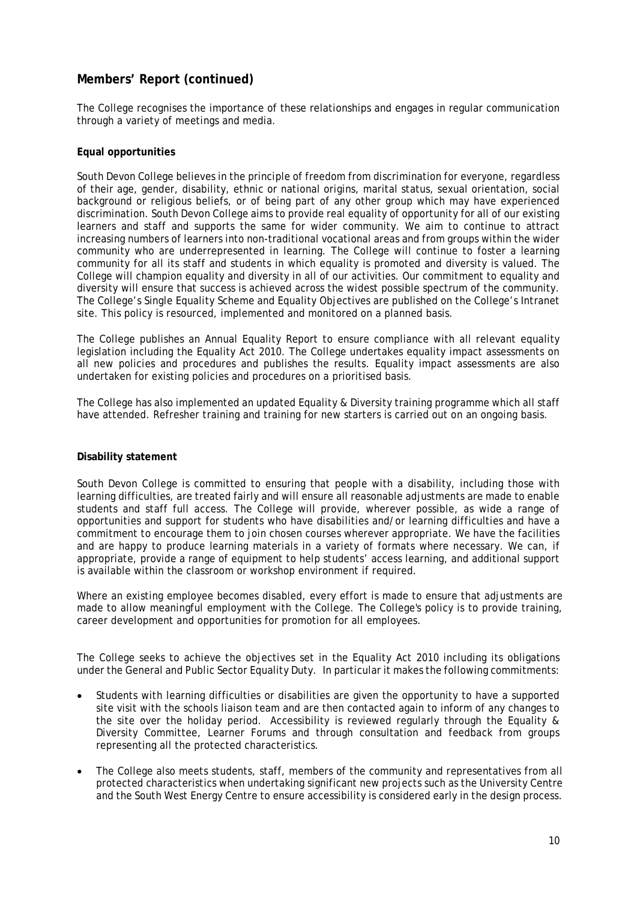## Members' Report (continued)

The College recognises the importance of these relationships and engages in regular communication through a variety of meetings and media.

**Equal opportunities**

South Devon College believes in the principle of freedom from discrimination for everyone, regardless of their age, gender, disability, ethnic or national origins, marital status, sexual orientation, social background or religious beliefs, or of being part of any other group which may have experienced discrimination. South Devon College aims to provide real equality of opportunity for all of our existing learners and staff and supports the same for wider community. We aim to continue to attract increasing numbers of learners into non-traditional vocational areas and from groups within the wider community who are underrepresented in learning. The College will continue to foster a learning community for all its staff and students in which equality is promoted and diversity is valued. The College will champion equality and diversity in all of our activities. Our commitment to equality and diversity will ensure that success is achieved across the widest possible spectrum of the community. The College's Single Equality Scheme and Equality Objectives are published on the College's Intranet site. This policy is resourced, implemented and monitored on a planned basis.

The College publishes an Annual Equality Report to ensure compliance with all relevant equality legislation including the Equality Act 2010. The College undertakes equality impact assessments on all new policies and procedures and publishes the results. Equality impact assessments are also undertaken for existing policies and procedures on a prioritised basis.

The College has also implemented an updated Equality & Diversity training programme which all staff have attended. Refresher training and training for new starters is carried out on an ongoing basis.

**Disability statement**

South Devon College is committed to ensuring that people with a disability, including those with learning difficulties, are treated fairly and will ensure all reasonable adjustments are made to enable students and staff full access. The College will provide, wherever possible, as wide a range of opportunities and support for students who have disabilities and/or learning difficulties and have a commitment to encourage them to join chosen courses wherever appropriate. We have the facilities and are happy to produce learning materials in a variety of formats where necessary. We can, if appropriate, provide a range of equipment to help students' access learning, and additional support is available within the classroom or workshop environment if required.

Where an existing employee becomes disabled, every effort is made to ensure that adjustments are made to allow meaningful employment with the College. The College's policy is to provide training, career development and opportunities for promotion for all employees.

The College seeks to achieve the objectives set in the Equality Act 2010 including its obligations under the General and Public Sector Equality Duty. In particular it makes the following commitments:

- Students with learning difficulties or disabilities are given the opportunity to have a supported site visit with the schools liaison team and are then contacted again to inform of any changes to the site over the holiday period. Accessibility is reviewed regularly through the Equality & Diversity Committee, Learner Forums and through consultation and feedback from groups representing all the protected characteristics.

- The College also meets students, staff, members of the community and representatives from all protected characteristics when undertaking significant new projects such as the University Centre and the South West Energy Centre to ensure accessibility is considered early in the design process.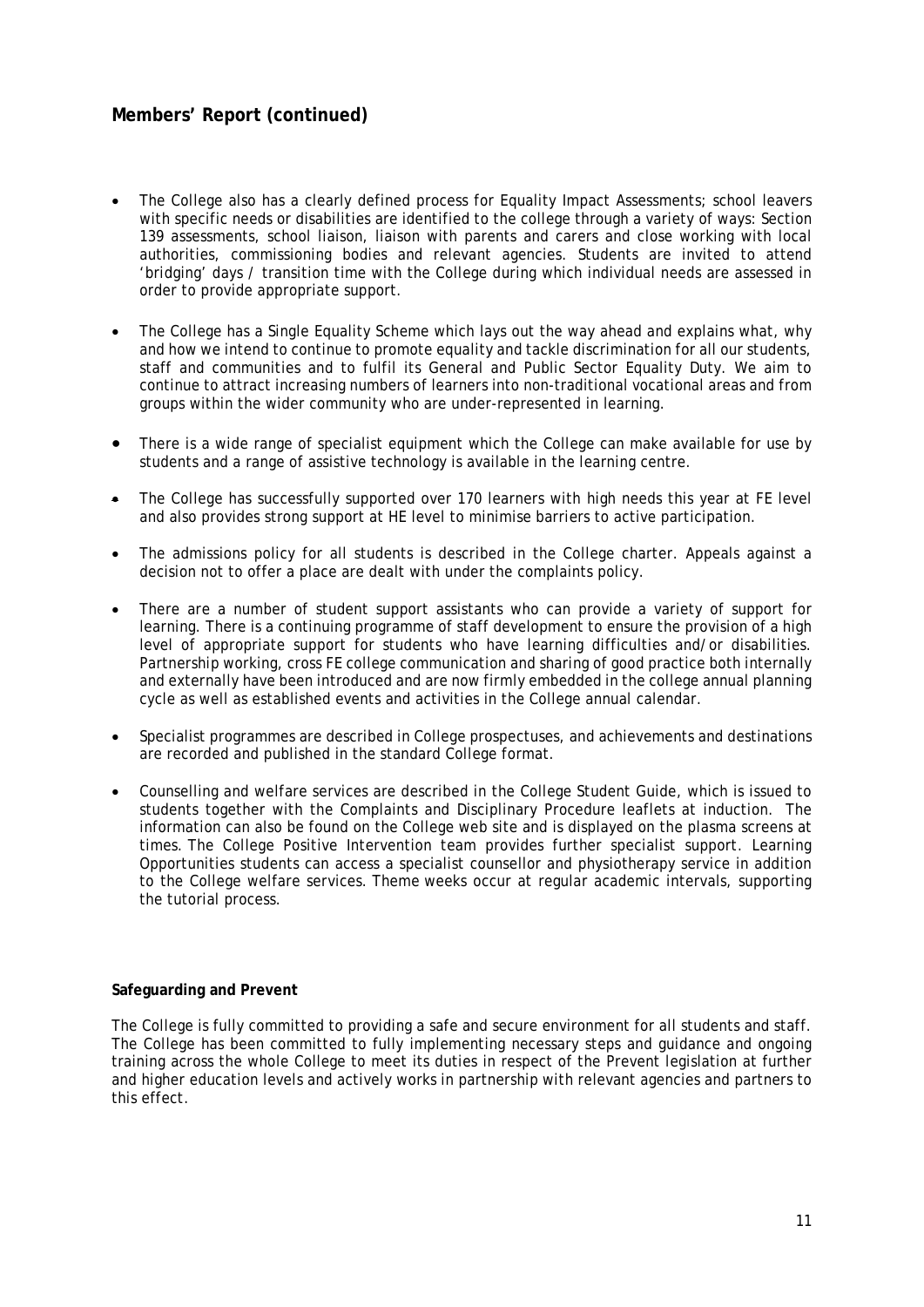## Members' Report (continued)

- The College also has a clearly defined process for Equality Impact Assessments; school leavers with specific needs or disabilities are identified to the college through a variety of ways: Section 139 assessments, school liaison, liaison with parents and carers and close working with local authorities, commissioning bodies and relevant agencies. Students are invited to attend 'bridging' days / transition time with the College during which individual needs are assessed in order to provide appropriate support.

- The College has a Single Equality Scheme which lays out the way ahead and explains what, why and how we intend to continue to promote equality and tackle discrimination for all our students, staff and communities and to fulfil its General and Public Sector Equality Duty. We aim to continue to attract increasing numbers of learners into non-traditional vocational areas and from groups within the wider community who are under-represented in learning.

- There is a wide range of specialist equipment which the College can make available for use by students and a range of assistive technology is available in the learning centre.

- The College has successfully supported over 170 learners with high needs this year at FE level and also provides strong support at HE level to minimise barriers to active participation.

- The admissions policy for all students is described in the College charter. Appeals against a decision not to offer a place are dealt with under the complaints policy.

- There are a number of student support assistants who can provide a variety of support for learning. There is a continuing programme of staff development to ensure the provision of a high level of appropriate support for students who have learning difficulties and/or disabilities. Partnership working, cross FE college communication and sharing of good practice both internally and externally have been introduced and are now firmly embedded in the college annual planning cycle as well as established events and activities in the College annual calendar.

- Specialist programmes are described in College prospectuses, and achievements and destinations are recorded and published in the standard College format.

- Counselling and welfare services are described in the College Student Guide, which is issued to students together with the Complaints and Disciplinary Procedure leaflets at induction. The information can also be found on the College web site and is displayed on the plasma screens at times. The College Positive Intervention team provides further specialist support. Learning Opportunities students can access a specialist counsellor and physiotherapy service in addition to the College welfare services. Theme weeks occur at regular academic intervals, supporting the tutorial process.

**Safeguarding and Prevent**

The College is fully committed to providing a safe and secure environment for all students and staff. The College has been committed to fully implementing necessary steps and guidance and ongoing training across the whole College to meet its duties in respect of the Prevent legislation at further and higher education levels and actively works in partnership with relevant agencies and partners to this effect.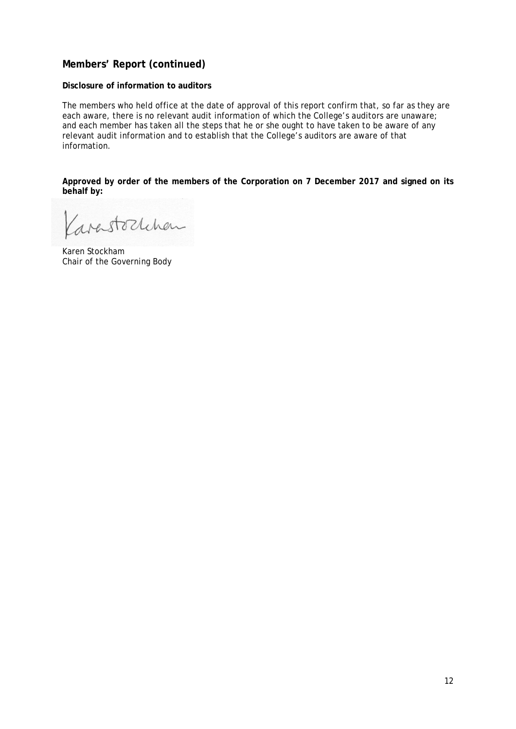## Members' Report (continued)

**Disclosure of information to auditors**

The members who held office at the date of approval of this report confirm that, so far as they are each aware, there is no relevant audit information of which the College's auditors are unaware; and each member has taken all the steps that he or she ought to have taken to be aware of any relevant audit information and to establish that the College's auditors are aware of that information.

**Approved by order of the members of the Corporation on 7 December 2017 and signed on its behalf by:**

Karen Stockham
Chair of the Governing Body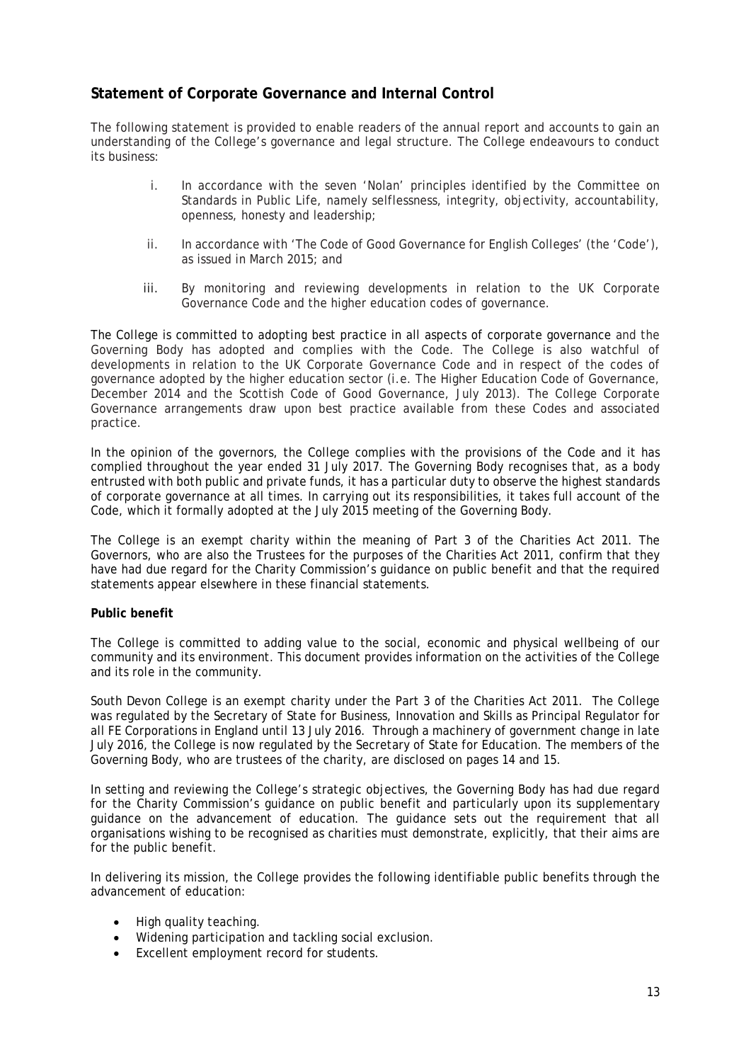## Statement of Corporate Governance and Internal Control

The following statement is provided to enable readers of the annual report and accounts to gain an understanding of the College's governance and legal structure. The College endeavours to conduct its business:

i. In accordance with the seven 'Nolan' principles identified by the Committee on Standards in Public Life, namely selflessness, integrity, objectivity, accountability, openness, honesty and leadership;

ii. In accordance with 'The Code of Good Governance for English Colleges' (the 'Code'), as issued in March 2015; and

iii. By monitoring and reviewing developments in relation to the UK Corporate Governance Code and the higher education codes of governance.

The College is committed to adopting best practice in all aspects of corporate governance and the Governing Body has adopted and complies with the Code. The College is also watchful of developments in relation to the UK Corporate Governance Code and in respect of the codes of governance adopted by the higher education sector (i.e. The Higher Education Code of Governance, December 2014 and the Scottish Code of Good Governance, July 2013). The College Corporate Governance arrangements draw upon best practice available from these Codes and associated practice.

In the opinion of the governors, the College complies with the provisions of the Code and it has complied throughout the year ended 31 July 2017. The Governing Body recognises that, as a body entrusted with both public and private funds, it has a particular duty to observe the highest standards of corporate governance at all times. In carrying out its responsibilities, it takes full account of the Code, which it formally adopted at the July 2015 meeting of the Governing Body.

The College is an exempt charity within the meaning of Part 3 of the Charities Act 2011. The Governors, who are also the Trustees for the purposes of the Charities Act 2011, confirm that they have had due regard for the Charity Commission's guidance on public benefit and that the required statements appear elsewhere in these financial statements.

**Public benefit**

The College is committed to adding value to the social, economic and physical wellbeing of our community and its environment. This document provides information on the activities of the College and its role in the community.

South Devon College is an exempt charity under the Part 3 of the Charities Act 2011. The College was regulated by the Secretary of State for Business, Innovation and Skills as Principal Regulator for all FE Corporations in England until 13 July 2016. Through a machinery of government change in late July 2016, the College is now regulated by the Secretary of State for Education. The members of the Governing Body, who are trustees of the charity, are disclosed on pages 14 and 15.

In setting and reviewing the College's strategic objectives, the Governing Body has had due regard for the Charity Commission's guidance on public benefit and particularly upon its supplementary guidance on the advancement of education. The guidance sets out the requirement that all organisations wishing to be recognised as charities must demonstrate, explicitly, that their aims are for the public benefit.

In delivering its mission, the College provides the following identifiable public benefits through the advancement of education:

- High quality teaching.
- Widening participation and tackling social exclusion.
- Excellent employment record for students.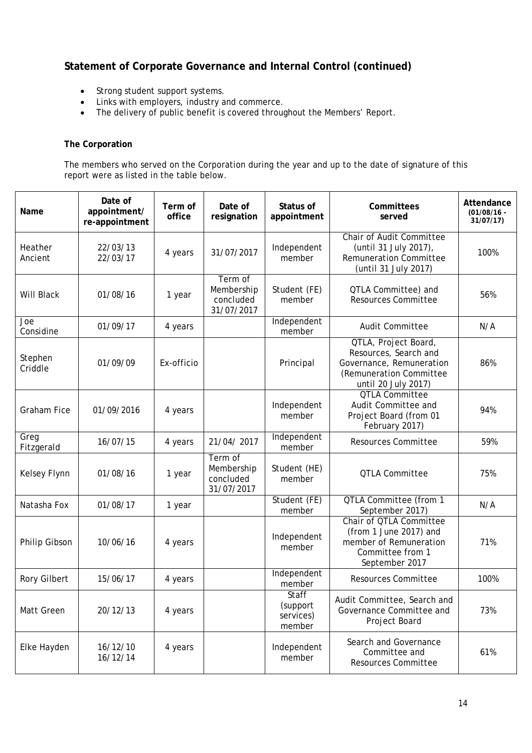## Statement of Corporate Governance and Internal Control (continued)

- Strong student support systems.
- Links with employers, industry and commerce.
- The delivery of public benefit is covered throughout the Members' Report.

**The Corporation**

The members who served on the Corporation during the year and up to the date of signature of this report were as listed in the table below.

| Name | Date of appointment/ re-appointment | Term of office | Date of resignation | Status of appointment | Committees served | Attendance (01/08/16 - 31/07/17) |
|---|---|---|---|---|---|---|
| Heather Ancient | 22/03/13 22/03/17 | 4 years | 31/07/2017 | Independent member | Chair of Audit Committee (until 31 July 2017), Remuneration Committee (until 31 July 2017) | 100% |
| Will Black | 01/08/16 | 1 year | Term of Membership concluded 31/07/2017 | Student (FE) member | QTLA Committee) and Resources Committee | 56% |
| Joe Considine | 01/09/17 | 4 years | | Independent member | Audit Committee | N/A |
| Stephen Criddle | 01/09/09 | Ex-officio | | Principal | QTLA, Project Board, Resources, Search and Governance, Remuneration (Remuneration Committee until 20 July 2017) | 86% |
| Graham Fice | 01/09/2016 | 4 years | | Independent member | QTLA Committee Audit Committee and Project Board (from 01 February 2017) | 94% |
| Greg Fitzgerald | 16/07/15 | 4 years | 21/04/ 2017 | Independent member | Resources Committee | 59% |
| Kelsey Flynn | 01/08/16 | 1 year | Term of Membership concluded 31/07/2017 | Student (HE) member | QTLA Committee | 75% |
| Natasha Fox | 01/08/17 | 1 year | | Student (FE) member | QTLA Committee (from 1 September 2017) | N/A |
| Philip Gibson | 10/06/16 | 4 years | | Independent member | Chair of QTLA Committee (from 1 June 2017) and member of Remuneration Committee from 1 September 2017 | 71% |
| Rory Gilbert | 15/06/17 | 4 years | | Independent member | Resources Committee | 100% |
| Matt Green | 20/12/13 | 4 years | | Staff (support services) member | Audit Committee, Search and Governance Committee and Project Board | 73% |
| Elke Hayden | 16/12/10 16/12/14 | 4 years | | Independent member | Search and Governance Committee and Resources Committee | 61% |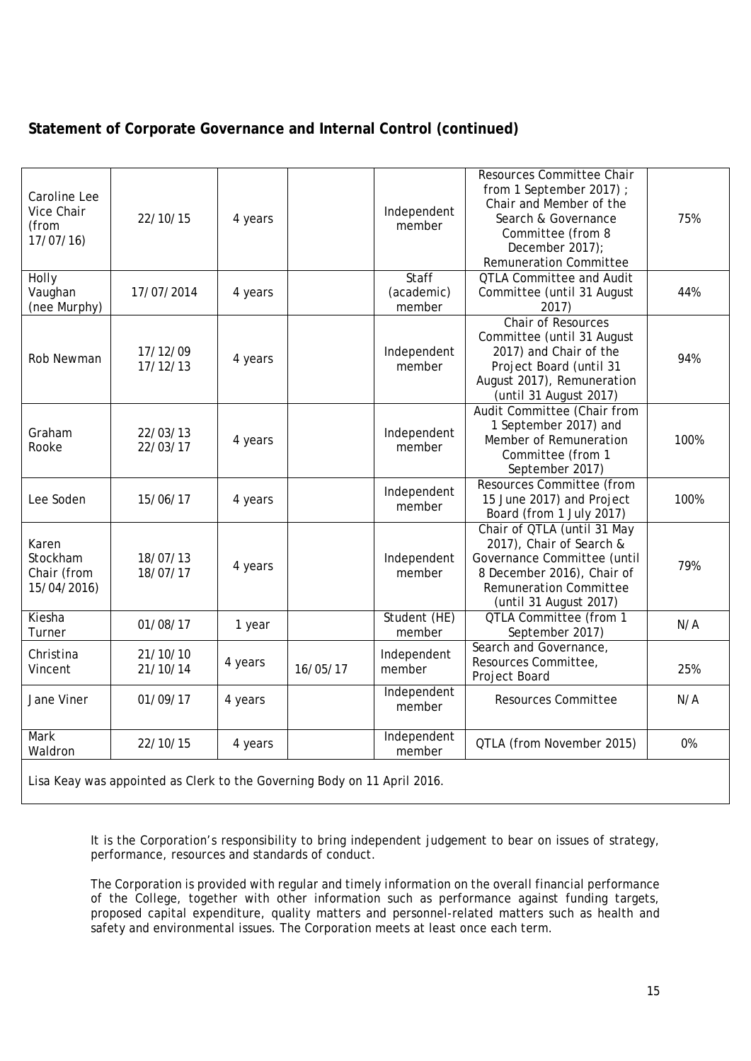## Statement of Corporate Governance and Internal Control (continued)

| | | | | | | |
|---|---|---|---|---|---|---|
| Caroline Lee Vice Chair (from 17/07/16) | 22/10/15 | 4 years | | Independent member | Resources Committee Chair from 1 September 2017) ; Chair and Member of the Search & Governance Committee (from 8 December 2017); Remuneration Committee | 75% |
| Holly Vaughan (nee Murphy) | 17/07/2014 | 4 years | | Staff (academic) member | QTLA Committee and Audit Committee (until 31 August 2017) | 44% |
| Rob Newman | 17/12/09<br>17/12/13 | 4 years | | Independent member | Chair of Resources Committee (until 31 August 2017) and Chair of the Project Board (until 31 August 2017), Remuneration (until 31 August 2017) | 94% |
| Graham Rooke | 22/03/13<br>22/03/17 | 4 years | | Independent member | Audit Committee (Chair from 1 September 2017) and Member of Remuneration Committee (from 1 September 2017) | 100% |
| Lee Soden | 15/06/17 | 4 years | | Independent member | Resources Committee (from 15 June 2017) and Project Board (from 1 July 2017) | 100% |
| Karen Stockham Chair (from 15/04/2016) | 18/07/13<br>18/07/17 | 4 years | | Independent member | Chair of QTLA (until 31 May 2017), Chair of Search & Governance Committee (until 8 December 2016), Chair of Remuneration Committee (until 31 August 2017) | 79% |
| Kiesha Turner | 01/08/17 | 1 year | | Student (HE) member | QTLA Committee (from 1 September 2017) | N/A |
| Christina Vincent | 21/10/10<br>21/10/14 | 4 years | 16/05/17 | Independent member | Search and Governance, Resources Committee, Project Board | 25% |
| Jane Viner | 01/09/17 | 4 years | | Independent member | Resources Committee | N/A |
| Mark Waldron | 22/10/15 | 4 years | | Independent member | QTLA (from November 2015) | 0% |

Lisa Keay was appointed as Clerk to the Governing Body on 11 April 2016.

It is the Corporation's responsibility to bring independent judgement to bear on issues of strategy, performance, resources and standards of conduct.

The Corporation is provided with regular and timely information on the overall financial performance of the College, together with other information such as performance against funding targets, proposed capital expenditure, quality matters and personnel-related matters such as health and safety and environmental issues. The Corporation meets at least once each term.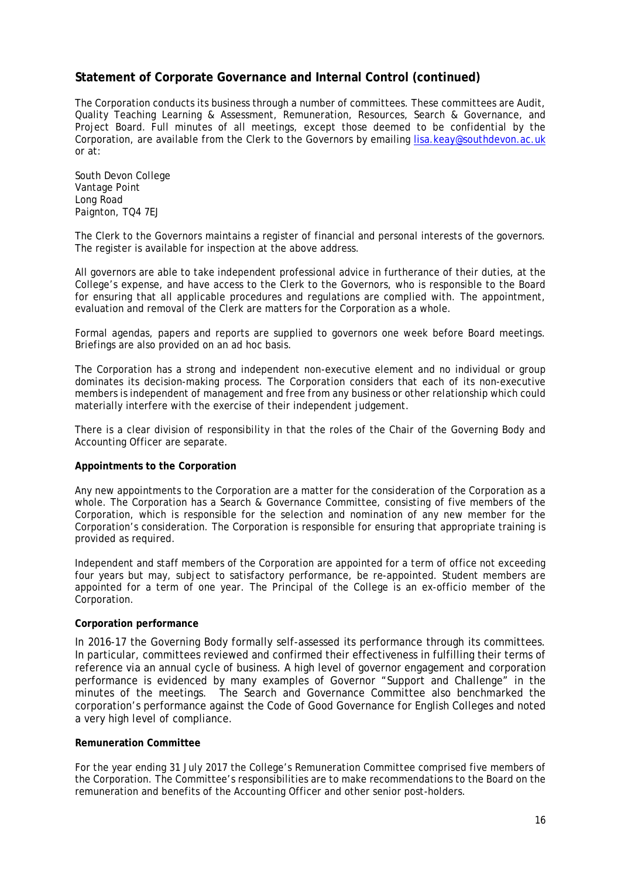## Statement of Corporate Governance and Internal Control (continued)

The Corporation conducts its business through a number of committees. These committees are Audit, Quality Teaching Learning & Assessment, Remuneration, Resources, Search & Governance, and Project Board. Full minutes of all meetings, except those deemed to be confidential by the Corporation, are available from the Clerk to the Governors by emailing lisa.keay@southdevon.ac.uk or at:

South Devon College
Vantage Point
Long Road
Paignton, TQ4 7EJ

The Clerk to the Governors maintains a register of financial and personal interests of the governors. The register is available for inspection at the above address.

All governors are able to take independent professional advice in furtherance of their duties, at the College's expense, and have access to the Clerk to the Governors, who is responsible to the Board for ensuring that all applicable procedures and regulations are complied with. The appointment, evaluation and removal of the Clerk are matters for the Corporation as a whole.

Formal agendas, papers and reports are supplied to governors one week before Board meetings. Briefings are also provided on an ad hoc basis.

The Corporation has a strong and independent non-executive element and no individual or group dominates its decision-making process. The Corporation considers that each of its non-executive members is independent of management and free from any business or other relationship which could materially interfere with the exercise of their independent judgement.

There is a clear division of responsibility in that the roles of the Chair of the Governing Body and Accounting Officer are separate.

**Appointments to the Corporation**

Any new appointments to the Corporation are a matter for the consideration of the Corporation as a whole. The Corporation has a Search & Governance Committee, consisting of five members of the Corporation, which is responsible for the selection and nomination of any new member for the Corporation's consideration. The Corporation is responsible for ensuring that appropriate training is provided as required.

Independent and staff members of the Corporation are appointed for a term of office not exceeding four years but may, subject to satisfactory performance, be re-appointed. Student members are appointed for a term of one year. The Principal of the College is an ex-officio member of the Corporation.

**Corporation performance**

In 2016-17 the Governing Body formally self-assessed its performance through its committees. In particular, committees reviewed and confirmed their effectiveness in fulfilling their terms of reference via an annual cycle of business. A high level of governor engagement and corporation performance is evidenced by many examples of Governor "Support and Challenge" in the minutes of the meetings. The Search and Governance Committee also benchmarked the corporation's performance against the Code of Good Governance for English Colleges and noted a very high level of compliance.

**Remuneration Committee**

For the year ending 31 July 2017 the College's Remuneration Committee comprised five members of the Corporation. The Committee's responsibilities are to make recommendations to the Board on the remuneration and benefits of the Accounting Officer and other senior post-holders.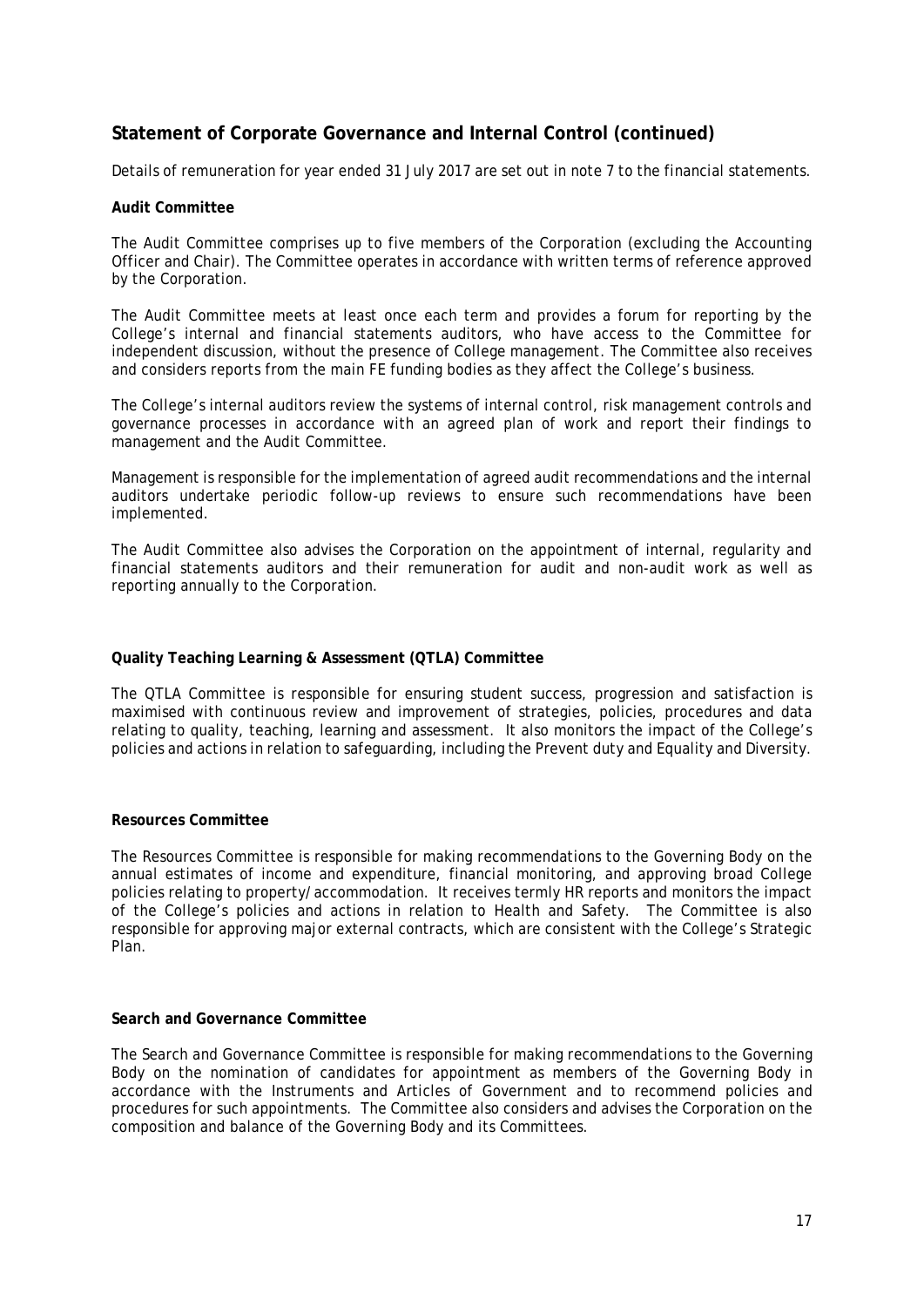## Statement of Corporate Governance and Internal Control (continued)

Details of remuneration for year ended 31 July 2017 are set out in note 7 to the financial statements.

**Audit Committee**

The Audit Committee comprises up to five members of the Corporation (excluding the Accounting Officer and Chair). The Committee operates in accordance with written terms of reference approved by the Corporation.

The Audit Committee meets at least once each term and provides a forum for reporting by the College's internal and financial statements auditors, who have access to the Committee for independent discussion, without the presence of College management. The Committee also receives and considers reports from the main FE funding bodies as they affect the College's business.

The College's internal auditors review the systems of internal control, risk management controls and governance processes in accordance with an agreed plan of work and report their findings to management and the Audit Committee.

Management is responsible for the implementation of agreed audit recommendations and the internal auditors undertake periodic follow-up reviews to ensure such recommendations have been implemented.

The Audit Committee also advises the Corporation on the appointment of internal, regularity and financial statements auditors and their remuneration for audit and non-audit work as well as reporting annually to the Corporation.

**Quality Teaching Learning & Assessment (QTLA) Committee**

The QTLA Committee is responsible for ensuring student success, progression and satisfaction is maximised with continuous review and improvement of strategies, policies, procedures and data relating to quality, teaching, learning and assessment. It also monitors the impact of the College's policies and actions in relation to safeguarding, including the Prevent duty and Equality and Diversity.

**Resources Committee**

The Resources Committee is responsible for making recommendations to the Governing Body on the annual estimates of income and expenditure, financial monitoring, and approving broad College policies relating to property/accommodation. It receives termly HR reports and monitors the impact of the College's policies and actions in relation to Health and Safety. The Committee is also responsible for approving major external contracts, which are consistent with the College's Strategic Plan.

**Search and Governance Committee**

The Search and Governance Committee is responsible for making recommendations to the Governing Body on the nomination of candidates for appointment as members of the Governing Body in accordance with the Instruments and Articles of Government and to recommend policies and procedures for such appointments. The Committee also considers and advises the Corporation on the composition and balance of the Governing Body and its Committees.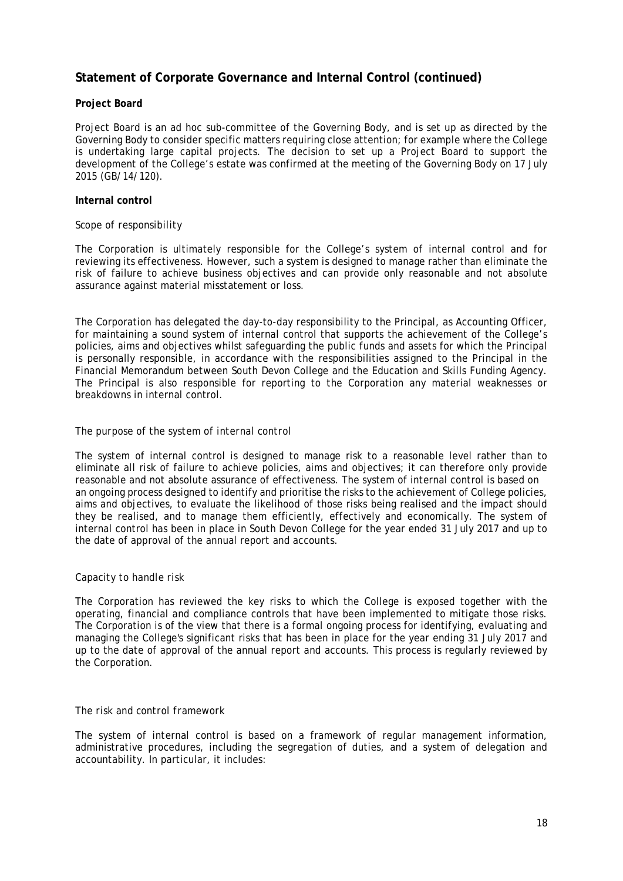## Statement of Corporate Governance and Internal Control (continued)

**Project Board**

Project Board is an ad hoc sub-committee of the Governing Body, and is set up as directed by the Governing Body to consider specific matters requiring close attention; for example where the College is undertaking large capital projects. The decision to set up a Project Board to support the development of the College's estate was confirmed at the meeting of the Governing Body on 17 July 2015 (GB/14/120).

**Internal control**

*Scope of responsibility*

The Corporation is ultimately responsible for the College's system of internal control and for reviewing its effectiveness. However, such a system is designed to manage rather than eliminate the risk of failure to achieve business objectives and can provide only reasonable and not absolute assurance against material misstatement or loss.

The Corporation has delegated the day-to-day responsibility to the Principal, as Accounting Officer, for maintaining a sound system of internal control that supports the achievement of the College's policies, aims and objectives whilst safeguarding the public funds and assets for which the Principal is personally responsible, in accordance with the responsibilities assigned to the Principal in the Financial Memorandum between South Devon College and the Education and Skills Funding Agency. The Principal is also responsible for reporting to the Corporation any material weaknesses or breakdowns in internal control.

*The purpose of the system of internal control*

The system of internal control is designed to manage risk to a reasonable level rather than to eliminate all risk of failure to achieve policies, aims and objectives; it can therefore only provide reasonable and not absolute assurance of effectiveness. The system of internal control is based on an ongoing process designed to identify and prioritise the risks to the achievement of College policies, aims and objectives, to evaluate the likelihood of those risks being realised and the impact should they be realised, and to manage them efficiently, effectively and economically. The system of internal control has been in place in South Devon College for the year ended 31 July 2017 and up to the date of approval of the annual report and accounts.

*Capacity to handle risk*

The Corporation has reviewed the key risks to which the College is exposed together with the operating, financial and compliance controls that have been implemented to mitigate those risks. The Corporation is of the view that there is a formal ongoing process for identifying, evaluating and managing the College's significant risks that has been in place for the year ending 31 July 2017 and up to the date of approval of the annual report and accounts. This process is regularly reviewed by the Corporation.

*The risk and control framework*

The system of internal control is based on a framework of regular management information, administrative procedures, including the segregation of duties, and a system of delegation and accountability. In particular, it includes: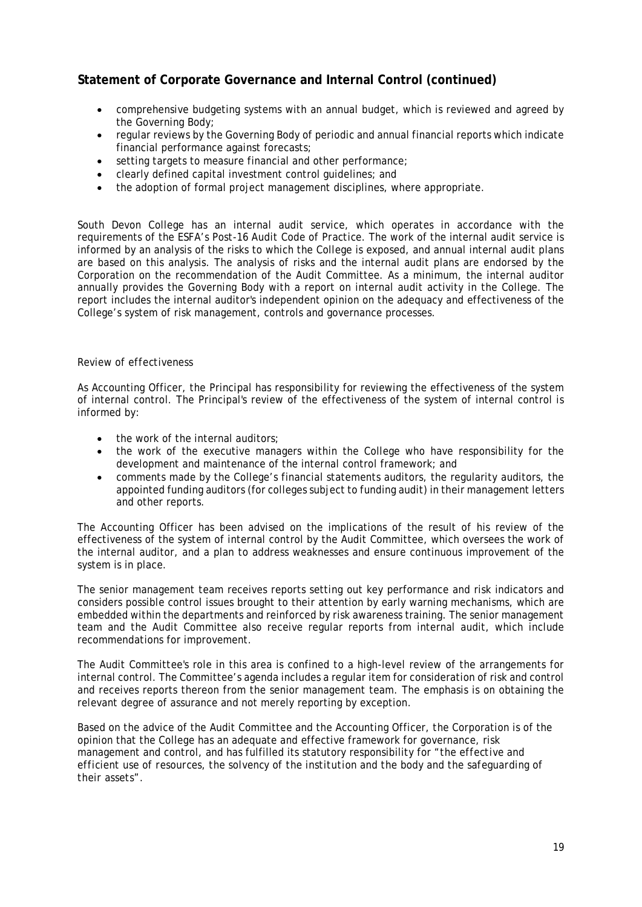## Statement of Corporate Governance and Internal Control (continued)

- comprehensive budgeting systems with an annual budget, which is reviewed and agreed by the Governing Body;
- regular reviews by the Governing Body of periodic and annual financial reports which indicate financial performance against forecasts;
- setting targets to measure financial and other performance;
- clearly defined capital investment control guidelines; and
- the adoption of formal project management disciplines, where appropriate.

South Devon College has an internal audit service, which operates in accordance with the requirements of the ESFA's Post-16 Audit Code of Practice. The work of the internal audit service is informed by an analysis of the risks to which the College is exposed, and annual internal audit plans are based on this analysis. The analysis of risks and the internal audit plans are endorsed by the Corporation on the recommendation of the Audit Committee. As a minimum, the internal auditor annually provides the Governing Body with a report on internal audit activity in the College. The report includes the internal auditor's independent opinion on the adequacy and effectiveness of the College's system of risk management, controls and governance processes.

*Review of effectiveness*

As Accounting Officer, the Principal has responsibility for reviewing the effectiveness of the system of internal control. The Principal's review of the effectiveness of the system of internal control is informed by:

- the work of the internal auditors;
- the work of the executive managers within the College who have responsibility for the development and maintenance of the internal control framework; and
- comments made by the College's financial statements auditors, the regularity auditors, the appointed funding auditors (for colleges subject to funding audit) in their management letters and other reports.

The Accounting Officer has been advised on the implications of the result of his review of the effectiveness of the system of internal control by the Audit Committee, which oversees the work of the internal auditor, and a plan to address weaknesses and ensure continuous improvement of the system is in place.

The senior management team receives reports setting out key performance and risk indicators and considers possible control issues brought to their attention by early warning mechanisms, which are embedded within the departments and reinforced by risk awareness training. The senior management team and the Audit Committee also receive regular reports from internal audit, which include recommendations for improvement.

The Audit Committee's role in this area is confined to a high-level review of the arrangements for internal control. The Committee's agenda includes a regular item for consideration of risk and control and receives reports thereon from the senior management team. The emphasis is on obtaining the relevant degree of assurance and not merely reporting by exception.

Based on the advice of the Audit Committee and the Accounting Officer, the Corporation is of the opinion that the College has an adequate and effective framework for governance, risk management and control, and has fulfilled its statutory responsibility for "*the effective and efficient use of resources, the solvency of the institution and the body and the safeguarding of their assets*".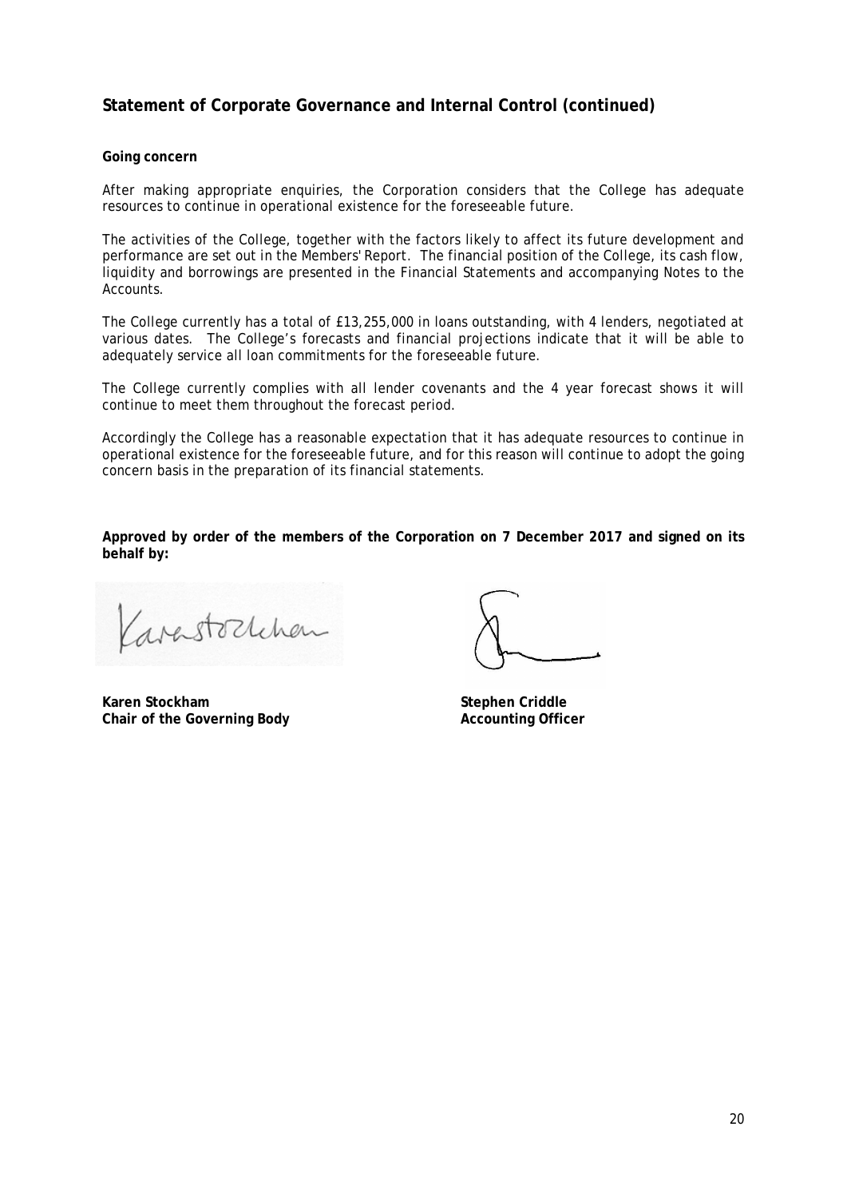## Statement of Corporate Governance and Internal Control (continued)

**Going concern**

After making appropriate enquiries, the Corporation considers that the College has adequate resources to continue in operational existence for the foreseeable future.

The activities of the College, together with the factors likely to affect its future development and performance are set out in the Members' Report. The financial position of the College, its cash flow, liquidity and borrowings are presented in the Financial Statements and accompanying Notes to the Accounts.

The College currently has a total of £13,255,000 in loans outstanding, with 4 lenders, negotiated at various dates. The College's forecasts and financial projections indicate that it will be able to adequately service all loan commitments for the foreseeable future.

The College currently complies with all lender covenants and the 4 year forecast shows it will continue to meet them throughout the forecast period.

Accordingly the College has a reasonable expectation that it has adequate resources to continue in operational existence for the foreseeable future, and for this reason will continue to adopt the going concern basis in the preparation of its financial statements.

**Approved by order of the members of the Corporation on 7 December 2017 and signed on its behalf by:**

| | |
|---|---|
| **Karen Stockham** | **Stephen Criddle** |
| **Chair of the Governing Body** | **Accounting Officer** |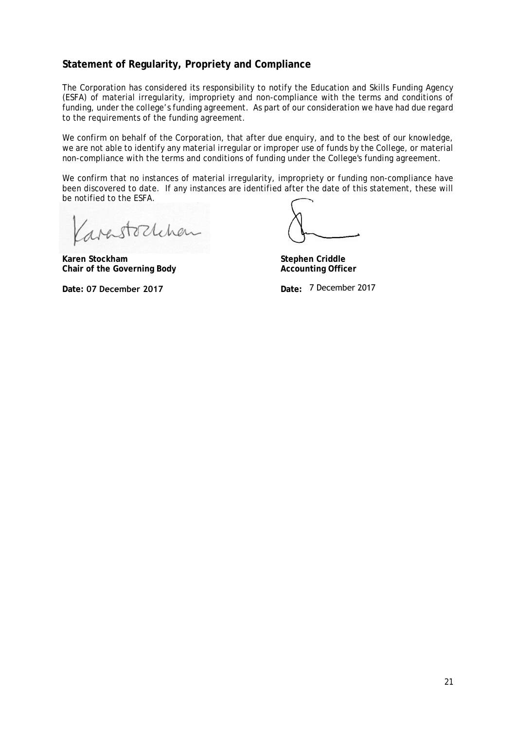## Statement of Regularity, Propriety and Compliance

The Corporation has considered its responsibility to notify the Education and Skills Funding Agency (ESFA) of material irregularity, impropriety and non-compliance with the terms and conditions of funding, under the college's funding agreement. As part of our consideration we have had due regard to the requirements of the funding agreement.

We confirm on behalf of the Corporation, that after due enquiry, and to the best of our knowledge, we are not able to identify any material irregular or improper use of funds by the College, or material non-compliance with the terms and conditions of funding under the College's funding agreement.

We confirm that no instances of material irregularity, impropriety or funding non-compliance have been discovered to date. If any instances are identified after the date of this statement, these will be notified to the ESFA.

**Karen Stockham**
**Chair of the Governing Body**

**Date:** 07 December 2017

**Stephen Criddle**
**Accounting Officer**

**Date:** 7 December 2017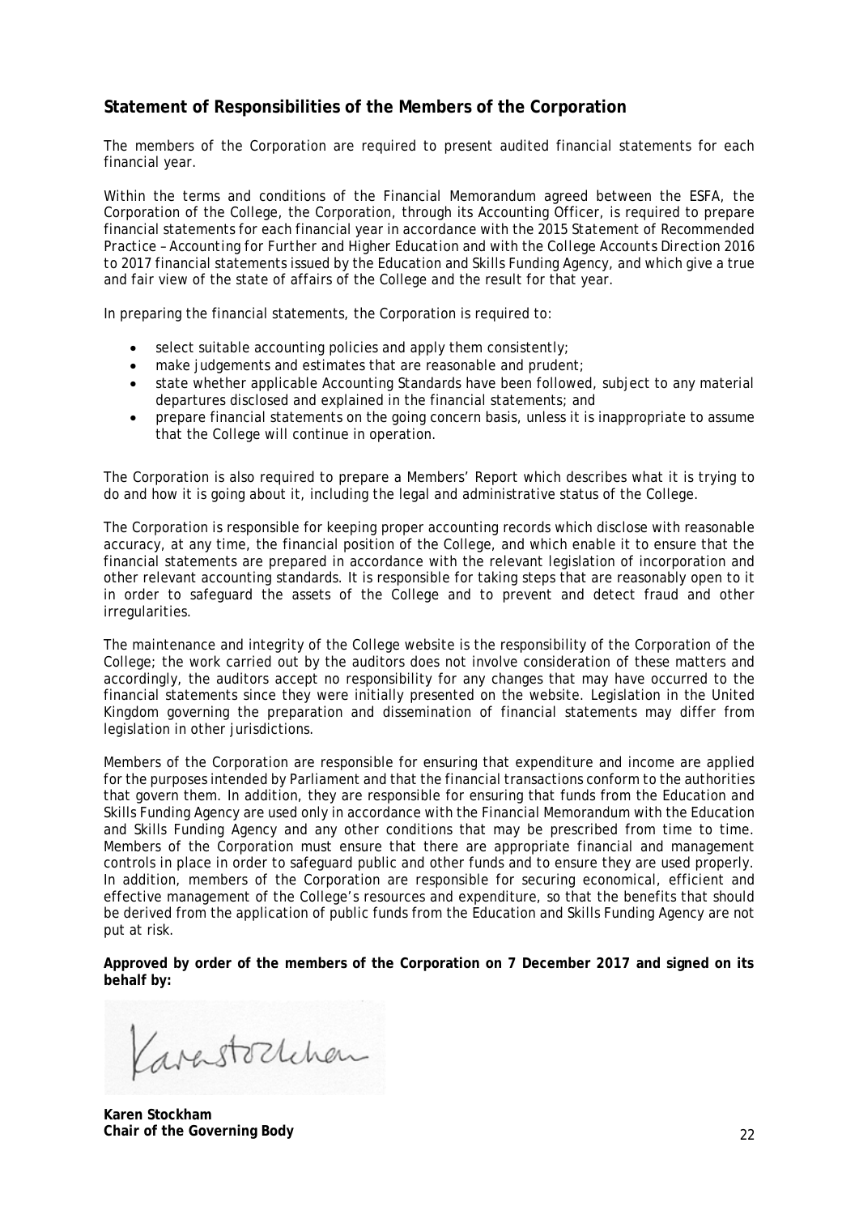## Statement of Responsibilities of the Members of the Corporation

The members of the Corporation are required to present audited financial statements for each financial year.

Within the terms and conditions of the Financial Memorandum agreed between the ESFA, the Corporation of the College, the Corporation, through its Accounting Officer, is required to prepare financial statements for each financial year in accordance with the 2015 *Statement of Recommended Practice – Accounting for Further and Higher Education* and with the College Accounts Direction 2016 to 2017 financial statements issued by the Education and Skills Funding Agency, and which give a true and fair view of the state of affairs of the College and the result for that year.

In preparing the financial statements, the Corporation is required to:

- select suitable accounting policies and apply them consistently;
- make judgements and estimates that are reasonable and prudent;
- state whether applicable Accounting Standards have been followed, subject to any material departures disclosed and explained in the financial statements; and
- prepare financial statements on the going concern basis, unless it is inappropriate to assume that the College will continue in operation.

The Corporation is also required to prepare a Members' Report which describes what it is trying to do and how it is going about it, including the legal and administrative status of the College.

The Corporation is responsible for keeping proper accounting records which disclose with reasonable accuracy, at any time, the financial position of the College, and which enable it to ensure that the financial statements are prepared in accordance with the relevant legislation of incorporation and other relevant accounting standards. It is responsible for taking steps that are reasonably open to it in order to safeguard the assets of the College and to prevent and detect fraud and other irregularities.

The maintenance and integrity of the College website is the responsibility of the Corporation of the College; the work carried out by the auditors does not involve consideration of these matters and accordingly, the auditors accept no responsibility for any changes that may have occurred to the financial statements since they were initially presented on the website. Legislation in the United Kingdom governing the preparation and dissemination of financial statements may differ from legislation in other jurisdictions.

Members of the Corporation are responsible for ensuring that expenditure and income are applied for the purposes intended by Parliament and that the financial transactions conform to the authorities that govern them. In addition, they are responsible for ensuring that funds from the Education and Skills Funding Agency are used only in accordance with the Financial Memorandum with the Education and Skills Funding Agency and any other conditions that may be prescribed from time to time. Members of the Corporation must ensure that there are appropriate financial and management controls in place in order to safeguard public and other funds and to ensure they are used properly. In addition, members of the Corporation are responsible for securing economical, efficient and effective management of the College's resources and expenditure, so that the benefits that should be derived from the application of public funds from the Education and Skills Funding Agency are not put at risk.

**Approved by order of the members of the Corporation on 7 December 2017 and signed on its behalf by:**

**Karen Stockham**
**Chair of the Governing Body**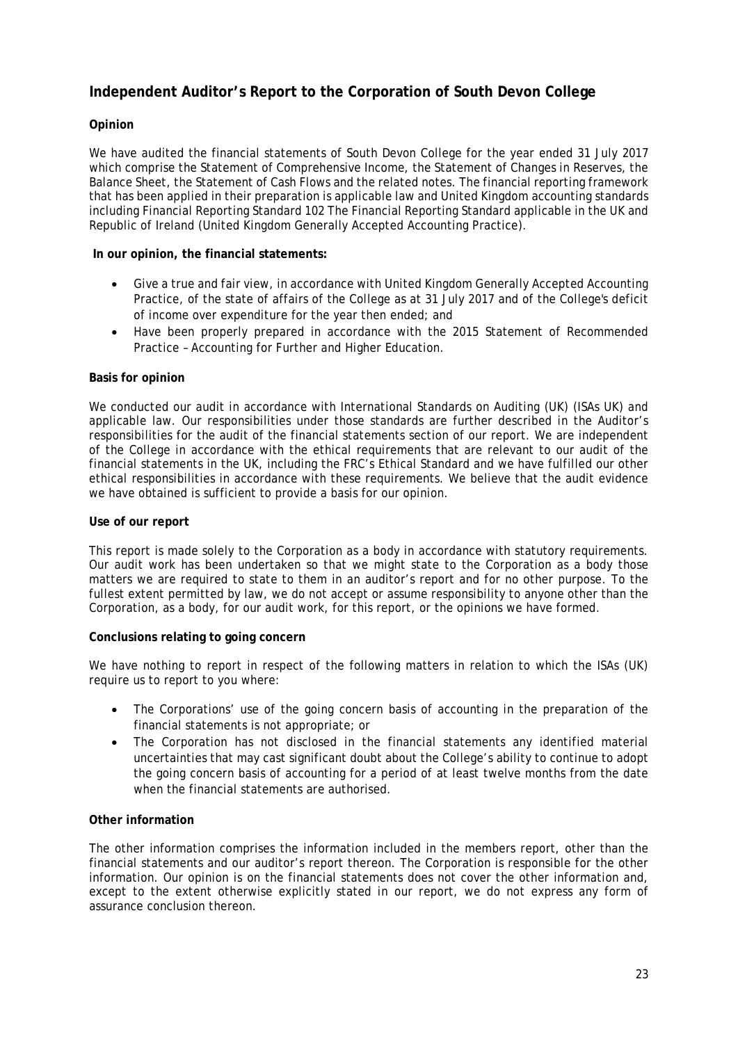## Independent Auditor's Report to the Corporation of South Devon College

**Opinion**

We have audited the financial statements of South Devon College for the year ended 31 July 2017 which comprise the Statement of Comprehensive Income, the Statement of Changes in Reserves, the Balance Sheet, the Statement of Cash Flows and the related notes. The financial reporting framework that has been applied in their preparation is applicable law and United Kingdom accounting standards including Financial Reporting Standard 102 The Financial Reporting Standard applicable in the UK and Republic of Ireland (United Kingdom Generally Accepted Accounting Practice).

**In our opinion, the financial statements:**

- Give a true and fair view, in accordance with United Kingdom Generally Accepted Accounting Practice, of the state of affairs of the College as at 31 July 2017 and of the College's deficit of income over expenditure for the year then ended; and
- Have been properly prepared in accordance with the 2015 Statement of Recommended Practice – Accounting for Further and Higher Education.

**Basis for opinion**

We conducted our audit in accordance with International Standards on Auditing (UK) (ISAs UK) and applicable law. Our responsibilities under those standards are further described in the Auditor's responsibilities for the audit of the financial statements section of our report. We are independent of the College in accordance with the ethical requirements that are relevant to our audit of the financial statements in the UK, including the FRC's Ethical Standard and we have fulfilled our other ethical responsibilities in accordance with these requirements. We believe that the audit evidence we have obtained is sufficient to provide a basis for our opinion.

**Use of our report**

This report is made solely to the Corporation as a body in accordance with statutory requirements. Our audit work has been undertaken so that we might state to the Corporation as a body those matters we are required to state to them in an auditor's report and for no other purpose. To the fullest extent permitted by law, we do not accept or assume responsibility to anyone other than the Corporation, as a body, for our audit work, for this report, or the opinions we have formed.

**Conclusions relating to going concern**

We have nothing to report in respect of the following matters in relation to which the ISAs (UK) require us to report to you where:

- The Corporations' use of the going concern basis of accounting in the preparation of the financial statements is not appropriate; or
- The Corporation has not disclosed in the financial statements any identified material uncertainties that may cast significant doubt about the College's ability to continue to adopt the going concern basis of accounting for a period of at least twelve months from the date when the financial statements are authorised.

**Other information**

The other information comprises the information included in the members report, other than the financial statements and our auditor's report thereon. The Corporation is responsible for the other information. Our opinion is on the financial statements does not cover the other information and, except to the extent otherwise explicitly stated in our report, we do not express any form of assurance conclusion thereon.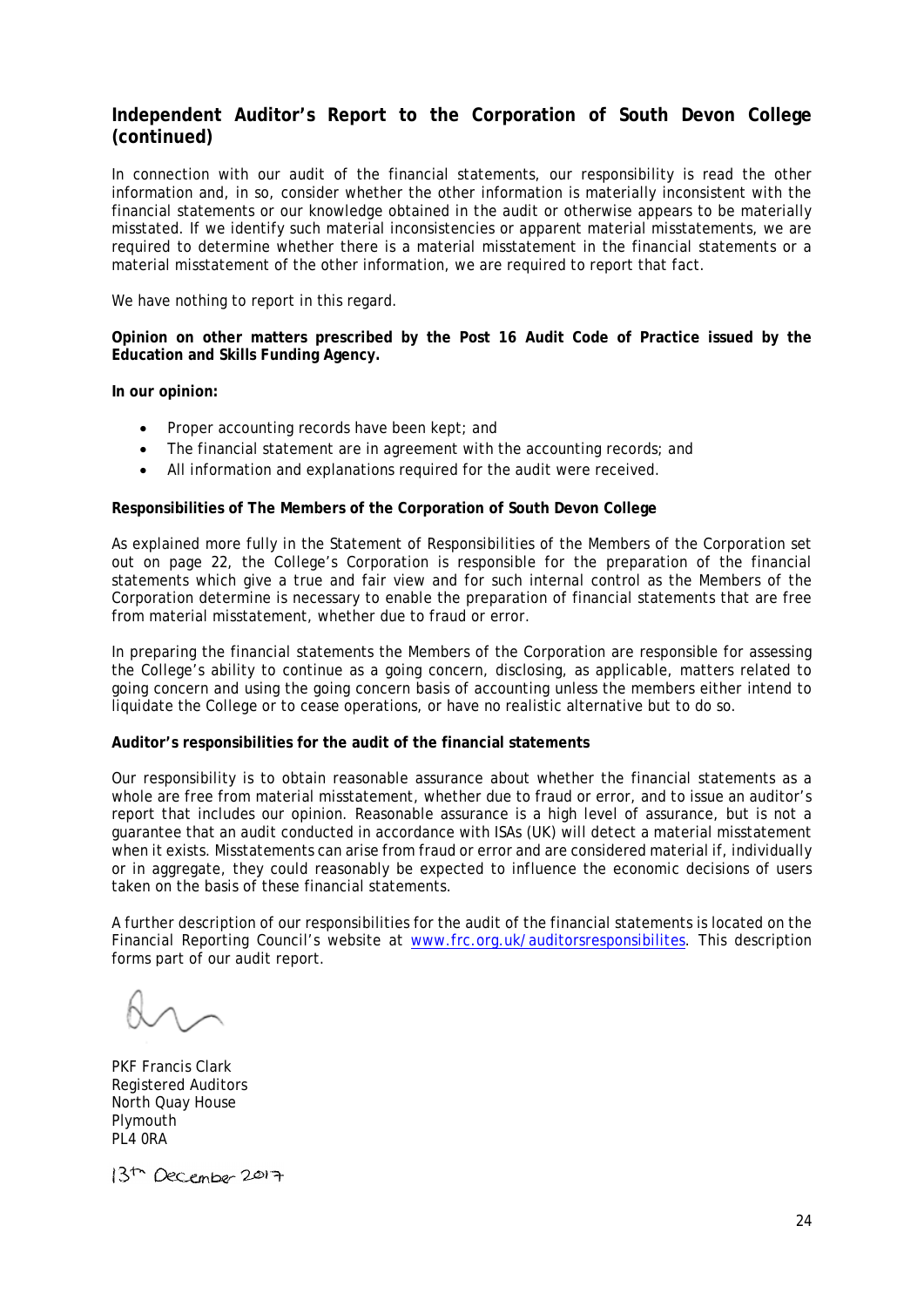## Independent Auditor's Report to the Corporation of South Devon College (continued)

In connection with our audit of the financial statements, our responsibility is read the other information and, in so, consider whether the other information is materially inconsistent with the financial statements or our knowledge obtained in the audit or otherwise appears to be materially misstated. If we identify such material inconsistencies or apparent material misstatements, we are required to determine whether there is a material misstatement in the financial statements or a material misstatement of the other information, we are required to report that fact.

We have nothing to report in this regard.

**Opinion on other matters prescribed by the Post 16 Audit Code of Practice issued by the Education and Skills Funding Agency.**

**In our opinion:**

- Proper accounting records have been kept; and
- The financial statement are in agreement with the accounting records; and
- All information and explanations required for the audit were received.

**Responsibilities of The Members of the Corporation of South Devon College**

As explained more fully in the Statement of Responsibilities of the Members of the Corporation set out on page 22, the College's Corporation is responsible for the preparation of the financial statements which give a true and fair view and for such internal control as the Members of the Corporation determine is necessary to enable the preparation of financial statements that are free from material misstatement, whether due to fraud or error.

In preparing the financial statements the Members of the Corporation are responsible for assessing the College's ability to continue as a going concern, disclosing, as applicable, matters related to going concern and using the going concern basis of accounting unless the members either intend to liquidate the College or to cease operations, or have no realistic alternative but to do so.

**Auditor's responsibilities for the audit of the financial statements**

Our responsibility is to obtain reasonable assurance about whether the financial statements as a whole are free from material misstatement, whether due to fraud or error, and to issue an auditor's report that includes our opinion. Reasonable assurance is a high level of assurance, but is not a guarantee that an audit conducted in accordance with ISAs (UK) will detect a material misstatement when it exists. Misstatements can arise from fraud or error and are considered material if, individually or in aggregate, they could reasonably be expected to influence the economic decisions of users taken on the basis of these financial statements.

A further description of our responsibilities for the audit of the financial statements is located on the Financial Reporting Council's website at www.frc.org.uk/auditorsresponsibilites. This description forms part of our audit report.

PKF Francis Clark
Registered Auditors
North Quay House
Plymouth
PL4 0RA

13th December 2017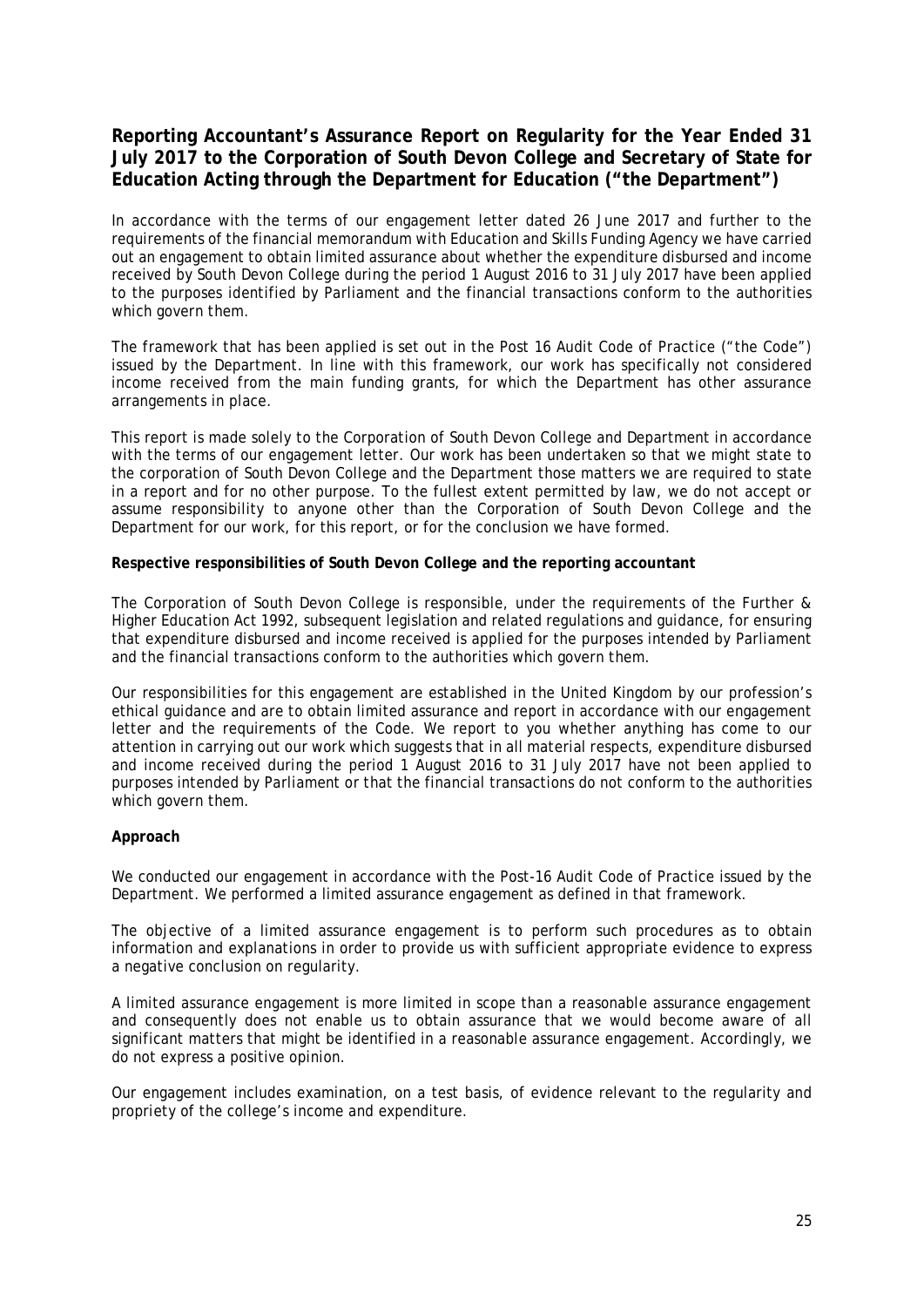## Reporting Accountant's Assurance Report on Regularity for the Year Ended 31 July 2017 to the Corporation of South Devon College and Secretary of State for Education Acting through the Department for Education ("the Department")

In accordance with the terms of our engagement letter dated 26 June 2017 and further to the requirements of the financial memorandum with Education and Skills Funding Agency we have carried out an engagement to obtain limited assurance about whether the expenditure disbursed and income received by South Devon College during the period 1 August 2016 to 31 July 2017 have been applied to the purposes identified by Parliament and the financial transactions conform to the authorities which govern them.

The framework that has been applied is set out in the Post 16 Audit Code of Practice ("the Code") issued by the Department. In line with this framework, our work has specifically not considered income received from the main funding grants, for which the Department has other assurance arrangements in place.

This report is made solely to the Corporation of South Devon College and Department in accordance with the terms of our engagement letter. Our work has been undertaken so that we might state to the corporation of South Devon College and the Department those matters we are required to state in a report and for no other purpose. To the fullest extent permitted by law, we do not accept or assume responsibility to anyone other than the Corporation of South Devon College and the Department for our work, for this report, or for the conclusion we have formed.

**Respective responsibilities of South Devon College and the reporting accountant**

The Corporation of South Devon College is responsible, under the requirements of the Further & Higher Education Act 1992, subsequent legislation and related regulations and guidance, for ensuring that expenditure disbursed and income received is applied for the purposes intended by Parliament and the financial transactions conform to the authorities which govern them.

Our responsibilities for this engagement are established in the United Kingdom by our profession's ethical guidance and are to obtain limited assurance and report in accordance with our engagement letter and the requirements of the Code. We report to you whether anything has come to our attention in carrying out our work which suggests that in all material respects, expenditure disbursed and income received during the period 1 August 2016 to 31 July 2017 have not been applied to purposes intended by Parliament or that the financial transactions do not conform to the authorities which govern them.

**Approach**

We conducted our engagement in accordance with the Post-16 Audit Code of Practice issued by the Department. We performed a limited assurance engagement as defined in that framework.

The objective of a limited assurance engagement is to perform such procedures as to obtain information and explanations in order to provide us with sufficient appropriate evidence to express a negative conclusion on regularity.

A limited assurance engagement is more limited in scope than a reasonable assurance engagement and consequently does not enable us to obtain assurance that we would become aware of all significant matters that might be identified in a reasonable assurance engagement. Accordingly, we do not express a positive opinion.

Our engagement includes examination, on a test basis, of evidence relevant to the regularity and propriety of the college's income and expenditure.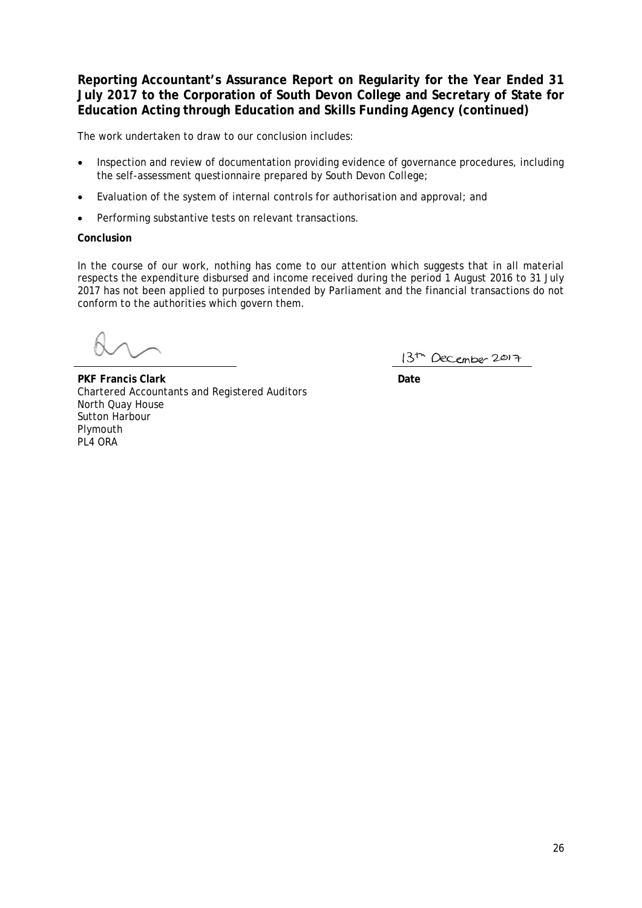## Reporting Accountant's Assurance Report on Regularity for the Year Ended 31 July 2017 to the Corporation of South Devon College and Secretary of State for Education Acting through Education and Skills Funding Agency (continued)

The work undertaken to draw to our conclusion includes:

- Inspection and review of documentation providing evidence of governance procedures, including the self-assessment questionnaire prepared by South Devon College;
- Evaluation of the system of internal controls for authorisation and approval; and
- Performing substantive tests on relevant transactions.

**Conclusion**

In the course of our work, nothing has come to our attention which suggests that in all material respects the expenditure disbursed and income received during the period 1 August 2016 to 31 July 2017 has not been applied to purposes intended by Parliament and the financial transactions do not conform to the authorities which govern them.

13th December 2017

**PKF Francis Clark**
Chartered Accountants and Registered Auditors
North Quay House
Sutton Harbour
Plymouth
PL4 0RA

**Date**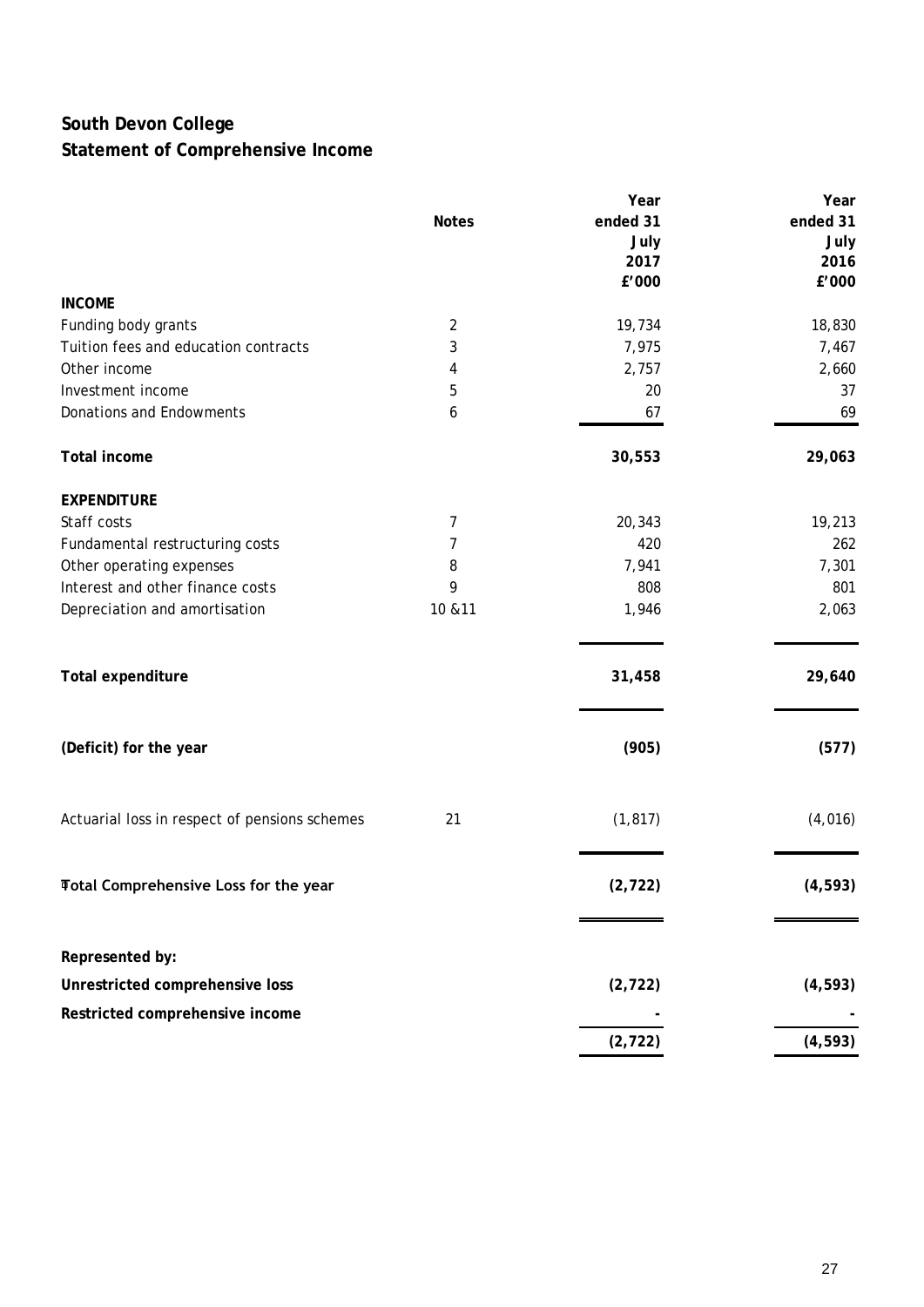# South Devon College

## Statement of Comprehensive Income

| | Notes | Year ended 31 July 2017 £'000 | Year ended 31 July 2016 £'000 |
|---|---|---|---|
| **INCOME** | | | |
| Funding body grants | 2 | 19,734 | 18,830 |
| Tuition fees and education contracts | 3 | 7,975 | 7,467 |
| Other income | 4 | 2,757 | 2,660 |
| Investment income | 5 | 20 | 37 |
| Donations and Endowments | 6 | 67 | 69 |
| **Total income** | | **30,553** | **29,063** |
| **EXPENDITURE** | | | |
| Staff costs | 7 | 20,343 | 19,213 |
| Fundamental restructuring costs | 7 | 420 | 262 |
| Other operating expenses | 8 | 7,941 | 7,301 |
| Interest and other finance costs | 9 | 808 | 801 |
| Depreciation and amortisation | 10 &11 | 1,946 | 2,063 |
| **Total expenditure** | | **31,458** | **29,640** |
| **(Deficit) for the year** | | **(905)** | **(577)** |
| Actuarial loss in respect of pensions schemes | 21 | (1,817) | (4,016) |
| **Total Comprehensive Loss for the year** | | **(2,722)** | **(4,593)** |
| **Represented by:** | | | |
| **Unrestricted comprehensive loss** | | **(2,722)** | **(4,593)** |
| **Restricted comprehensive income** | | **-** | **-** |
| | | **(2,722)** | **(4,593)** |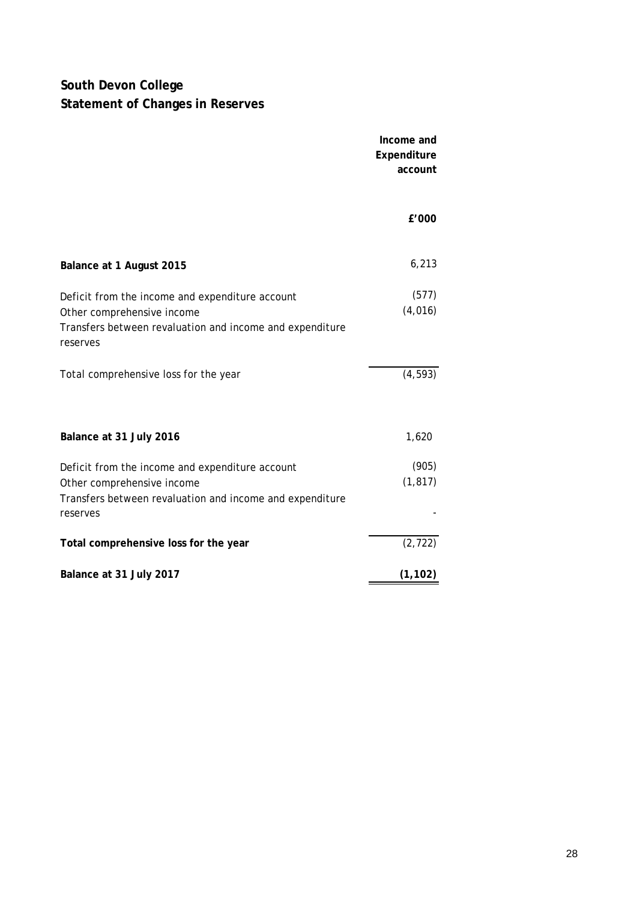# South Devon College
# Statement of Changes in Reserves

| | Income and Expenditure account |
|---|---|
| | £'000 |
| **Balance at 1 August 2015** | 6,213 |
| Deficit from the income and expenditure account | (577) |
| Other comprehensive income | (4,016) |
| Transfers between revaluation and income and expenditure reserves | |
| Total comprehensive loss for the year | (4,593) |
| **Balance at 31 July 2016** | 1,620 |
| Deficit from the income and expenditure account | (905) |
| Other comprehensive income | (1,817) |
| Transfers between revaluation and income and expenditure reserves | - |
| **Total comprehensive loss for the year** | (2,722) |
| **Balance at 31 July 2017** | **(1,102)** |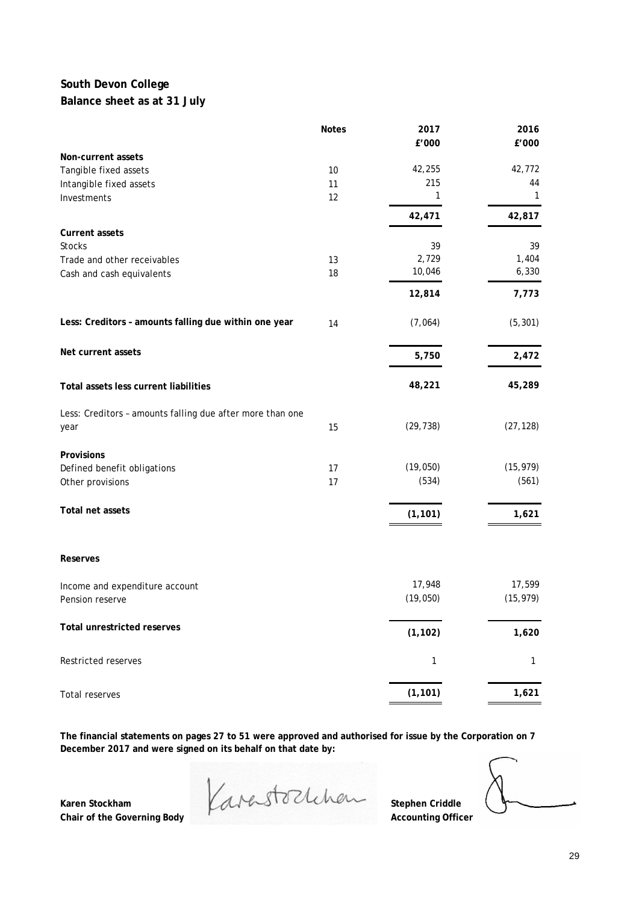**South Devon College**
**Balance sheet as at 31 July**

| | Notes | 2017 | 2016 |
|---|---|---|---|
| | | £'000 | £'000 |
| **Non-current assets** | | | |
| Tangible fixed assets | 10 | 42,255 | 42,772 |
| Intangible fixed assets | 11 | 215 | 44 |
| Investments | 12 | 1 | 1 |
| | | **42,471** | **42,817** |
| **Current assets** | | | |
| Stocks | | 39 | 39 |
| Trade and other receivables | 13 | 2,729 | 1,404 |
| Cash and cash equivalents | 18 | 10,046 | 6,330 |
| | | **12,814** | **7,773** |
| **Less: Creditors – amounts falling due within one year** | 14 | (7,064) | (5,301) |
| **Net current assets** | | **5,750** | **2,472** |
| **Total assets less current liabilities** | | **48,221** | **45,289** |
| Less: Creditors – amounts falling due after more than one year | 15 | (29,738) | (27,128) |
| **Provisions** | | | |
| Defined benefit obligations | 17 | (19,050) | (15,979) |
| Other provisions | 17 | (534) | (561) |
| **Total net assets** | | **(1,101)** | **1,621** |
| **Reserves** | | | |
| Income and expenditure account | | 17,948 | 17,599 |
| Pension reserve | | (19,050) | (15,979) |
| **Total unrestricted reserves** | | **(1,102)** | **1,620** |
| Restricted reserves | | 1 | 1 |
| Total reserves | | **(1,101)** | **1,621** |

**The financial statements on pages 27 to 51 were approved and authorised for issue by the Corporation on 7 December 2017 and were signed on its behalf on that date by:**

**Karen Stockham**
**Chair of the Governing Body**

**Stephen Criddle**
**Accounting Officer**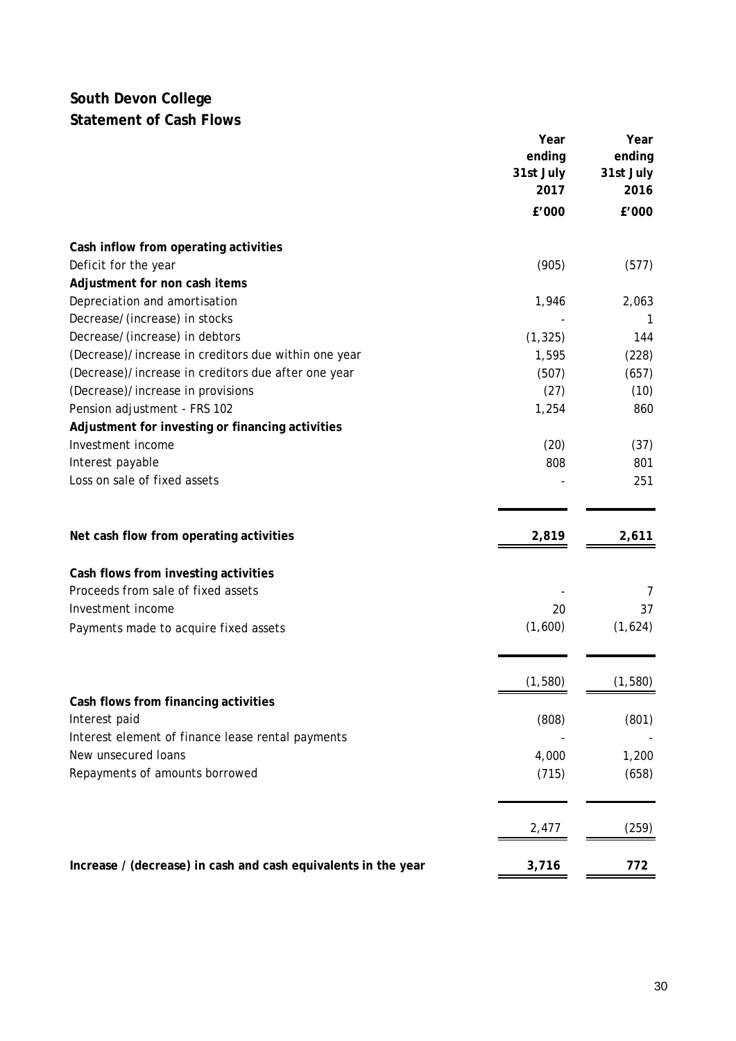# South Devon College

## Statement of Cash Flows

| | Year ending 31st July 2017 | Year ending 31st July 2016 |
|---|---|---|
| | £'000 | £'000 |
| **Cash inflow from operating activities** | | |
| Deficit for the year | (905) | (577) |
| **Adjustment for non cash items** | | |
| Depreciation and amortisation | 1,946 | 2,063 |
| Decrease/(increase) in stocks | - | 1 |
| Decrease/(increase) in debtors | (1,325) | 144 |
| (Decrease)/increase in creditors due within one year | 1,595 | (228) |
| (Decrease)/increase in creditors due after one year | (507) | (657) |
| (Decrease)/increase in provisions | (27) | (10) |
| Pension adjustment - FRS 102 | 1,254 | 860 |
| **Adjustment for investing or financing activities** | | |
| Investment income | (20) | (37) |
| Interest payable | 808 | 801 |
| Loss on sale of fixed assets | - | 251 |
| **Net cash flow from operating activities** | **2,819** | **2,611** |
| **Cash flows from investing activities** | | |
| Proceeds from sale of fixed assets | - | 7 |
| Investment income | 20 | 37 |
| Payments made to acquire fixed assets | (1,600) | (1,624) |
| | (1,580) | (1,580) |
| **Cash flows from financing activities** | | |
| Interest paid | (808) | (801) |
| Interest element of finance lease rental payments | - | - |
| New unsecured loans | 4,000 | 1,200 |
| Repayments of amounts borrowed | (715) | (658) |
| | 2,477 | (259) |
| **Increase / (decrease) in cash and cash equivalents in the year** | **3,716** | **772** |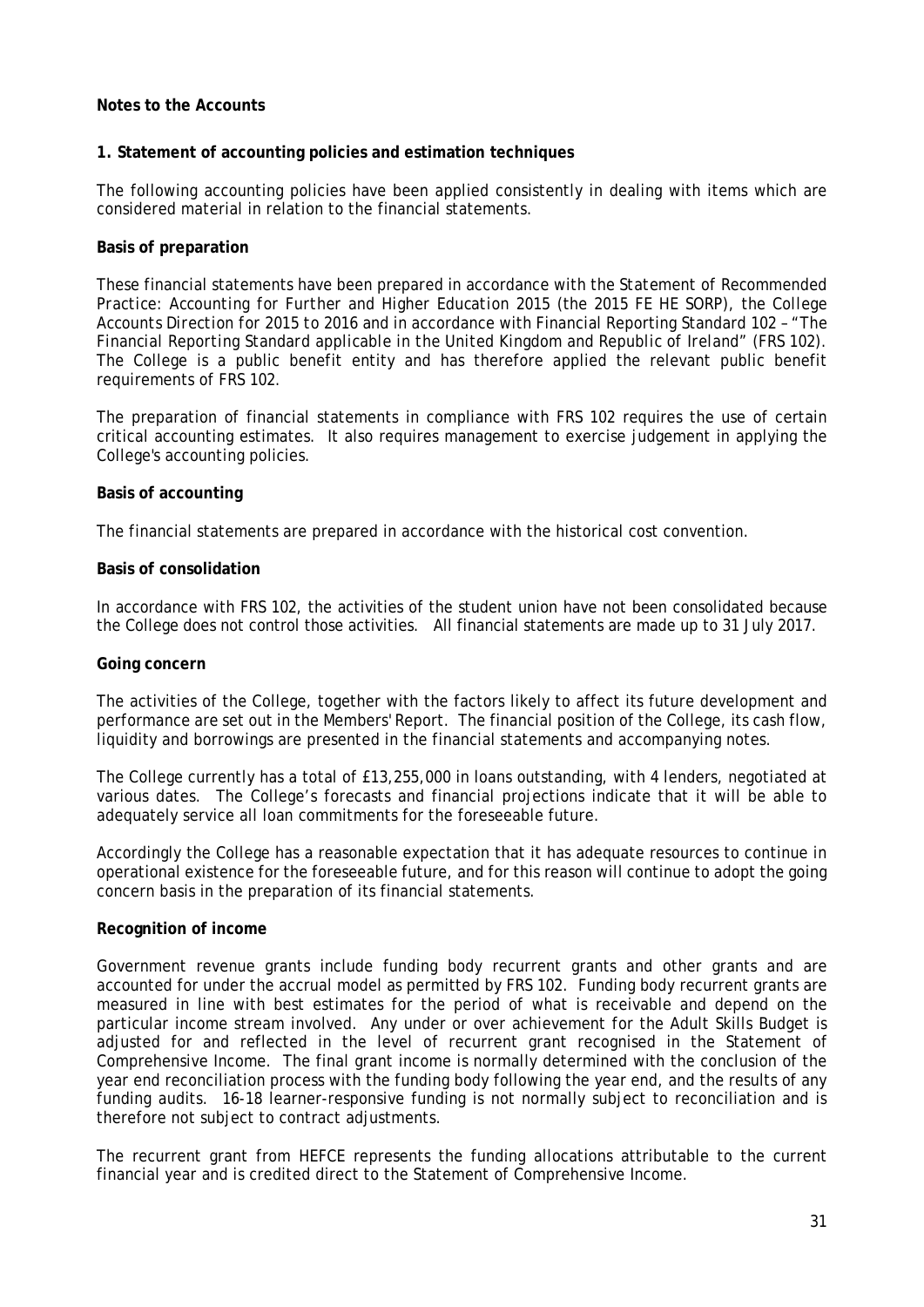**Notes to the Accounts**

**1. Statement of accounting policies and estimation techniques**

The following accounting policies have been applied consistently in dealing with items which are considered material in relation to the financial statements.

**Basis of preparation**

These financial statements have been prepared in accordance with the *Statement of Recommended Practice: Accounting for Further and Higher Education 2015* (the 2015 FE HE SORP), the *College Accounts Direction for 2015 to 2016* and in accordance with Financial Reporting Standard 102 – *"The Financial Reporting Standard applicable in the United Kingdom and Republic of Ireland"* (FRS 102). The College is a public benefit entity and has therefore applied the relevant public benefit requirements of FRS 102.

The preparation of financial statements in compliance with FRS 102 requires the use of certain critical accounting estimates. It also requires management to exercise judgement in applying the College's accounting policies.

**Basis of accounting**

The financial statements are prepared in accordance with the historical cost convention.

**Basis of consolidation**

In accordance with FRS 102, the activities of the student union have not been consolidated because the College does not control those activities. All financial statements are made up to 31 July 2017.

**Going concern**

The activities of the College, together with the factors likely to affect its future development and performance are set out in the Members' Report. The financial position of the College, its cash flow, liquidity and borrowings are presented in the financial statements and accompanying notes.

The College currently has a total of £13,255,000 in loans outstanding, with 4 lenders, negotiated at various dates. The College's forecasts and financial projections indicate that it will be able to adequately service all loan commitments for the foreseeable future.

Accordingly the College has a reasonable expectation that it has adequate resources to continue in operational existence for the foreseeable future, and for this reason will continue to adopt the going concern basis in the preparation of its financial statements.

**Recognition of income**

Government revenue grants include funding body recurrent grants and other grants and are accounted for under the accrual model as permitted by FRS 102. Funding body recurrent grants are measured in line with best estimates for the period of what is receivable and depend on the particular income stream involved. Any under or over achievement for the Adult Skills Budget is adjusted for and reflected in the level of recurrent grant recognised in the Statement of Comprehensive Income. The final grant income is normally determined with the conclusion of the year end reconciliation process with the funding body following the year end, and the results of any funding audits. 16-18 learner-responsive funding is not normally subject to reconciliation and is therefore not subject to contract adjustments.

The recurrent grant from HEFCE represents the funding allocations attributable to the current financial year and is credited direct to the Statement of Comprehensive Income.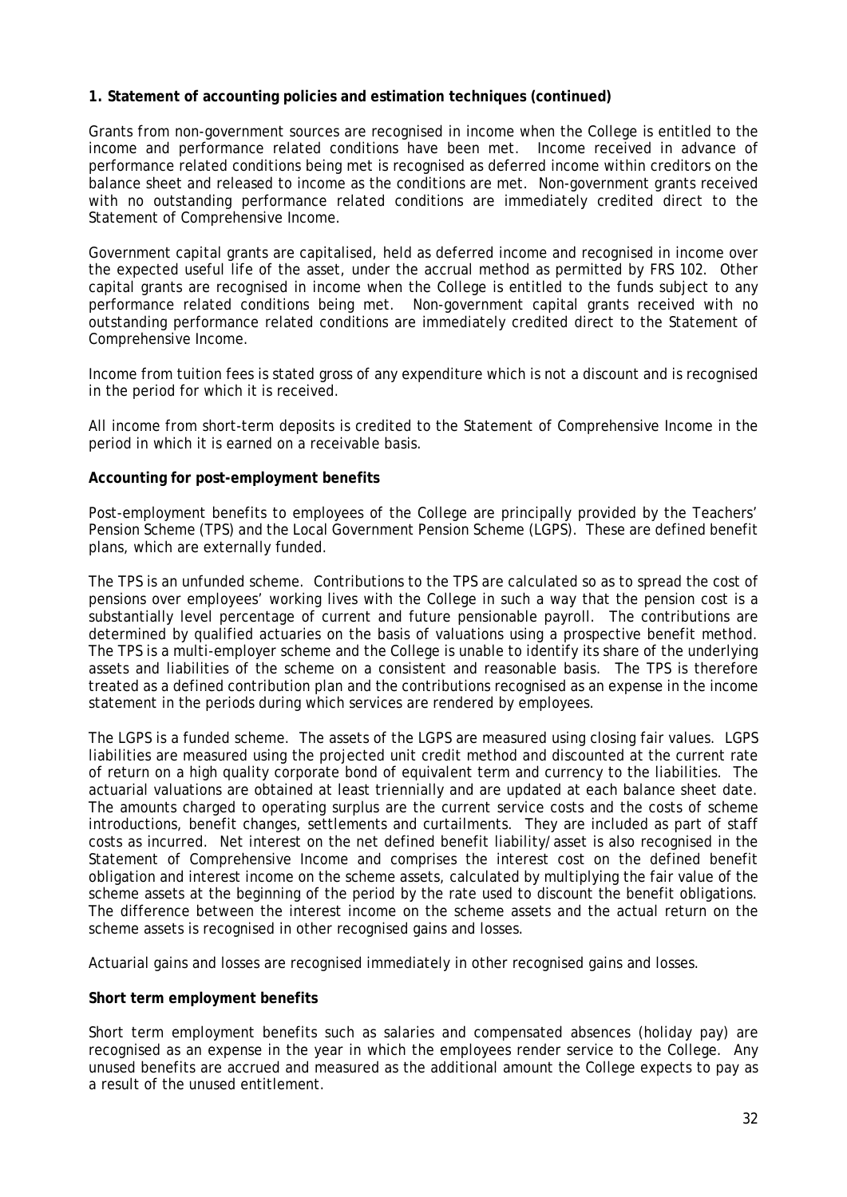**1. Statement of accounting policies and estimation techniques (continued)**

Grants from non-government sources are recognised in income when the College is entitled to the income and performance related conditions have been met. Income received in advance of performance related conditions being met is recognised as deferred income within creditors on the balance sheet and released to income as the conditions are met. Non-government grants received with no outstanding performance related conditions are immediately credited direct to the Statement of Comprehensive Income.

Government capital grants are capitalised, held as deferred income and recognised in income over the expected useful life of the asset, under the accrual method as permitted by FRS 102. Other capital grants are recognised in income when the College is entitled to the funds subject to any performance related conditions being met. Non-government capital grants received with no outstanding performance related conditions are immediately credited direct to the Statement of Comprehensive Income.

Income from tuition fees is stated gross of any expenditure which is not a discount and is recognised in the period for which it is received.

All income from short-term deposits is credited to the Statement of Comprehensive Income in the period in which it is earned on a receivable basis.

**Accounting for post-employment benefits**

Post-employment benefits to employees of the College are principally provided by the Teachers' Pension Scheme (TPS) and the Local Government Pension Scheme (LGPS). These are defined benefit plans, which are externally funded.

The TPS is an unfunded scheme. Contributions to the TPS are calculated so as to spread the cost of pensions over employees' working lives with the College in such a way that the pension cost is a substantially level percentage of current and future pensionable payroll. The contributions are determined by qualified actuaries on the basis of valuations using a prospective benefit method. The TPS is a multi-employer scheme and the College is unable to identify its share of the underlying assets and liabilities of the scheme on a consistent and reasonable basis. The TPS is therefore treated as a defined contribution plan and the contributions recognised as an expense in the income statement in the periods during which services are rendered by employees.

The LGPS is a funded scheme. The assets of the LGPS are measured using closing fair values. LGPS liabilities are measured using the projected unit credit method and discounted at the current rate of return on a high quality corporate bond of equivalent term and currency to the liabilities. The actuarial valuations are obtained at least triennially and are updated at each balance sheet date. The amounts charged to operating surplus are the current service costs and the costs of scheme introductions, benefit changes, settlements and curtailments. They are included as part of staff costs as incurred. Net interest on the net defined benefit liability/asset is also recognised in the Statement of Comprehensive Income and comprises the interest cost on the defined benefit obligation and interest income on the scheme assets, calculated by multiplying the fair value of the scheme assets at the beginning of the period by the rate used to discount the benefit obligations. The difference between the interest income on the scheme assets and the actual return on the scheme assets is recognised in other recognised gains and losses.

Actuarial gains and losses are recognised immediately in other recognised gains and losses.

**Short term employment benefits**

Short term employment benefits such as salaries and compensated absences (holiday pay) are recognised as an expense in the year in which the employees render service to the College. Any unused benefits are accrued and measured as the additional amount the College expects to pay as a result of the unused entitlement.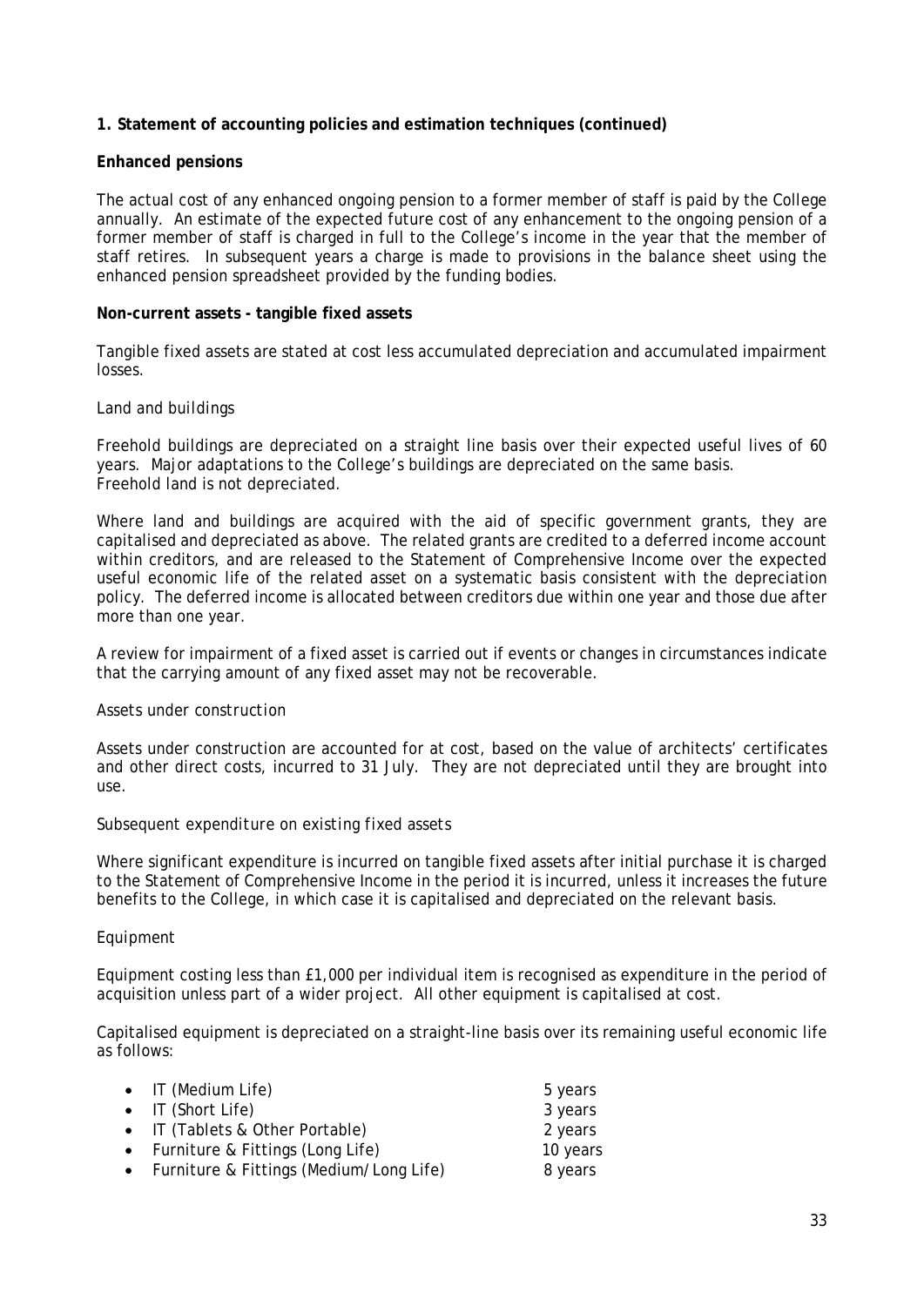**1. Statement of accounting policies and estimation techniques (continued)**

**Enhanced pensions**

The actual cost of any enhanced ongoing pension to a former member of staff is paid by the College annually. An estimate of the expected future cost of any enhancement to the ongoing pension of a former member of staff is charged in full to the College's income in the year that the member of staff retires. In subsequent years a charge is made to provisions in the balance sheet using the enhanced pension spreadsheet provided by the funding bodies.

**Non-current assets - tangible fixed assets**

Tangible fixed assets are stated at cost less accumulated depreciation and accumulated impairment losses.

*Land and buildings*

Freehold buildings are depreciated on a straight line basis over their expected useful lives of 60 years. Major adaptations to the College's buildings are depreciated on the same basis.
Freehold land is not depreciated.

Where land and buildings are acquired with the aid of specific government grants, they are capitalised and depreciated as above. The related grants are credited to a deferred income account within creditors, and are released to the Statement of Comprehensive Income over the expected useful economic life of the related asset on a systematic basis consistent with the depreciation policy. The deferred income is allocated between creditors due within one year and those due after more than one year.

A review for impairment of a fixed asset is carried out if events or changes in circumstances indicate that the carrying amount of any fixed asset may not be recoverable.

*Assets under construction*

Assets under construction are accounted for at cost, based on the value of architects' certificates and other direct costs, incurred to 31 July. They are not depreciated until they are brought into use.

*Subsequent expenditure on existing fixed assets*

Where significant expenditure is incurred on tangible fixed assets after initial purchase it is charged to the Statement of Comprehensive Income in the period it is incurred, unless it increases the future benefits to the College, in which case it is capitalised and depreciated on the relevant basis.

*Equipment*

Equipment costing less than £1,000 per individual item is recognised as expenditure in the period of acquisition unless part of a wider project. All other equipment is capitalised at cost.

Capitalised equipment is depreciated on a straight-line basis over its remaining useful economic life as follows:

- IT (Medium Life) — 5 years
- IT (Short Life) — 3 years
- IT (Tablets & Other Portable) — 2 years
- Furniture & Fittings (Long Life) — 10 years
- Furniture & Fittings (Medium/Long Life) — 8 years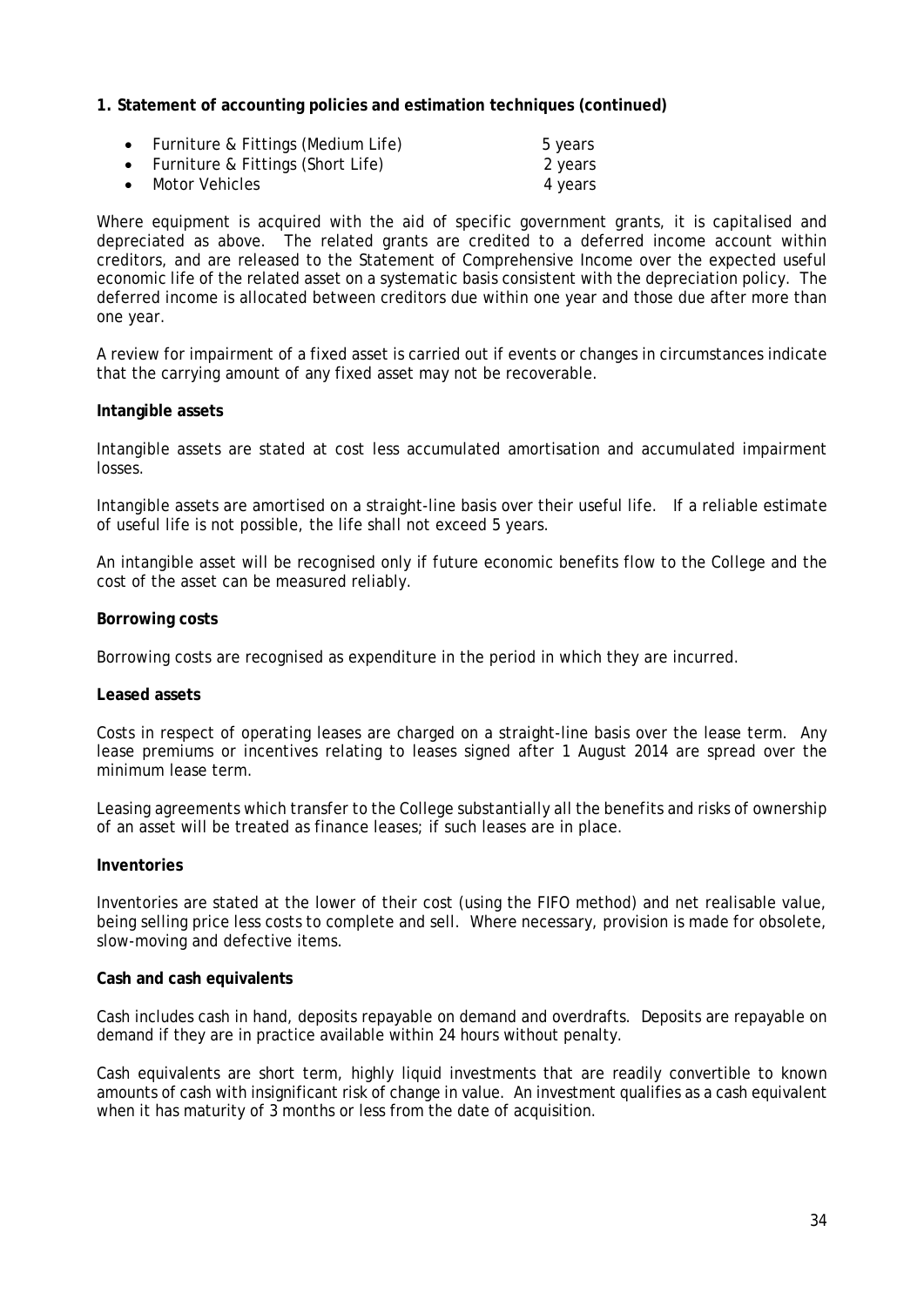**1. Statement of accounting policies and estimation techniques (continued)**

- Furniture & Fittings (Medium Life) 5 years
- Furniture & Fittings (Short Life) 2 years
- Motor Vehicles 4 years

Where equipment is acquired with the aid of specific government grants, it is capitalised and depreciated as above. The related grants are credited to a deferred income account within creditors, and are released to the Statement of Comprehensive Income over the expected useful economic life of the related asset on a systematic basis consistent with the depreciation policy. The deferred income is allocated between creditors due within one year and those due after more than one year.

A review for impairment of a fixed asset is carried out if events or changes in circumstances indicate that the carrying amount of any fixed asset may not be recoverable.

**Intangible assets**

Intangible assets are stated at cost less accumulated amortisation and accumulated impairment losses.

Intangible assets are amortised on a straight-line basis over their useful life. If a reliable estimate of useful life is not possible, the life shall not exceed 5 years.

An intangible asset will be recognised only if future economic benefits flow to the College and the cost of the asset can be measured reliably.

**Borrowing costs**

Borrowing costs are recognised as expenditure in the period in which they are incurred.

**Leased assets**

Costs in respect of operating leases are charged on a straight-line basis over the lease term. Any lease premiums or incentives relating to leases signed after 1 August 2014 are spread over the minimum lease term.

Leasing agreements which transfer to the College substantially all the benefits and risks of ownership of an asset will be treated as finance leases; if such leases are in place.

**Inventories**

Inventories are stated at the lower of their cost (using the FIFO method) and net realisable value, being selling price less costs to complete and sell. Where necessary, provision is made for obsolete, slow-moving and defective items.

**Cash and cash equivalents**

Cash includes cash in hand, deposits repayable on demand and overdrafts. Deposits are repayable on demand if they are in practice available within 24 hours without penalty.

Cash equivalents are short term, highly liquid investments that are readily convertible to known amounts of cash with insignificant risk of change in value. An investment qualifies as a cash equivalent when it has maturity of 3 months or less from the date of acquisition.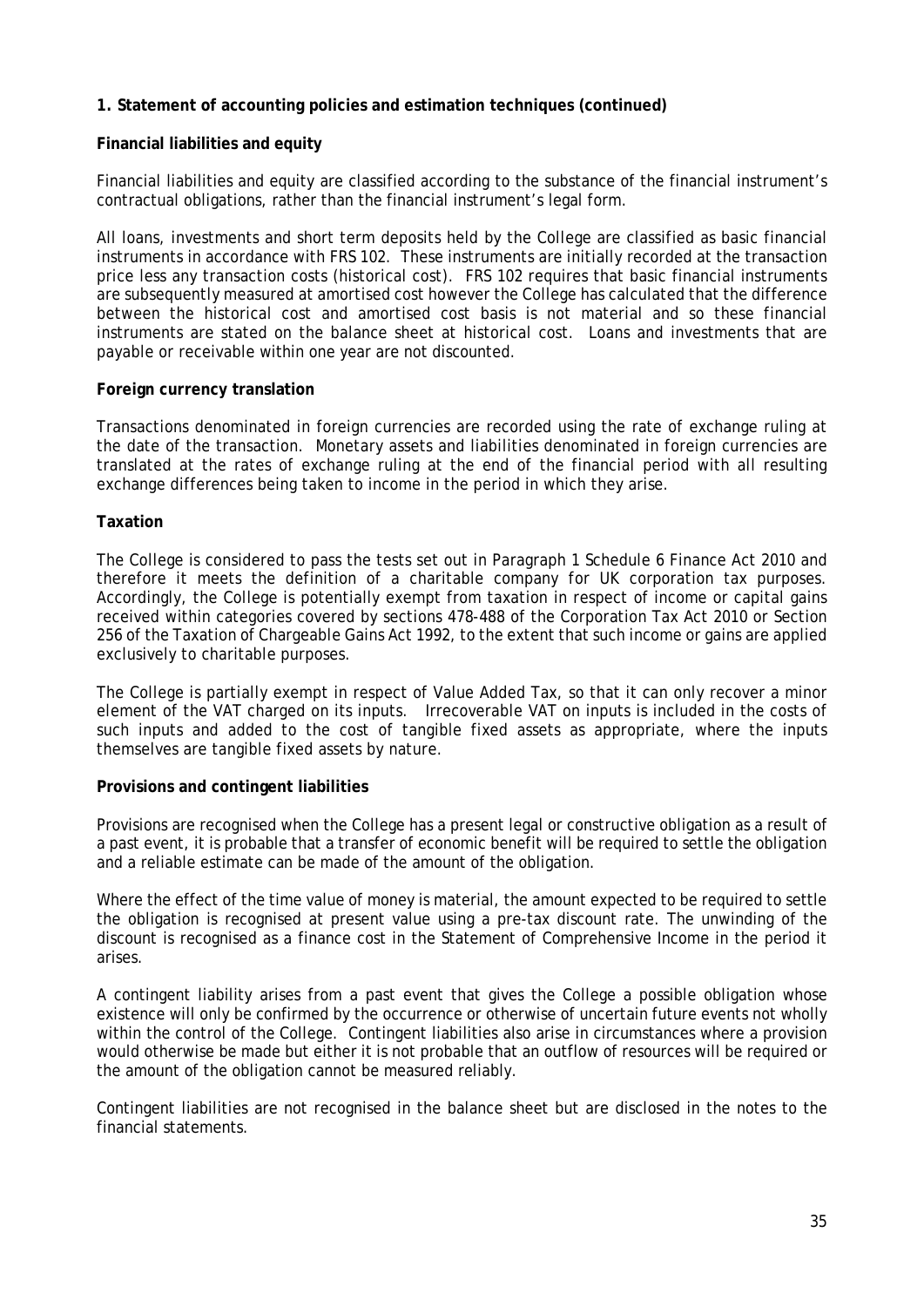**1. Statement of accounting policies and estimation techniques (continued)**

**Financial liabilities and equity**

Financial liabilities and equity are classified according to the substance of the financial instrument's contractual obligations, rather than the financial instrument's legal form.

All loans, investments and short term deposits held by the College are classified as basic financial instruments in accordance with FRS 102. These instruments are initially recorded at the transaction price less any transaction costs (historical cost). FRS 102 requires that basic financial instruments are subsequently measured at amortised cost however the College has calculated that the difference between the historical cost and amortised cost basis is not material and so these financial instruments are stated on the balance sheet at historical cost. Loans and investments that are payable or receivable within one year are not discounted.

**Foreign currency translation**

Transactions denominated in foreign currencies are recorded using the rate of exchange ruling at the date of the transaction. Monetary assets and liabilities denominated in foreign currencies are translated at the rates of exchange ruling at the end of the financial period with all resulting exchange differences being taken to income in the period in which they arise.

**Taxation**

The College is considered to pass the tests set out in Paragraph 1 Schedule 6 Finance Act 2010 and therefore it meets the definition of a charitable company for UK corporation tax purposes. Accordingly, the College is potentially exempt from taxation in respect of income or capital gains received within categories covered by sections 478-488 of the Corporation Tax Act 2010 or Section 256 of the Taxation of Chargeable Gains Act 1992, to the extent that such income or gains are applied exclusively to charitable purposes.

The College is partially exempt in respect of Value Added Tax, so that it can only recover a minor element of the VAT charged on its inputs. Irrecoverable VAT on inputs is included in the costs of such inputs and added to the cost of tangible fixed assets as appropriate, where the inputs themselves are tangible fixed assets by nature.

**Provisions and contingent liabilities**

Provisions are recognised when the College has a present legal or constructive obligation as a result of a past event, it is probable that a transfer of economic benefit will be required to settle the obligation and a reliable estimate can be made of the amount of the obligation.

Where the effect of the time value of money is material, the amount expected to be required to settle the obligation is recognised at present value using a pre-tax discount rate. The unwinding of the discount is recognised as a finance cost in the Statement of Comprehensive Income in the period it arises.

A contingent liability arises from a past event that gives the College a possible obligation whose existence will only be confirmed by the occurrence or otherwise of uncertain future events not wholly within the control of the College. Contingent liabilities also arise in circumstances where a provision would otherwise be made but either it is not probable that an outflow of resources will be required or the amount of the obligation cannot be measured reliably.

Contingent liabilities are not recognised in the balance sheet but are disclosed in the notes to the financial statements.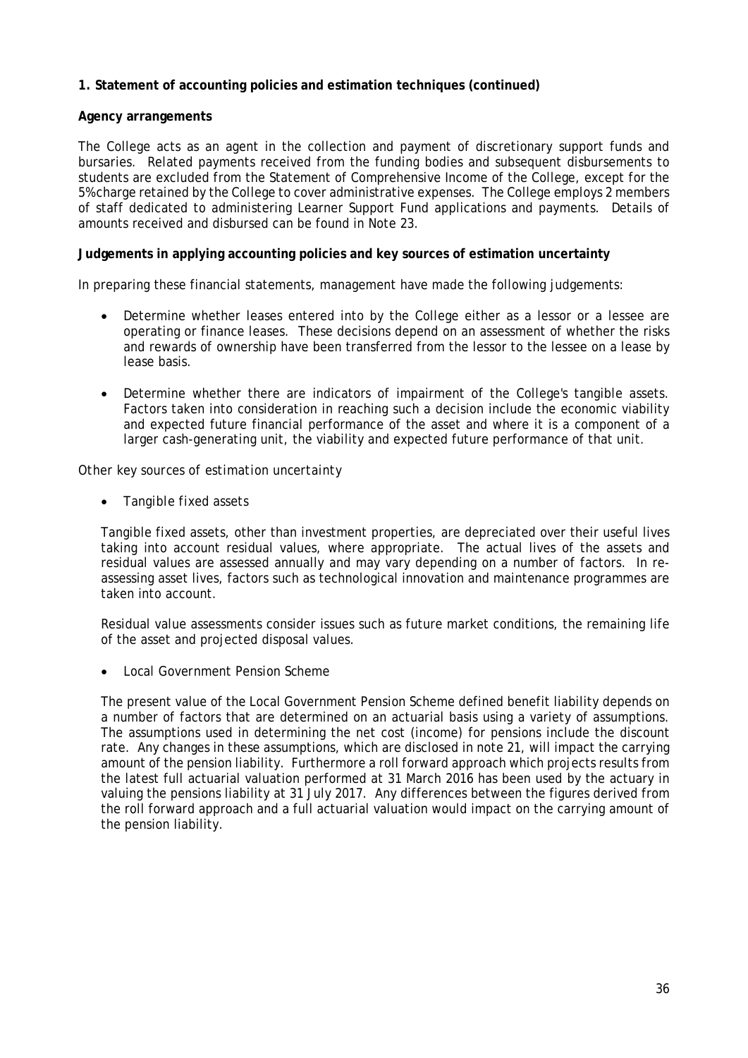**1. Statement of accounting policies and estimation techniques (continued)**

**Agency arrangements**

The College acts as an agent in the collection and payment of discretionary support funds and bursaries. Related payments received from the funding bodies and subsequent disbursements to students are excluded from the Statement of Comprehensive Income of the College, except for the 5% charge retained by the College to cover administrative expenses. The College employs 2 members of staff dedicated to administering Learner Support Fund applications and payments. Details of amounts received and disbursed can be found in Note 23.

**Judgements in applying accounting policies and key sources of estimation uncertainty**

In preparing these financial statements, management have made the following judgements:

- Determine whether leases entered into by the College either as a lessor or a lessee are operating or finance leases. These decisions depend on an assessment of whether the risks and rewards of ownership have been transferred from the lessor to the lessee on a lease by lease basis.

- Determine whether there are indicators of impairment of the College's tangible assets. Factors taken into consideration in reaching such a decision include the economic viability and expected future financial performance of the asset and where it is a component of a larger cash-generating unit, the viability and expected future performance of that unit.

*Other key sources of estimation uncertainty*

- *Tangible fixed assets*

  Tangible fixed assets, other than investment properties, are depreciated over their useful lives taking into account residual values, where appropriate. The actual lives of the assets and residual values are assessed annually and may vary depending on a number of factors. In re-assessing asset lives, factors such as technological innovation and maintenance programmes are taken into account.

  Residual value assessments consider issues such as future market conditions, the remaining life of the asset and projected disposal values.

- *Local Government Pension Scheme*

  The present value of the Local Government Pension Scheme defined benefit liability depends on a number of factors that are determined on an actuarial basis using a variety of assumptions. The assumptions used in determining the net cost (income) for pensions include the discount rate. Any changes in these assumptions, which are disclosed in note 21, will impact the carrying amount of the pension liability. Furthermore a roll forward approach which projects results from the latest full actuarial valuation performed at 31 March 2016 has been used by the actuary in valuing the pensions liability at 31 July 2017. Any differences between the figures derived from the roll forward approach and a full actuarial valuation would impact on the carrying amount of the pension liability.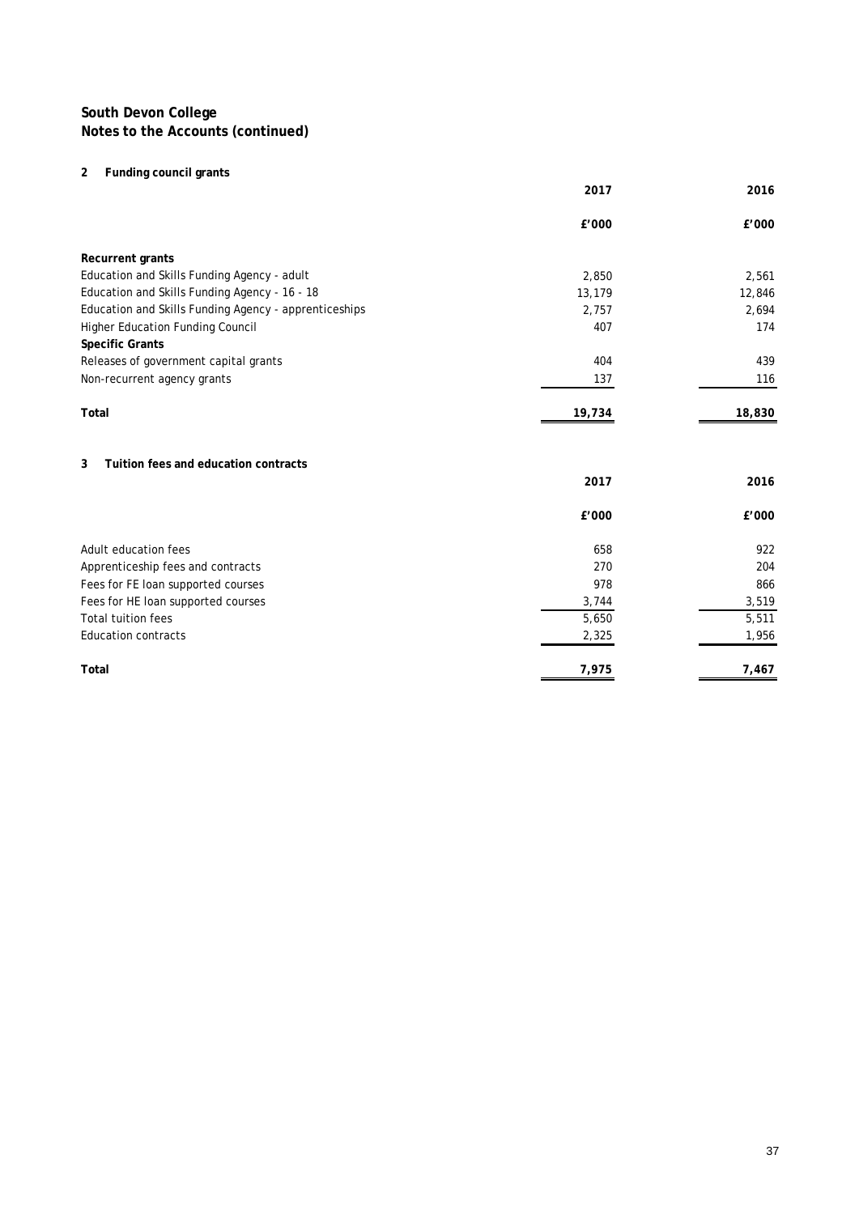**South Devon College**
**Notes to the Accounts (continued)**

**2 Funding council grants**

| | 2017 | 2016 |
|---|---|---|
| | £'000 | £'000 |
| **Recurrent grants** | | |
| Education and Skills Funding Agency - adult | 2,850 | 2,561 |
| Education and Skills Funding Agency - 16 - 18 | 13,179 | 12,846 |
| Education and Skills Funding Agency - apprenticeships | 2,757 | 2,694 |
| Higher Education Funding Council | 407 | 174 |
| **Specific Grants** | | |
| Releases of government capital grants | 404 | 439 |
| Non-recurrent agency grants | 137 | 116 |
| **Total** | **19,734** | **18,830** |

**3 Tuition fees and education contracts**

| | 2017 | 2016 |
|---|---|---|
| | £'000 | £'000 |
| Adult education fees | 658 | 922 |
| Apprenticeship fees and contracts | 270 | 204 |
| Fees for FE loan supported courses | 978 | 866 |
| Fees for HE loan supported courses | 3,744 | 3,519 |
| Total tuition fees | 5,650 | 5,511 |
| Education contracts | 2,325 | 1,956 |
| **Total** | **7,975** | **7,467** |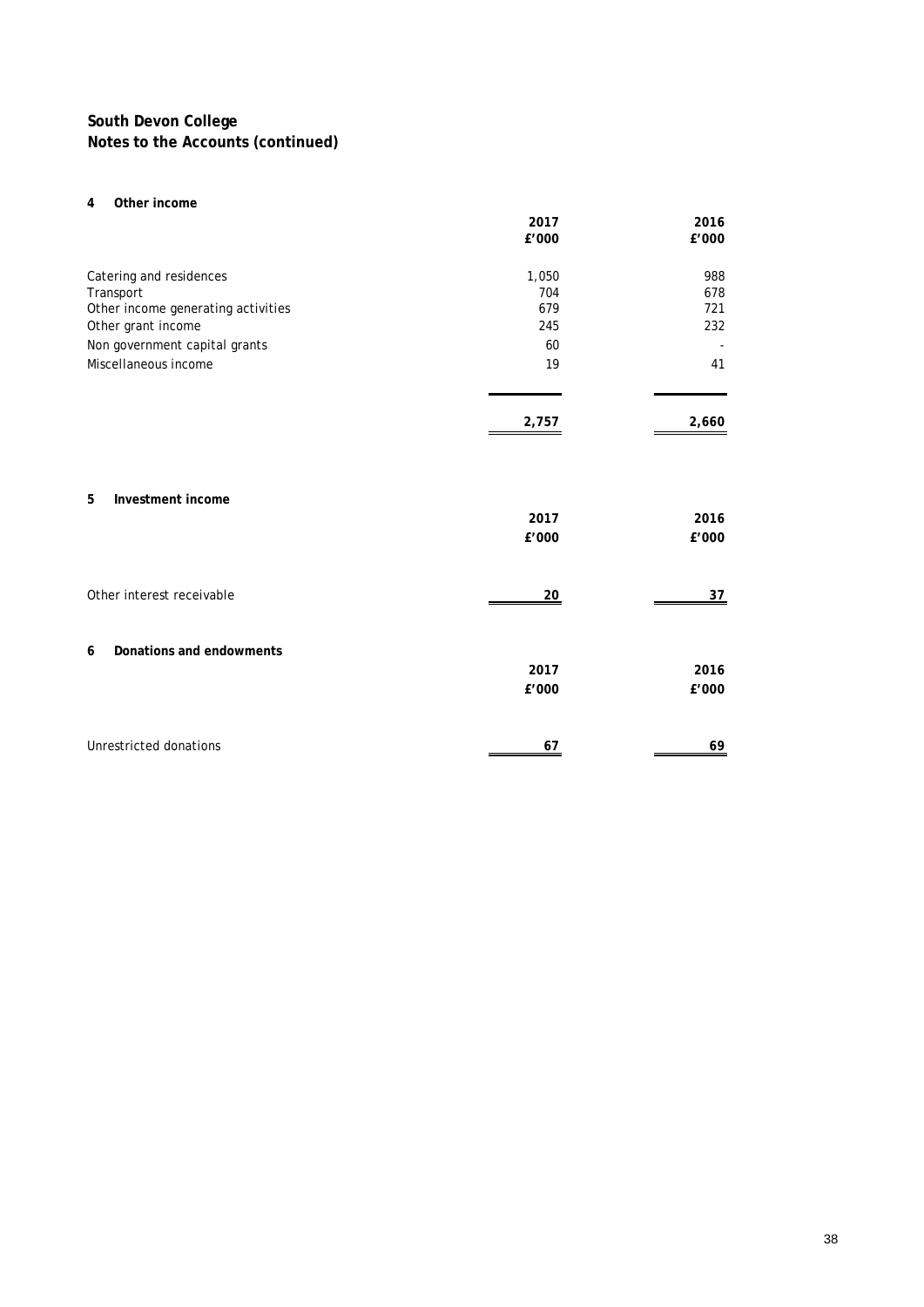# South Devon College
## Notes to the Accounts (continued)

### 4 Other income

| | 2017 £'000 | 2016 £'000 |
|---|---|---|
| Catering and residences | 1,050 | 988 |
| Transport | 704 | 678 |
| Other income generating activities | 679 | 721 |
| Other grant income | 245 | 232 |
| Non government capital grants | 60 | - |
| Miscellaneous income | 19 | 41 |
| | 2,757 | 2,660 |

### 5 Investment income

| | 2017 £'000 | 2016 £'000 |
|---|---|---|
| Other interest receivable | 20 | 37 |

### 6 Donations and endowments

| | 2017 £'000 | 2016 £'000 |
|---|---|---|
| Unrestricted donations | 67 | 69 |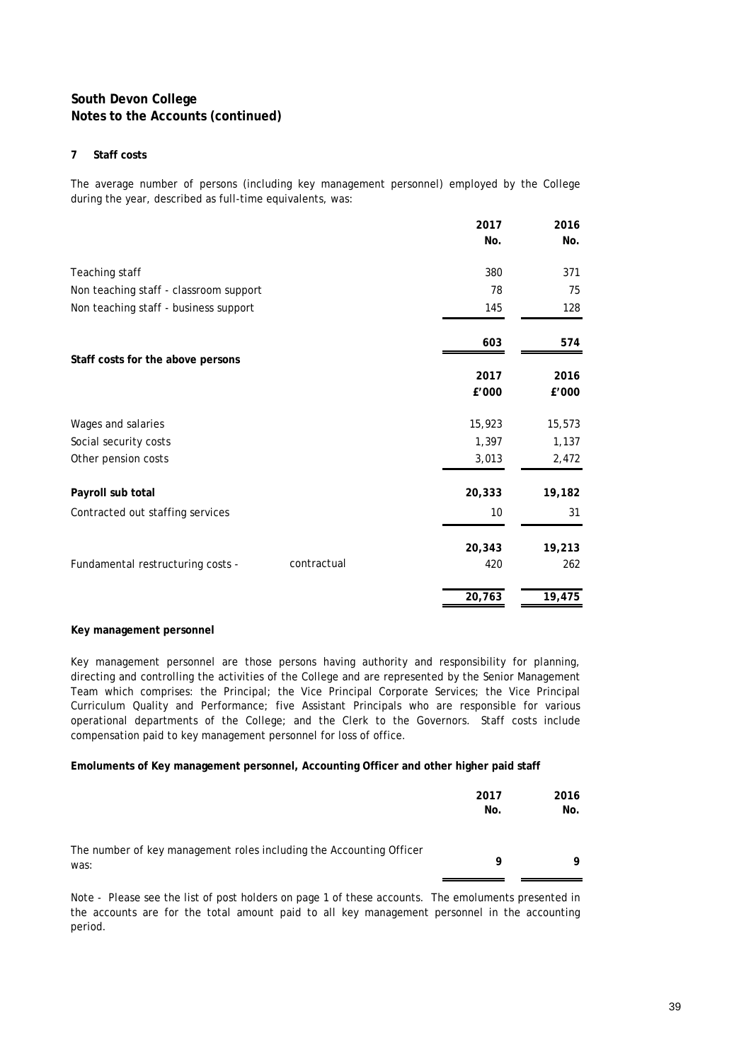# South Devon College
## Notes to the Accounts (continued)

### 7 Staff costs

The average number of persons (including key management personnel) employed by the College during the year, described as full-time equivalents, was:

| | 2017 No. | 2016 No. |
|---|---|---|
| Teaching staff | 380 | 371 |
| Non teaching staff - classroom support | 78 | 75 |
| Non teaching staff - business support | 145 | 128 |
| | **603** | **574** |

**Staff costs for the above persons**

| | 2017 £'000 | 2016 £'000 |
|---|---|---|
| Wages and salaries | 15,923 | 15,573 |
| Social security costs | 1,397 | 1,137 |
| Other pension costs | 3,013 | 2,472 |
| **Payroll sub total** | **20,333** | **19,182** |
| Contracted out staffing services | 10 | 31 |
| | 20,343 | 19,213 |
| Fundamental restructuring costs - contractual | 420 | 262 |
| | 20,763 | 19,475 |

**Key management personnel**

Key management personnel are those persons having authority and responsibility for planning, directing and controlling the activities of the College and are represented by the Senior Management Team which comprises: the Principal; the Vice Principal Corporate Services; the Vice Principal Curriculum Quality and Performance; five Assistant Principals who are responsible for various operational departments of the College; and the Clerk to the Governors. Staff costs include compensation paid to key management personnel for loss of office.

**Emoluments of Key management personnel, Accounting Officer and other higher paid staff**

| | 2017 No. | 2016 No. |
|---|---|---|
| The number of key management roles including the Accounting Officer was: | 9 | 9 |

Note - Please see the list of post holders on page 1 of these accounts. The emoluments presented in the accounts are for the total amount paid to all key management personnel in the accounting period.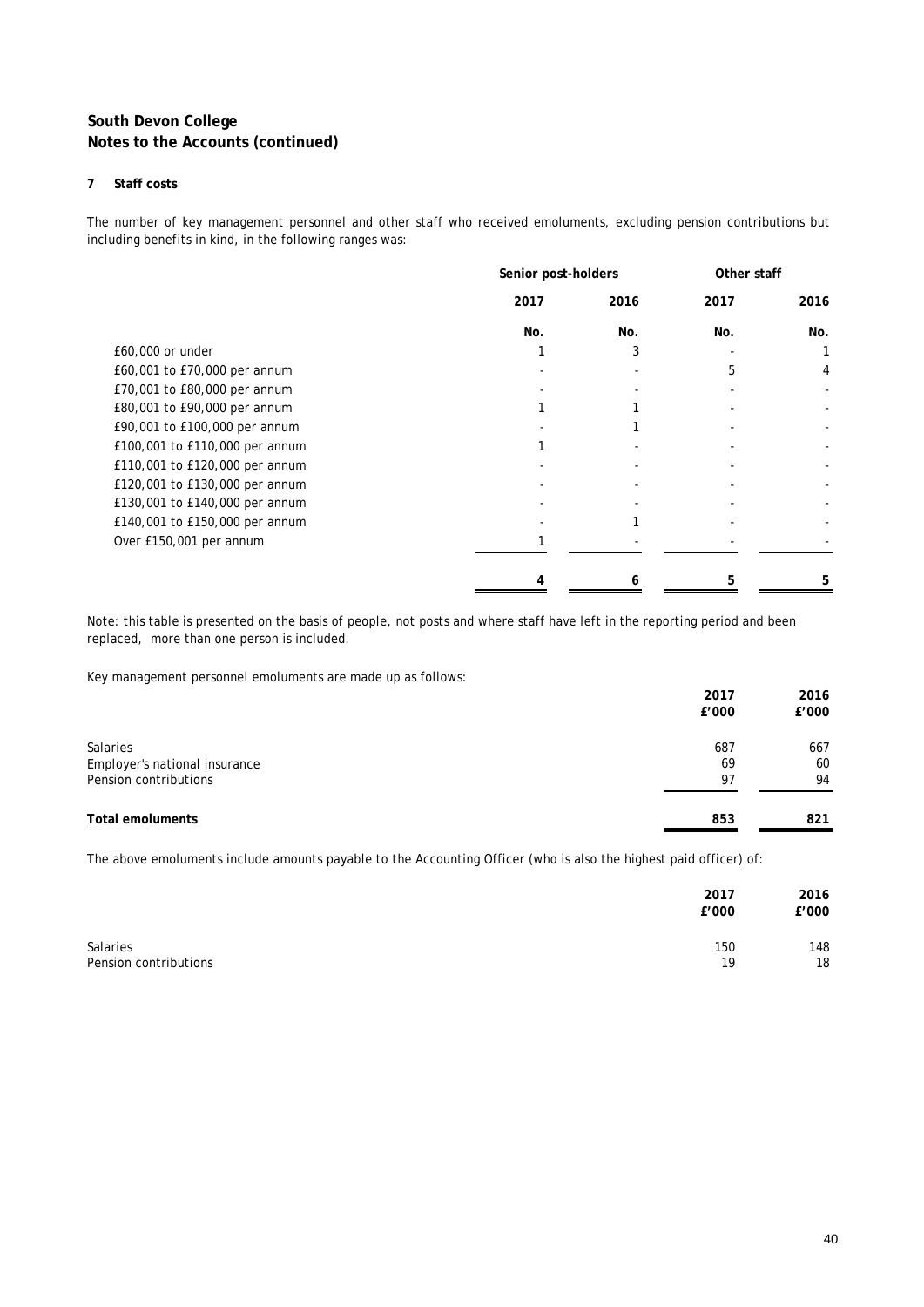## South Devon College
## Notes to the Accounts (continued)

### 7 Staff costs

The number of key management personnel and other staff who received emoluments, excluding pension contributions but including benefits in kind, in the following ranges was:

| | Senior post-holders | | Other staff | |
|---|---|---|---|---|
| | 2017 | 2016 | 2017 | 2016 |
| | No. | No. | No. | No. |
| £60,000 or under | 1 | 3 | - | 1 |
| £60,001 to £70,000 per annum | - | - | 5 | 4 |
| £70,001 to £80,000 per annum | - | - | - | - |
| £80,001 to £90,000 per annum | 1 | 1 | - | - |
| £90,001 to £100,000 per annum | - | 1 | - | - |
| £100,001 to £110,000 per annum | 1 | - | - | - |
| £110,001 to £120,000 per annum | - | - | - | - |
| £120,001 to £130,000 per annum | - | - | - | - |
| £130,001 to £140,000 per annum | - | - | - | - |
| £140,001 to £150,000 per annum | - | 1 | - | - |
| Over £150,001 per annum | 1 | - | - | - |
| | 4 | 6 | 5 | 5 |

Note: this table is presented on the basis of people, not posts and where staff have left in the reporting period and been replaced, more than one person is included.

Key management personnel emoluments are made up as follows:

| | 2017 | 2016 |
|---|---|---|
| | £'000 | £'000 |
| Salaries | 687 | 667 |
| Employer's national insurance | 69 | 60 |
| Pension contributions | 97 | 94 |
| **Total emoluments** | **853** | **821** |

The above emoluments include amounts payable to the Accounting Officer (who is also the highest paid officer) of:

| | 2017 | 2016 |
|---|---|---|
| | £'000 | £'000 |
| Salaries | 150 | 148 |
| Pension contributions | 19 | 18 |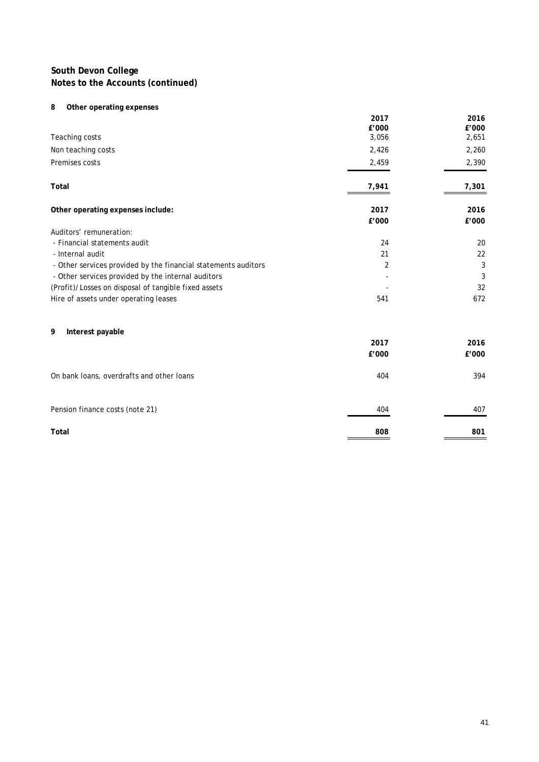**South Devon College**
**Notes to the Accounts (continued)**

## 8 Other operating expenses

| | 2017 | 2016 |
|---|---|---|
| | £'000 | £'000 |
| Teaching costs | 3,056 | 2,651 |
| Non teaching costs | 2,426 | 2,260 |
| Premises costs | 2,459 | 2,390 |
| **Total** | **7,941** | **7,301** |

| **Other operating expenses include:** | **2017** | **2016** |
|---|---|---|
| | **£'000** | **£'000** |
| Auditors' remuneration: | | |
| - Financial statements audit | 24 | 20 |
| - Internal audit | 21 | 22 |
| - Other services provided by the financial statements auditors | 2 | 3 |
| - Other services provided by the internal auditors | - | 3 |
| (Profit)/Losses on disposal of tangible fixed assets | - | 32 |
| Hire of assets under operating leases | 541 | 672 |

## 9 Interest payable

| | 2017 | 2016 |
|---|---|---|
| | £'000 | £'000 |
| On bank loans, overdrafts and other loans | 404 | 394 |
| Pension finance costs (note 21) | 404 | 407 |
| **Total** | **808** | **801** |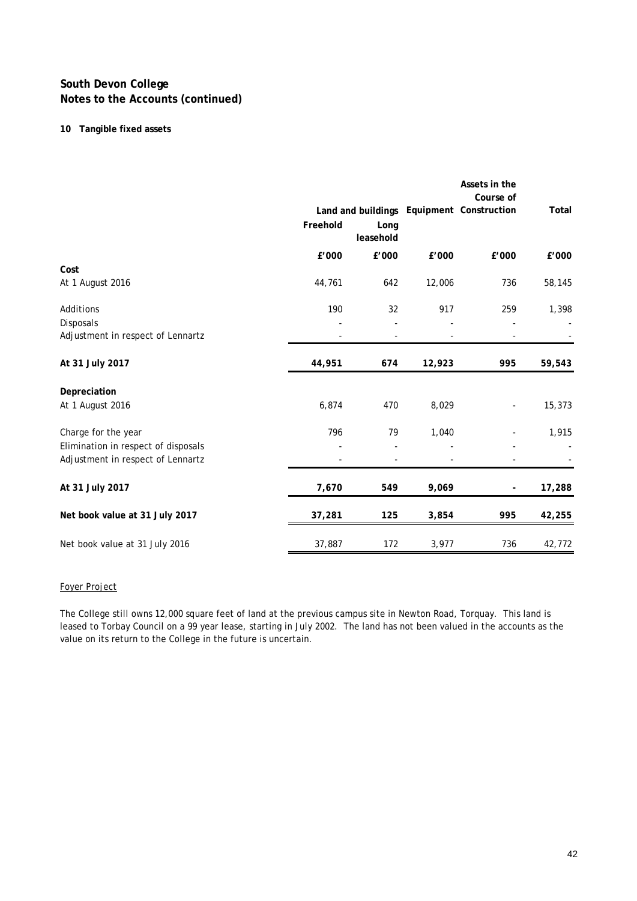## South Devon College
## Notes to the Accounts (continued)

### 10 Tangible fixed assets

| | Land and buildings | | Equipment | Assets in the Course of Construction | Total |
|---|---|---|---|---|---|
| | Freehold | Long leasehold | | | |
| | £'000 | £'000 | £'000 | £'000 | £'000 |
| **Cost** | | | | | |
| At 1 August 2016 | 44,761 | 642 | 12,006 | 736 | 58,145 |
| Additions | 190 | 32 | 917 | 259 | 1,398 |
| Disposals | - | - | - | - | - |
| Adjustment in respect of Lennartz | - | - | - | - | - |
| **At 31 July 2017** | **44,951** | **674** | **12,923** | **995** | **59,543** |
| **Depreciation** | | | | | |
| At 1 August 2016 | 6,874 | 470 | 8,029 | - | 15,373 |
| Charge for the year | 796 | 79 | 1,040 | - | 1,915 |
| Elimination in respect of disposals | - | - | - | - | - |
| Adjustment in respect of Lennartz | - | - | - | - | - |
| **At 31 July 2017** | **7,670** | **549** | **9,069** | **-** | **17,288** |
| **Net book value at 31 July 2017** | **37,281** | **125** | **3,854** | **995** | **42,255** |
| Net book value at 31 July 2016 | 37,887 | 172 | 3,977 | 736 | 42,772 |

<u>Foyer Project</u>

The College still owns 12,000 square feet of land at the previous campus site in Newton Road, Torquay. This land is leased to Torbay Council on a 99 year lease, starting in July 2002. The land has not been valued in the accounts as the value on its return to the College in the future is uncertain.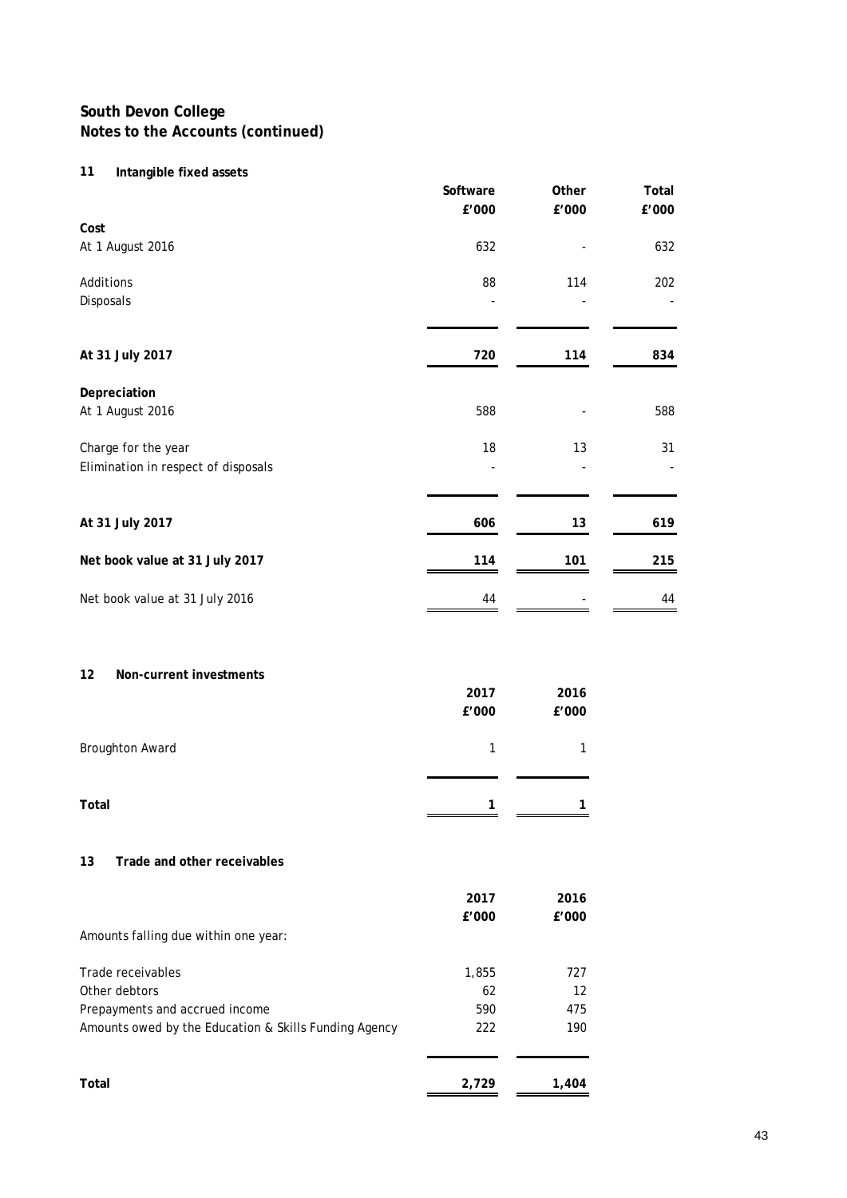**South Devon College**
**Notes to the Accounts (continued)**

## 11 Intangible fixed assets

| | Software £'000 | Other £'000 | Total £'000 |
|---|---|---|---|
| **Cost** | | | |
| At 1 August 2016 | 632 | - | 632 |
| Additions | 88 | 114 | 202 |
| Disposals | - | - | - |
| **At 31 July 2017** | **720** | **114** | **834** |
| **Depreciation** | | | |
| At 1 August 2016 | 588 | - | 588 |
| Charge for the year | 18 | 13 | 31 |
| Elimination in respect of disposals | - | - | - |
| **At 31 July 2017** | **606** | **13** | **619** |
| **Net book value at 31 July 2017** | **114** | **101** | **215** |
| Net book value at 31 July 2016 | 44 | - | 44 |

## 12 Non-current investments

| | 2017 £'000 | 2016 £'000 |
|---|---|---|
| Broughton Award | 1 | 1 |
| **Total** | **1** | **1** |

## 13 Trade and other receivables

| | 2017 £'000 | 2016 £'000 |
|---|---|---|
| Amounts falling due within one year: | | |
| Trade receivables | 1,855 | 727 |
| Other debtors | 62 | 12 |
| Prepayments and accrued income | 590 | 475 |
| Amounts owed by the Education & Skills Funding Agency | 222 | 190 |
| **Total** | **2,729** | **1,404** |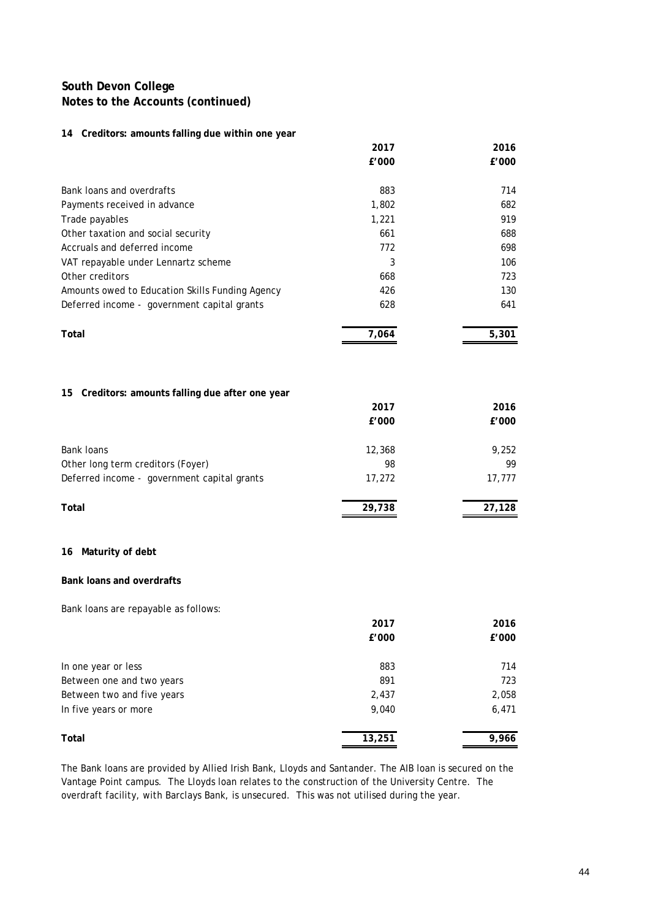# South Devon College
## Notes to the Accounts (continued)

### 14 Creditors: amounts falling due within one year

| | 2017 £'000 | 2016 £'000 |
|---|---|---|
| Bank loans and overdrafts | 883 | 714 |
| Payments received in advance | 1,802 | 682 |
| Trade payables | 1,221 | 919 |
| Other taxation and social security | 661 | 688 |
| Accruals and deferred income | 772 | 698 |
| VAT repayable under Lennartz scheme | 3 | 106 |
| Other creditors | 668 | 723 |
| Amounts owed to Education Skills Funding Agency | 426 | 130 |
| Deferred income - government capital grants | 628 | 641 |
| **Total** | **7,064** | **5,301** |

### 15 Creditors: amounts falling due after one year

| | 2017 £'000 | 2016 £'000 |
|---|---|---|
| Bank loans | 12,368 | 9,252 |
| Other long term creditors (Foyer) | 98 | 99 |
| Deferred income - government capital grants | 17,272 | 17,777 |
| **Total** | **29,738** | **27,128** |

### 16 Maturity of debt

**Bank loans and overdrafts**

Bank loans are repayable as follows:

| | 2017 £'000 | 2016 £'000 |
|---|---|---|
| In one year or less | 883 | 714 |
| Between one and two years | 891 | 723 |
| Between two and five years | 2,437 | 2,058 |
| In five years or more | 9,040 | 6,471 |
| **Total** | **13,251** | **9,966** |

The Bank loans are provided by Allied Irish Bank, Lloyds and Santander. The AIB loan is secured on the Vantage Point campus. The Lloyds loan relates to the construction of the University Centre. The overdraft facility, with Barclays Bank, is unsecured. This was not utilised during the year.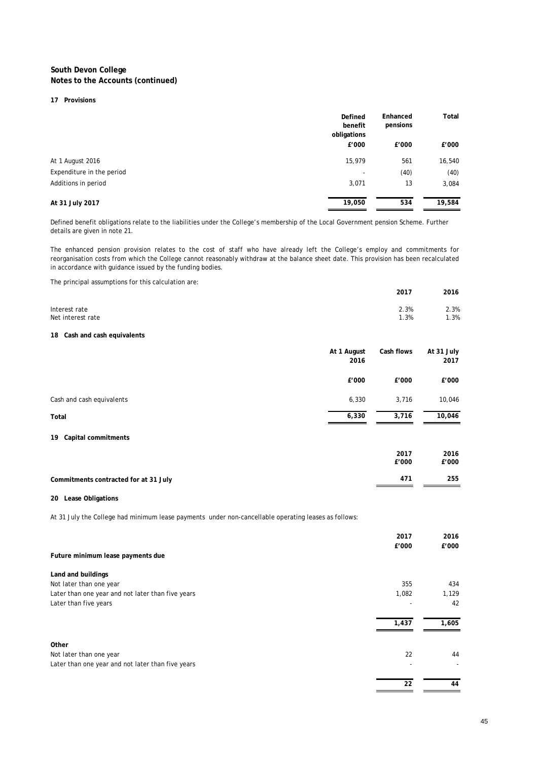**South Devon College**
**Notes to the Accounts (continued)**

**17 Provisions**

| | Defined benefit obligations | Enhanced pensions | Total |
|---|---|---|---|
| | £'000 | £'000 | £'000 |
| At 1 August 2016 | 15,979 | 561 | 16,540 |
| Expenditure in the period | - | (40) | (40) |
| Additions in period | 3,071 | 13 | 3,084 |
| **At 31 July 2017** | 19,050 | 534 | 19,584 |

Defined benefit obligations relate to the liabilities under the College's membership of the Local Government pension Scheme. Further details are given in note 21.

The enhanced pension provision relates to the cost of staff who have already left the College's employ and commitments for reorganisation costs from which the College cannot reasonably withdraw at the balance sheet date. This provision has been recalculated in accordance with guidance issued by the funding bodies.

The principal assumptions for this calculation are:

| | 2017 | 2016 |
|---|---|---|
| Interest rate | 2.3% | 2.3% |
| Net interest rate | 1.3% | 1.3% |

**18 Cash and cash equivalents**

| | At 1 August 2016 | Cash flows | At 31 July 2017 |
|---|---|---|---|
| | £'000 | £'000 | £'000 |
| Cash and cash equivalents | 6,330 | 3,716 | 10,046 |
| **Total** | 6,330 | 3,716 | 10,046 |

**19 Capital commitments**

| | 2017 £'000 | 2016 £'000 |
|---|---|---|
| **Commitments contracted for at 31 July** | 471 | 255 |

**20 Lease Obligations**

At 31 July the College had minimum lease payments under non-cancellable operating leases as follows:

| | 2017 £'000 | 2016 £'000 |
|---|---|---|
| **Future minimum lease payments due** | | |
| **Land and buildings** | | |
| Not later than one year | 355 | 434 |
| Later than one year and not later than five years | 1,082 | 1,129 |
| Later than five years | - | 42 |
| | 1,437 | 1,605 |
| **Other** | | |
| Not later than one year | 22 | 44 |
| Later than one year and not later than five years | - | - |
| | 22 | 44 |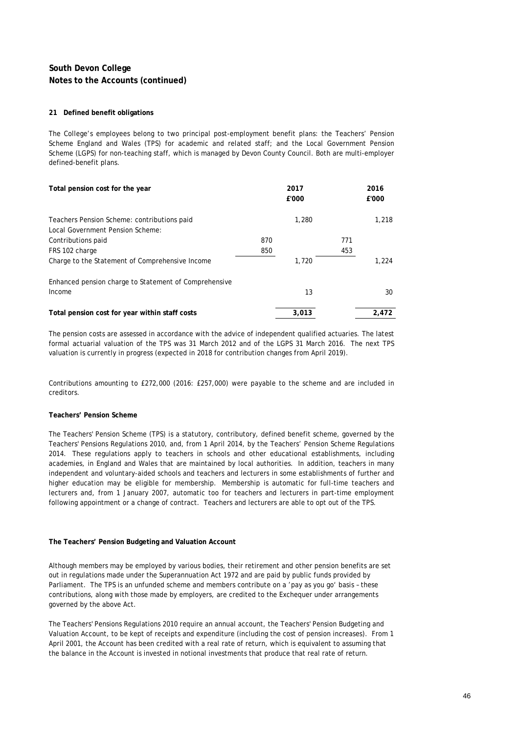## South Devon College
## Notes to the Accounts (continued)

### 21 Defined benefit obligations

The College's employees belong to two principal post-employment benefit plans: the Teachers' Pension Scheme England and Wales (TPS) for academic and related staff; and the Local Government Pension Scheme (LGPS) for non-teaching staff, which is managed by Devon County Council. Both are multi-employer defined-benefit plans.

| **Total pension cost for the year** | | **2017 £'000** | | **2016 £'000** |
|---|---|---|---|---|
| Teachers Pension Scheme: contributions paid | | 1,280 | | 1,218 |
| Local Government Pension Scheme: | | | | |
| Contributions paid | 870 | | 771 | |
| FRS 102 charge | 850 | | 453 | |
| Charge to the Statement of Comprehensive Income | | 1,720 | | 1,224 |
| Enhanced pension charge to Statement of Comprehensive Income | | 13 | | 30 |
| **Total pension cost for year within staff costs** | | **3,013** | | **2,472** |

The pension costs are assessed in accordance with the advice of independent qualified actuaries. The latest formal actuarial valuation of the TPS was 31 March 2012 and of the LGPS 31 March 2016. The next TPS valuation is currently in progress (expected in 2018 for contribution changes from April 2019).

Contributions amounting to £272,000 (2016: £257,000) were payable to the scheme and are included in creditors.

**Teachers' Pension Scheme**

The Teachers' Pension Scheme (TPS) is a statutory, contributory, defined benefit scheme, governed by the Teachers' Pensions Regulations 2010, and, from 1 April 2014, by the Teachers' Pension Scheme Regulations 2014. These regulations apply to teachers in schools and other educational establishments, including academies, in England and Wales that are maintained by local authorities. In addition, teachers in many independent and voluntary-aided schools and teachers and lecturers in some establishments of further and higher education may be eligible for membership. Membership is automatic for full-time teachers and lecturers and, from 1 January 2007, automatic too for teachers and lecturers in part-time employment following appointment or a change of contract. Teachers and lecturers are able to opt out of the TPS.

**The Teachers' Pension Budgeting and Valuation Account**

Although members may be employed by various bodies, their retirement and other pension benefits are set out in regulations made under the Superannuation Act 1972 and are paid by public funds provided by Parliament. The TPS is an unfunded scheme and members contribute on a 'pay as you go' basis – these contributions, along with those made by employers, are credited to the Exchequer under arrangements governed by the above Act.

The Teachers' Pensions Regulations 2010 require an annual account, the Teachers' Pension Budgeting and Valuation Account, to be kept of receipts and expenditure (including the cost of pension increases). From 1 April 2001, the Account has been credited with a real rate of return, which is equivalent to assuming that the balance in the Account is invested in notional investments that produce that real rate of return.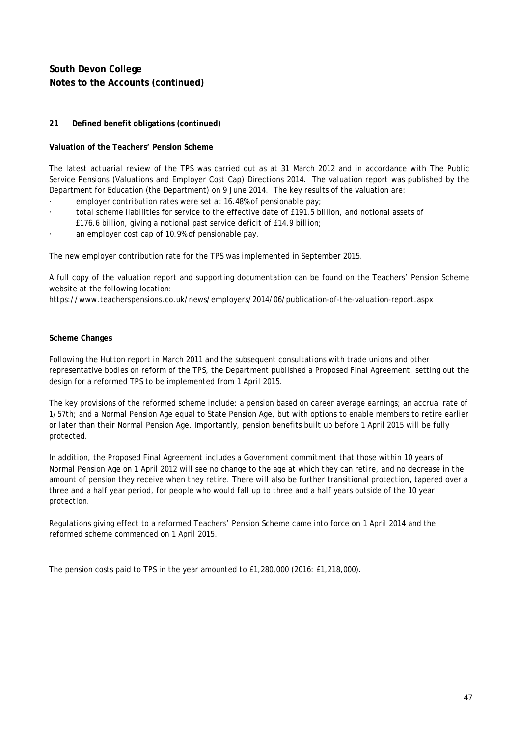# South Devon College
## Notes to the Accounts (continued)

### 21 Defined benefit obligations (continued)

**Valuation of the Teachers' Pension Scheme**

The latest actuarial review of the TPS was carried out as at 31 March 2012 and in accordance with The Public Service Pensions (Valuations and Employer Cost Cap) Directions 2014. The valuation report was published by the Department for Education (the Department) on 9 June 2014. The key results of the valuation are:

- employer contribution rates were set at 16.48% of pensionable pay;
- total scheme liabilities for service to the effective date of £191.5 billion, and notional assets of £176.6 billion, giving a notional past service deficit of £14.9 billion;
- an employer cost cap of 10.9% of pensionable pay.

The new employer contribution rate for the TPS was implemented in September 2015.

A full copy of the valuation report and supporting documentation can be found on the Teachers' Pension Scheme website at the following location:
https://www.teacherspensions.co.uk/news/employers/2014/06/publication-of-the-valuation-report.aspx

**Scheme Changes**

Following the Hutton report in March 2011 and the subsequent consultations with trade unions and other representative bodies on reform of the TPS, the Department published a Proposed Final Agreement, setting out the design for a reformed TPS to be implemented from 1 April 2015.

The key provisions of the reformed scheme include: a pension based on career average earnings; an accrual rate of 1/57th; and a Normal Pension Age equal to State Pension Age, but with options to enable members to retire earlier or later than their Normal Pension Age. Importantly, pension benefits built up before 1 April 2015 will be fully protected.

In addition, the Proposed Final Agreement includes a Government commitment that those within 10 years of Normal Pension Age on 1 April 2012 will see no change to the age at which they can retire, and no decrease in the amount of pension they receive when they retire. There will also be further transitional protection, tapered over a three and a half year period, for people who would fall up to three and a half years outside of the 10 year protection.

Regulations giving effect to a reformed Teachers' Pension Scheme came into force on 1 April 2014 and the reformed scheme commenced on 1 April 2015.

The pension costs paid to TPS in the year amounted to £1,280,000 (2016: £1,218,000).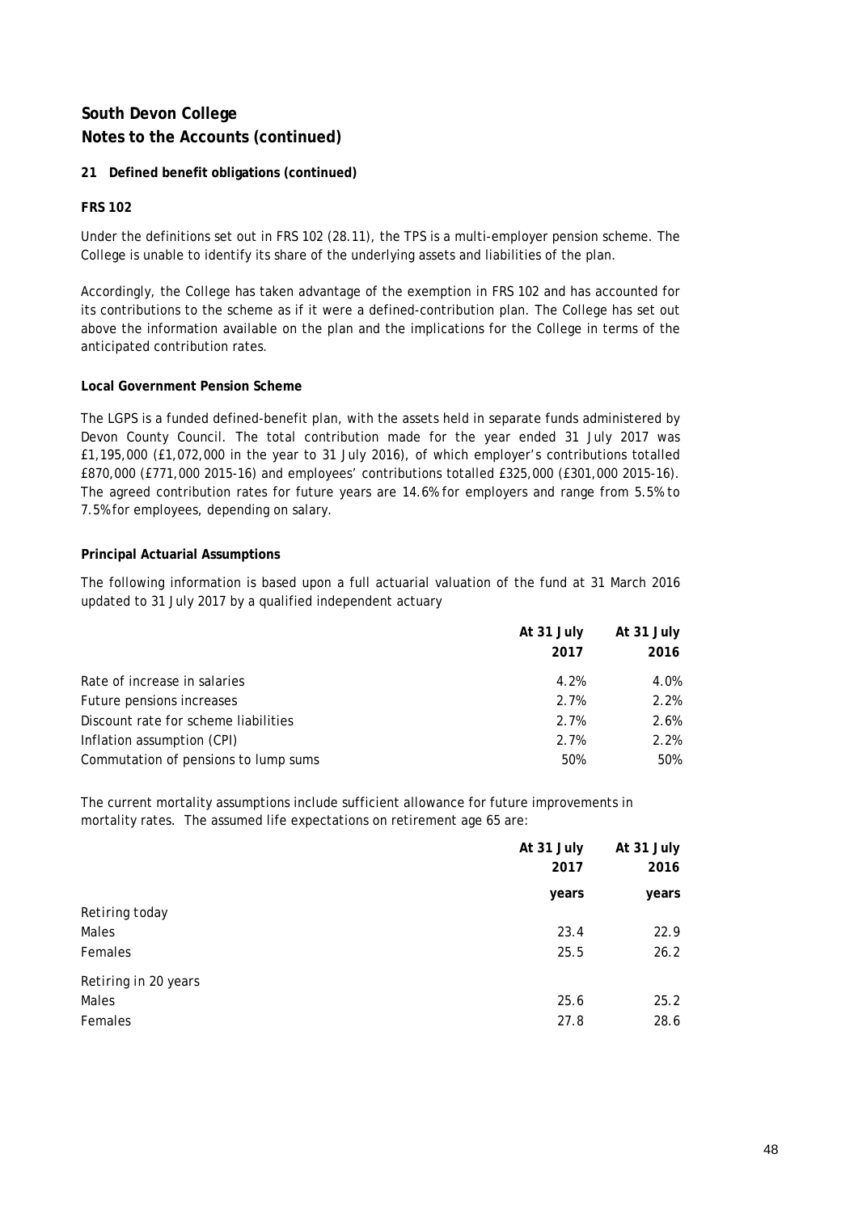## South Devon College
## Notes to the Accounts (continued)

**21 Defined benefit obligations (continued)**

**FRS 102**

Under the definitions set out in FRS 102 (28.11), the TPS is a multi-employer pension scheme. The College is unable to identify its share of the underlying assets and liabilities of the plan.

Accordingly, the College has taken advantage of the exemption in FRS 102 and has accounted for its contributions to the scheme as if it were a defined-contribution plan. The College has set out above the information available on the plan and the implications for the College in terms of the anticipated contribution rates.

**Local Government Pension Scheme**

The LGPS is a funded defined-benefit plan, with the assets held in separate funds administered by Devon County Council. The total contribution made for the year ended 31 July 2017 was £1,195,000 (£1,072,000 in the year to 31 July 2016), of which employer's contributions totalled £870,000 (£771,000 2015-16) and employees' contributions totalled £325,000 (£301,000 2015-16). The agreed contribution rates for future years are 14.6% for employers and range from 5.5% to 7.5% for employees, depending on salary.

**Principal Actuarial Assumptions**

The following information is based upon a full actuarial valuation of the fund at 31 March 2016 updated to 31 July 2017 by a qualified independent actuary

| | At 31 July 2017 | At 31 July 2016 |
|---|---|---|
| Rate of increase in salaries | 4.2% | 4.0% |
| Future pensions increases | 2.7% | 2.2% |
| Discount rate for scheme liabilities | 2.7% | 2.6% |
| Inflation assumption (CPI) | 2.7% | 2.2% |
| Commutation of pensions to lump sums | 50% | 50% |

The current mortality assumptions include sufficient allowance for future improvements in mortality rates. The assumed life expectations on retirement age 65 are:

| | At 31 July 2017 | At 31 July 2016 |
|---|---|---|
| | years | years |
| Retiring today | | |
| Males | 23.4 | 22.9 |
| Females | 25.5 | 26.2 |
| Retiring in 20 years | | |
| Males | 25.6 | 25.2 |
| Females | 27.8 | 28.6 |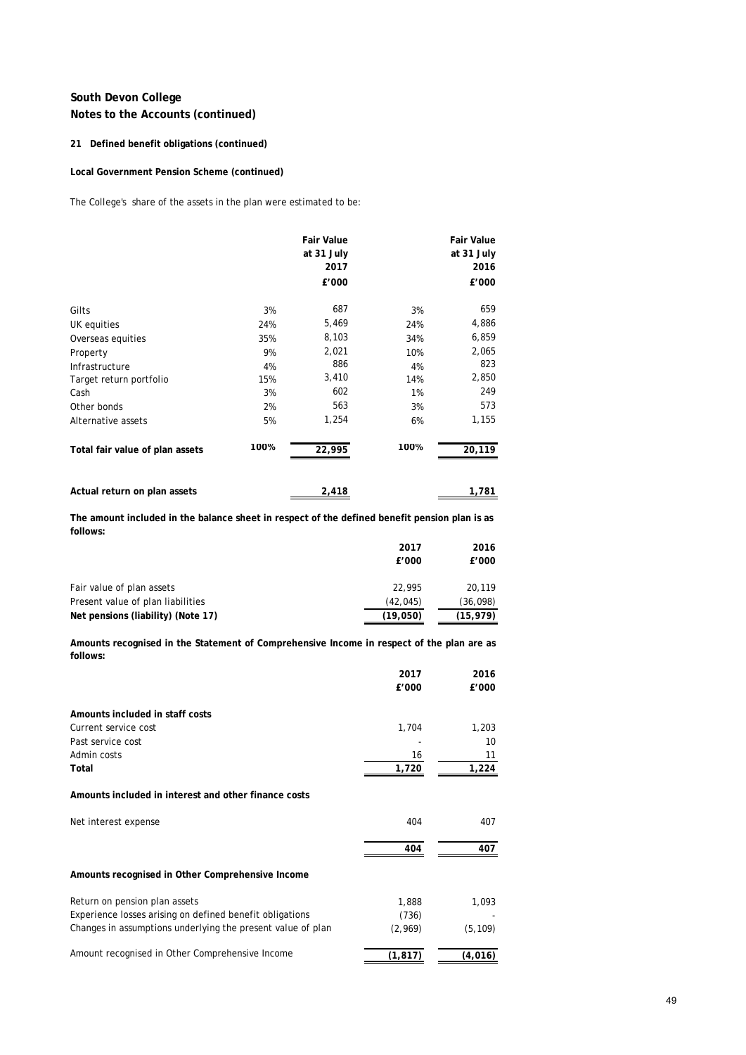# South Devon College

## Notes to the Accounts (continued)

### 21 Defined benefit obligations (continued)

**Local Government Pension Scheme (continued)**

The College's share of the assets in the plan were estimated to be:

| | | Fair Value at 31 July 2017 £'000 | | Fair Value at 31 July 2016 £'000 |
|---|---|---|---|---|
| Gilts | 3% | 687 | 3% | 659 |
| UK equities | 24% | 5,469 | 24% | 4,886 |
| Overseas equities | 35% | 8,103 | 34% | 6,859 |
| Property | 9% | 2,021 | 10% | 2,065 |
| Infrastructure | 4% | 886 | 4% | 823 |
| Target return portfolio | 15% | 3,410 | 14% | 2,850 |
| Cash | 3% | 602 | 1% | 249 |
| Other bonds | 2% | 563 | 3% | 573 |
| Alternative assets | 5% | 1,254 | 6% | 1,155 |
| **Total fair value of plan assets** | 100% | **22,995** | 100% | **20,119** |
| **Actual return on plan assets** | | **2,418** | | **1,781** |

**The amount included in the balance sheet in respect of the defined benefit pension plan is as follows:**

| | 2017 £'000 | 2016 £'000 |
|---|---|---|
| Fair value of plan assets | 22,995 | 20,119 |
| Present value of plan liabilities | (42,045) | (36,098) |
| **Net pensions (liability) (Note 17)** | **(19,050)** | **(15,979)** |

**Amounts recognised in the Statement of Comprehensive Income in respect of the plan are as follows:**

| | 2017 £'000 | 2016 £'000 |
|---|---|---|
| **Amounts included in staff costs** | | |
| Current service cost | 1,704 | 1,203 |
| Past service cost | - | 10 |
| Admin costs | 16 | 11 |
| **Total** | **1,720** | **1,224** |
| **Amounts included in interest and other finance costs** | | |
| Net interest expense | 404 | 407 |
| | **404** | **407** |
| **Amounts recognised in Other Comprehensive Income** | | |
| Return on pension plan assets | 1,888 | 1,093 |
| Experience losses arising on defined benefit obligations | (736) | - |
| Changes in assumptions underlying the present value of plan | (2,969) | (5,109) |
| Amount recognised in Other Comprehensive Income | **(1,817)** | **(4,016)** |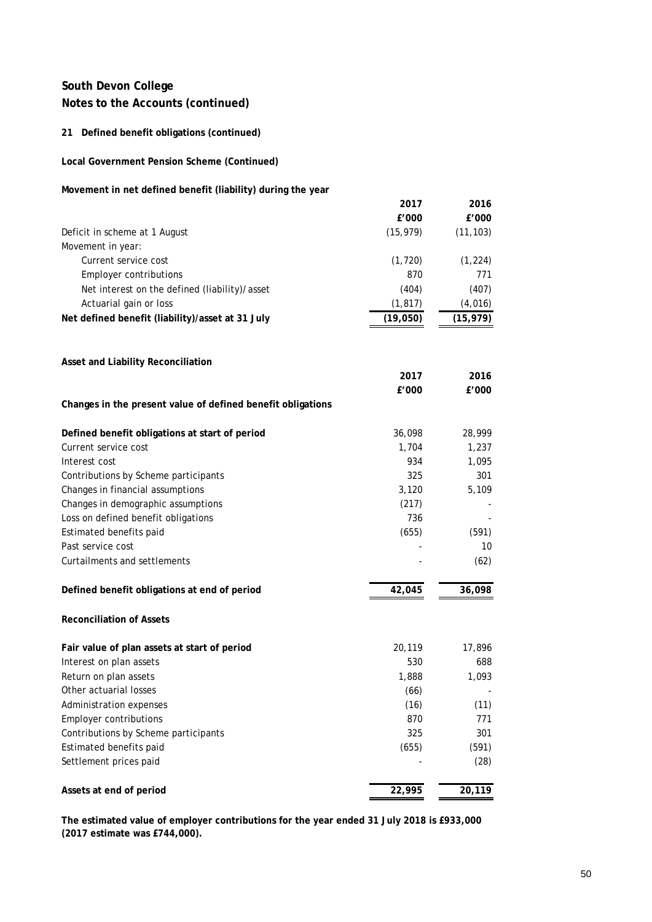# South Devon College
## Notes to the Accounts (continued)

### 21 Defined benefit obligations (continued)

**Local Government Pension Scheme (Continued)**

**Movement in net defined benefit (liability) during the year**

| | 2017 | 2016 |
|---|---|---|
| | £'000 | £'000 |
| Deficit in scheme at 1 August | (15,979) | (11,103) |
| Movement in year: | | |
| Current service cost | (1,720) | (1,224) |
| Employer contributions | 870 | 771 |
| Net interest on the defined (liability)/asset | (404) | (407) |
| Actuarial gain or loss | (1,817) | (4,016) |
| **Net defined benefit (liability)/asset at 31 July** | **(19,050)** | **(15,979)** |

**Asset and Liability Reconciliation**

| | 2017 | 2016 |
|---|---|---|
| | £'000 | £'000 |
| **Changes in the present value of defined benefit obligations** | | |
| **Defined benefit obligations at start of period** | 36,098 | 28,999 |
| Current service cost | 1,704 | 1,237 |
| Interest cost | 934 | 1,095 |
| Contributions by Scheme participants | 325 | 301 |
| Changes in financial assumptions | 3,120 | 5,109 |
| Changes in demographic assumptions | (217) | - |
| Loss on defined benefit obligations | 736 | - |
| Estimated benefits paid | (655) | (591) |
| Past service cost | - | 10 |
| Curtailments and settlements | - | (62) |
| **Defined benefit obligations at end of period** | **42,045** | **36,098** |
| **Reconciliation of Assets** | | |
| **Fair value of plan assets at start of period** | 20,119 | 17,896 |
| Interest on plan assets | 530 | 688 |
| Return on plan assets | 1,888 | 1,093 |
| Other actuarial losses | (66) | - |
| Administration expenses | (16) | (11) |
| Employer contributions | 870 | 771 |
| Contributions by Scheme participants | 325 | 301 |
| Estimated benefits paid | (655) | (591) |
| Settlement prices paid | - | (28) |
| **Assets at end of period** | **22,995** | **20,119** |

**The estimated value of employer contributions for the year ended 31 July 2018 is £933,000 (2017 estimate was £744,000).**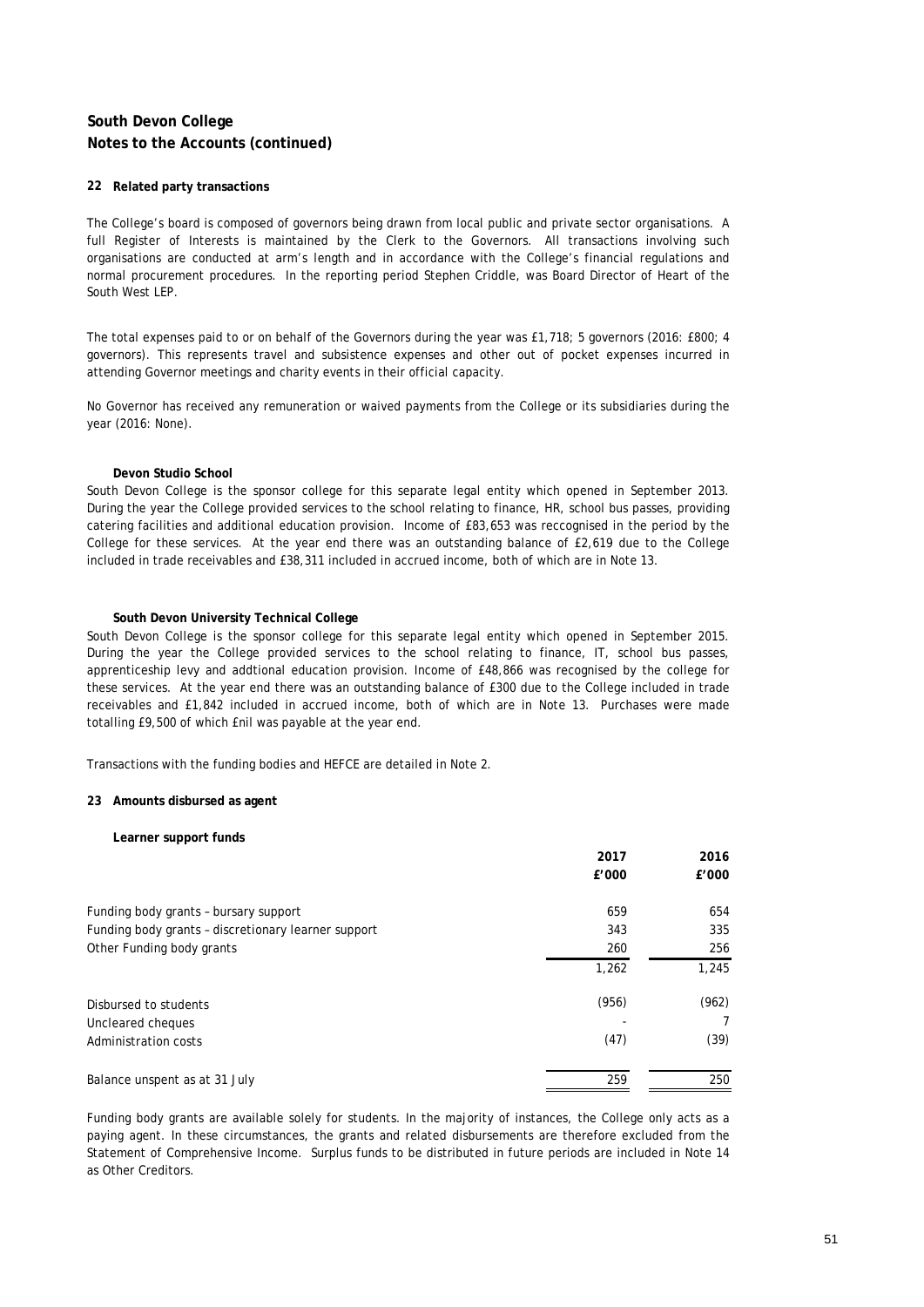## South Devon College
## Notes to the Accounts (continued)

### 22 Related party transactions

The College's board is composed of governors being drawn from local public and private sector organisations. A full Register of Interests is maintained by the Clerk to the Governors. All transactions involving such organisations are conducted at arm's length and in accordance with the College's financial regulations and normal procurement procedures. In the reporting period Stephen Criddle, was Board Director of Heart of the South West LEP.

The total expenses paid to or on behalf of the Governors during the year was £1,718; 5 governors (2016: £800; 4 governors). This represents travel and subsistence expenses and other out of pocket expenses incurred in attending Governor meetings and charity events in their official capacity.

No Governor has received any remuneration or waived payments from the College or its subsidiaries during the year (2016: None).

**Devon Studio School**

South Devon College is the sponsor college for this separate legal entity which opened in September 2013. During the year the College provided services to the school relating to finance, HR, school bus passes, providing catering facilities and additional education provision. Income of £83,653 was reccognised in the period by the College for these services. At the year end there was an outstanding balance of £2,619 due to the College included in trade receivables and £38,311 included in accrued income, both of which are in Note 13.

**South Devon University Technical College**

South Devon College is the sponsor college for this separate legal entity which opened in September 2015. During the year the College provided services to the school relating to finance, IT, school bus passes, apprenticeship levy and addtional education provision. Income of £48,866 was recognised by the college for these services. At the year end there was an outstanding balance of £300 due to the College included in trade receivables and £1,842 included in accrued income, both of which are in Note 13. Purchases were made totalling £9,500 of which £nil was payable at the year end.

Transactions with the funding bodies and HEFCE are detailed in Note 2.

### 23 Amounts disbursed as agent

**Learner support funds**

| | 2017 £'000 | 2016 £'000 |
|---|---|---|
| Funding body grants – bursary support | 659 | 654 |
| Funding body grants – discretionary learner support | 343 | 335 |
| Other Funding body grants | 260 | 256 |
| | 1,262 | 1,245 |
| Disbursed to students | (956) | (962) |
| Uncleared cheques | - | 7 |
| Administration costs | (47) | (39) |
| Balance unspent as at 31 July | 259 | 250 |

Funding body grants are available solely for students. In the majority of instances, the College only acts as a paying agent. In these circumstances, the grants and related disbursements are therefore excluded from the Statement of Comprehensive Income. Surplus funds to be distributed in future periods are included in Note 14 as Other Creditors.